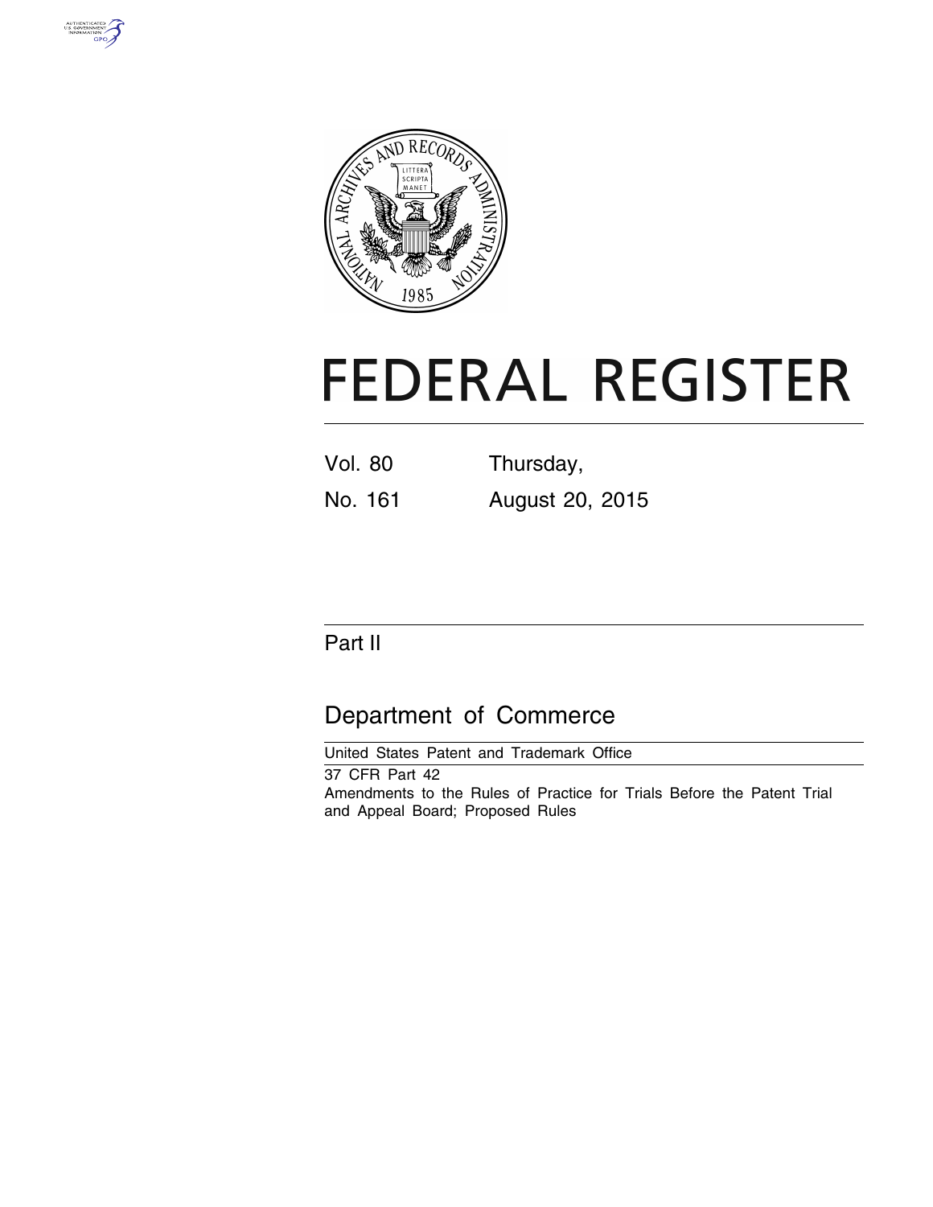# FEDERAL REGISTER

Vol. 80 Thursday,

No. 161 August 20, 2015

## Part II

## Department of Commerce

United States Patent and Trademark Office

37 CFR Part 42

Amendments to the Rules of Practice for Trials Before the Patent Trial and Appeal Board; Proposed Rules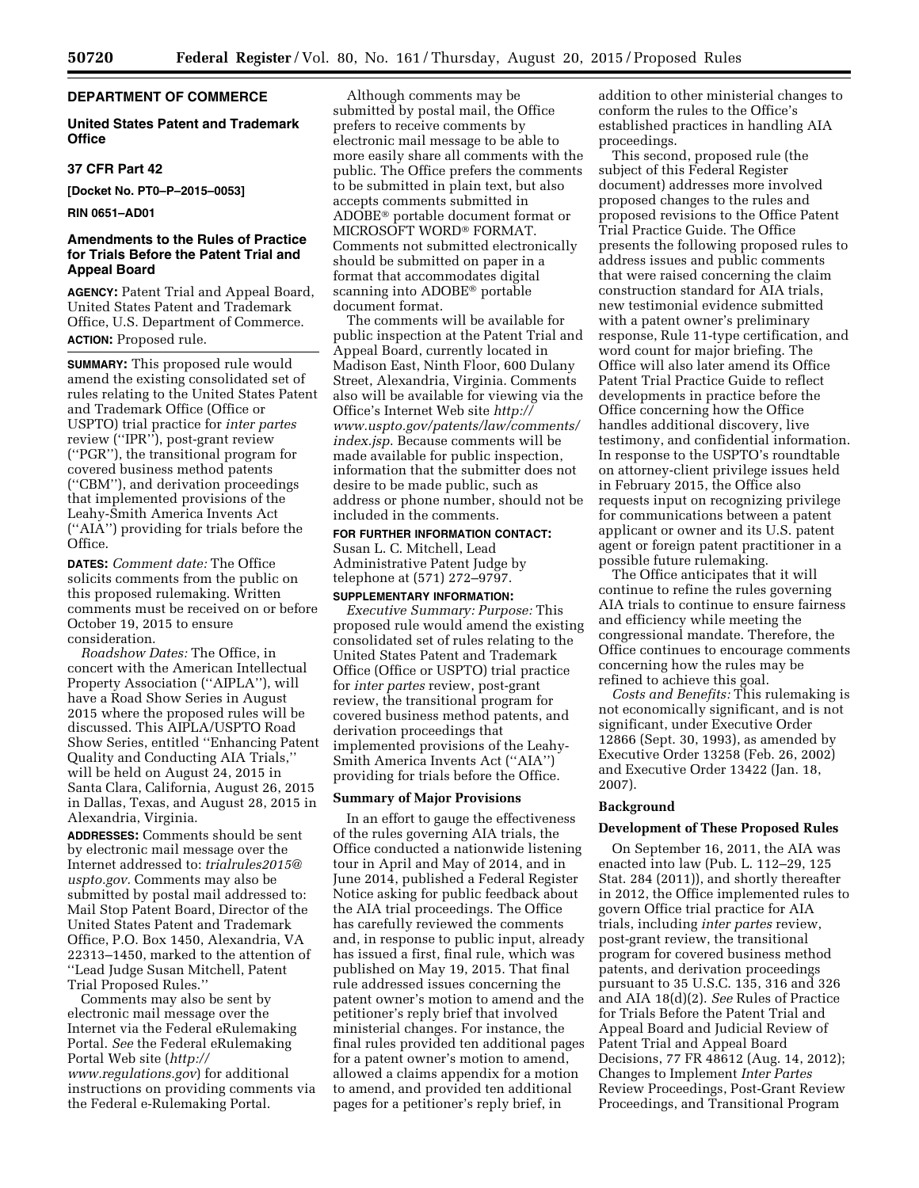## DEPARTMENT OF COMMERCE

### United States Patent and Trademark Office

### 37 CFR Part 42

**[Docket No. PT0–P–2015–0053]**

**RIN 0651–AD01**

### Amendments to the Rules of Practice for Trials Before the Patent Trial and Appeal Board

**AGENCY:** Patent Trial and Appeal Board, United States Patent and Trademark Office, U.S. Department of Commerce.

**ACTION:** Proposed rule.

**SUMMARY:** This proposed rule would amend the existing consolidated set of rules relating to the United States Patent and Trademark Office (Office or USPTO) trial practice for *inter partes* review (''IPR''), post-grant review (''PGR''), the transitional program for covered business method patents (''CBM''), and derivation proceedings that implemented provisions of the Leahy-Smith America Invents Act (''AIA'') providing for trials before the Office.

**DATES:** *Comment date:* The Office solicits comments from the public on this proposed rulemaking. Written comments must be received on or before October 19, 2015 to ensure consideration.

*Roadshow Dates:* The Office, in concert with the American Intellectual Property Association (''AIPLA''), will have a Road Show Series in August 2015 where the proposed rules will be discussed. This AIPLA/USPTO Road Show Series, entitled ''Enhancing Patent Quality and Conducting AIA Trials,'' will be held on August 24, 2015 in Santa Clara, California, August 26, 2015 in Dallas, Texas, and August 28, 2015 in Alexandria, Virginia.

**ADDRESSES:** Comments should be sent by electronic mail message over the Internet addressed to: *trialrules2015@uspto.gov.* Comments may also be submitted by postal mail addressed to: Mail Stop Patent Board, Director of the United States Patent and Trademark Office, P.O. Box 1450, Alexandria, VA 22313–1450, marked to the attention of ''Lead Judge Susan Mitchell, Patent Trial Proposed Rules.''

Comments may also be sent by electronic mail message over the Internet via the Federal eRulemaking Portal. *See* the Federal eRulemaking Portal Web site (*http://www.regulations.gov*) for additional instructions on providing comments via the Federal e-Rulemaking Portal.

Although comments may be submitted by postal mail, the Office prefers to receive comments by electronic mail message to be able to more easily share all comments with the public. The Office prefers the comments to be submitted in plain text, but also accepts comments submitted in ADOBE® portable document format or MICROSOFT WORD® FORMAT. Comments not submitted electronically should be submitted on paper in a format that accommodates digital scanning into ADOBE® portable document format.

The comments will be available for public inspection at the Patent Trial and Appeal Board, currently located in Madison East, Ninth Floor, 600 Dulany Street, Alexandria, Virginia. Comments also will be available for viewing via the Office's Internet Web site *http://www.uspto.gov/patents/law/comments/index.jsp.* Because comments will be made available for public inspection, information that the submitter does not desire to be made public, such as address or phone number, should not be included in the comments.

**FOR FURTHER INFORMATION CONTACT:** Susan L. C. Mitchell, Lead Administrative Patent Judge by telephone at (571) 272–9797.

**SUPPLEMENTARY INFORMATION:**

*Executive Summary: Purpose:* This proposed rule would amend the existing consolidated set of rules relating to the United States Patent and Trademark Office (Office or USPTO) trial practice for *inter partes* review, post-grant review, the transitional program for covered business method patents, and derivation proceedings that implemented provisions of the Leahy-Smith America Invents Act (''AIA'') providing for trials before the Office.

**Summary of Major Provisions**

In an effort to gauge the effectiveness of the rules governing AIA trials, the Office conducted a nationwide listening tour in April and May of 2014, and in June 2014, published a Federal Register Notice asking for public feedback about the AIA trial proceedings. The Office has carefully reviewed the comments and, in response to public input, already has issued a first, final rule, which was published on May 19, 2015. That final rule addressed issues concerning the patent owner's motion to amend and the petitioner's reply brief that involved ministerial changes. For instance, the final rules provided ten additional pages for a patent owner's motion to amend, allowed a claims appendix for a motion to amend, and provided ten additional pages for a petitioner's reply brief, in addition to other ministerial changes to conform the rules to the Office's established practices in handling AIA proceedings.

This second, proposed rule (the subject of this Federal Register document) addresses more involved proposed changes to the rules and proposed revisions to the Office Patent Trial Practice Guide. The Office presents the following proposed rules to address issues and public comments that were raised concerning the claim construction standard for AIA trials, new testimonial evidence submitted with a patent owner's preliminary response, Rule 11-type certification, and word count for major briefing. The Office will also later amend its Office Patent Trial Practice Guide to reflect developments in practice before the Office concerning how the Office handles additional discovery, live testimony, and confidential information. In response to the USPTO's roundtable on attorney-client privilege issues held in February 2015, the Office also requests input on recognizing privilege for communications between a patent applicant or owner and its U.S. patent agent or foreign patent practitioner in a possible future rulemaking.

The Office anticipates that it will continue to refine the rules governing AIA trials to continue to ensure fairness and efficiency while meeting the congressional mandate. Therefore, the Office continues to encourage comments concerning how the rules may be refined to achieve this goal.

*Costs and Benefits:* This rulemaking is not economically significant, and is not significant, under Executive Order 12866 (Sept. 30, 1993), as amended by Executive Order 13258 (Feb. 26, 2002) and Executive Order 13422 (Jan. 18, 2007).

**Background**

**Development of These Proposed Rules**

On September 16, 2011, the AIA was enacted into law (Pub. L. 112–29, 125 Stat. 284 (2011)), and shortly thereafter in 2012, the Office implemented rules to govern Office trial practice for AIA trials, including *inter partes* review, post-grant review, the transitional program for covered business method patents, and derivation proceedings pursuant to 35 U.S.C. 135, 316 and 326 and AIA 18(d)(2). *See* Rules of Practice for Trials Before the Patent Trial and Appeal Board and Judicial Review of Patent Trial and Appeal Board Decisions, 77 FR 48612 (Aug. 14, 2012); Changes to Implement *Inter Partes* Review Proceedings, Post-Grant Review Proceedings, and Transitional Program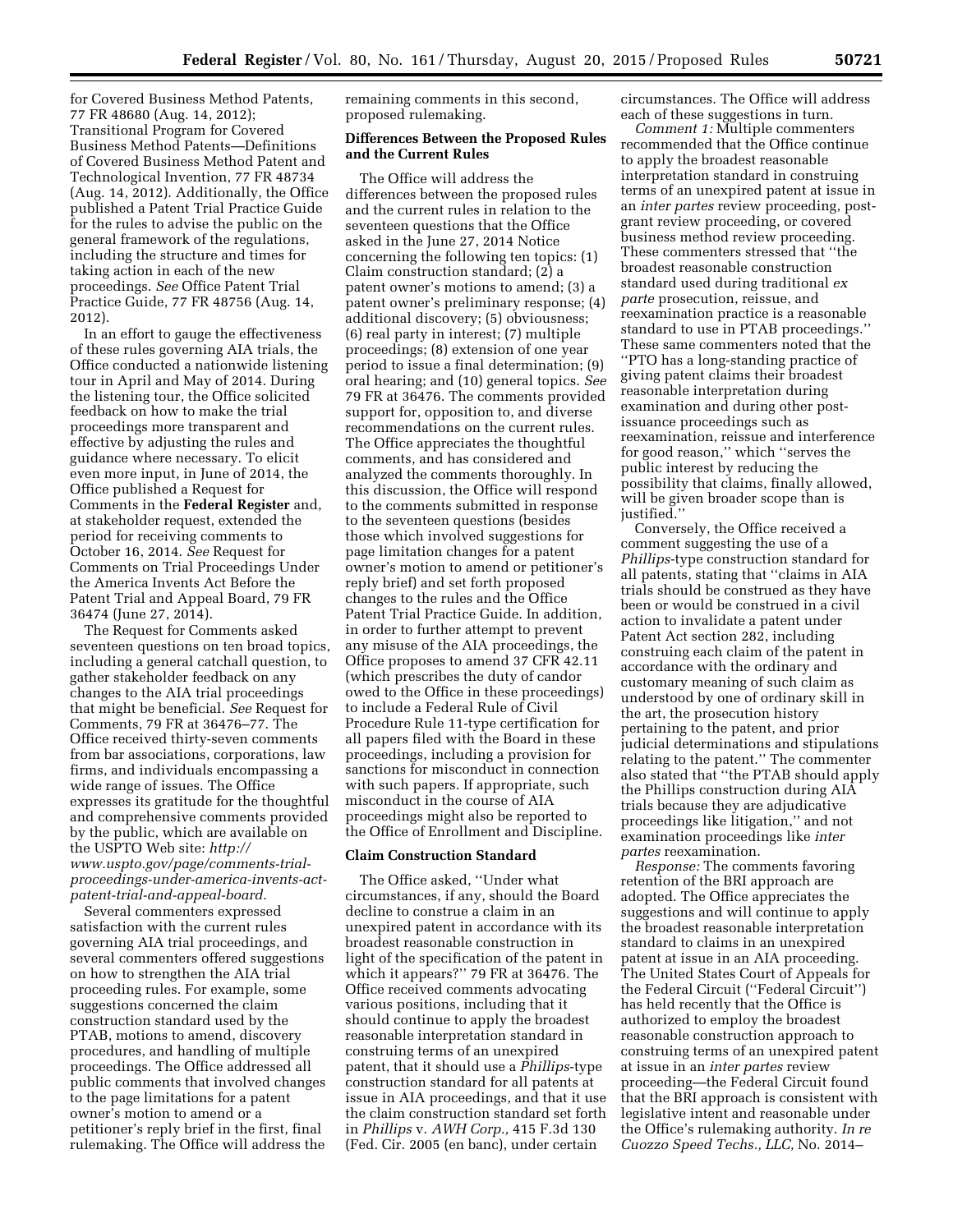for Covered Business Method Patents, 77 FR 48680 (Aug. 14, 2012); Transitional Program for Covered Business Method Patents—Definitions of Covered Business Method Patent and Technological Invention, 77 FR 48734 (Aug. 14, 2012). Additionally, the Office published a Patent Trial Practice Guide for the rules to advise the public on the general framework of the regulations, including the structure and times for taking action in each of the new proceedings. *See* Office Patent Trial Practice Guide, 77 FR 48756 (Aug. 14, 2012).

In an effort to gauge the effectiveness of these rules governing AIA trials, the Office conducted a nationwide listening tour in April and May of 2014. During the listening tour, the Office solicited feedback on how to make the trial proceedings more transparent and effective by adjusting the rules and guidance where necessary. To elicit even more input, in June of 2014, the Office published a Request for Comments in the **Federal Register** and, at stakeholder request, extended the period for receiving comments to October 16, 2014. *See* Request for Comments on Trial Proceedings Under the America Invents Act Before the Patent Trial and Appeal Board, 79 FR 36474 (June 27, 2014).

The Request for Comments asked seventeen questions on ten broad topics, including a general catchall question, to gather stakeholder feedback on any changes to the AIA trial proceedings that might be beneficial. *See* Request for Comments, 79 FR at 36476–77. The Office received thirty-seven comments from bar associations, corporations, law firms, and individuals encompassing a wide range of issues. The Office expresses its gratitude for the thoughtful and comprehensive comments provided by the public, which are available on the USPTO Web site: *http://www.uspto.gov/page/comments-trial-proceedings-under-america-invents-act-patent-trial-and-appeal-board.*

Several commenters expressed satisfaction with the current rules governing AIA trial proceedings, and several commenters offered suggestions on how to strengthen the AIA trial proceeding rules. For example, some suggestions concerned the claim construction standard used by the PTAB, motions to amend, discovery procedures, and handling of multiple proceedings. The Office addressed all public comments that involved changes to the page limitations for a patent owner's motion to amend or a petitioner's reply brief in the first, final rulemaking. The Office will address the remaining comments in this second, proposed rulemaking.

## Differences Between the Proposed Rules and the Current Rules

The Office will address the differences between the proposed rules and the current rules in relation to the seventeen questions that the Office asked in the June 27, 2014 Notice concerning the following ten topics: (1) Claim construction standard; (2) a patent owner's motions to amend; (3) a patent owner's preliminary response; (4) additional discovery; (5) obviousness; (6) real party in interest; (7) multiple proceedings; (8) extension of one year period to issue a final determination; (9) oral hearing; and (10) general topics. *See* 79 FR at 36476. The comments provided support for, opposition to, and diverse recommendations on the current rules. The Office appreciates the thoughtful comments, and has considered and analyzed the comments thoroughly. In this discussion, the Office will respond to the comments submitted in response to the seventeen questions (besides those which involved suggestions for page limitation changes for a patent owner's motion to amend or petitioner's reply brief) and set forth proposed changes to the rules and the Office Patent Trial Practice Guide. In addition, in order to further attempt to prevent any misuse of the AIA proceedings, the Office proposes to amend 37 CFR 42.11 (which prescribes the duty of candor owed to the Office in these proceedings) to include a Federal Rule of Civil Procedure Rule 11-type certification for all papers filed with the Board in these proceedings, including a provision for sanctions for misconduct in connection with such papers. If appropriate, such misconduct in the course of AIA proceedings might also be reported to the Office of Enrollment and Discipline.

## Claim Construction Standard

The Office asked, ''Under what circumstances, if any, should the Board decline to construe a claim in an unexpired patent in accordance with its broadest reasonable construction in light of the specification of the patent in which it appears?'' 79 FR at 36476. The Office received comments advocating various positions, including that it should continue to apply the broadest reasonable interpretation standard in construing terms of an unexpired patent, that it should use a *Phillips*-type construction standard for all patents at issue in AIA proceedings, and that it use the claim construction standard set forth in *Phillips* v. *AWH Corp.,* 415 F.3d 130 (Fed. Cir. 2005 (en banc), under certain circumstances. The Office will address each of these suggestions in turn.

*Comment 1:* Multiple commenters recommended that the Office continue to apply the broadest reasonable interpretation standard in construing terms of an unexpired patent at issue in an *inter partes* review proceeding, post-grant review proceeding, or covered business method review proceeding. These commenters stressed that ''the broadest reasonable construction standard used during traditional *ex parte* prosecution, reissue, and reexamination practice is a reasonable standard to use in PTAB proceedings.'' These same commenters noted that the ''PTO has a long-standing practice of giving patent claims their broadest reasonable interpretation during examination and during other post-issuance proceedings such as reexamination, reissue and interference for good reason,'' which ''serves the public interest by reducing the possibility that claims, finally allowed, will be given broader scope than is justified.''

Conversely, the Office received a comment suggesting the use of a *Phillips*-type construction standard for all patents, stating that ''claims in AIA trials should be construed as they have been or would be construed in a civil action to invalidate a patent under Patent Act section 282, including construing each claim of the patent in accordance with the ordinary and customary meaning of such claim as understood by one of ordinary skill in the art, the prosecution history pertaining to the patent, and prior judicial determinations and stipulations relating to the patent.'' The commenter also stated that ''the PTAB should apply the Phillips construction during AIA trials because they are adjudicative proceedings like litigation,'' and not examination proceedings like *inter partes* reexamination.

*Response:* The comments favoring retention of the BRI approach are adopted. The Office appreciates the suggestions and will continue to apply the broadest reasonable interpretation standard to claims in an unexpired patent at issue in an AIA proceeding. The United States Court of Appeals for the Federal Circuit (''Federal Circuit'') has held recently that the Office is authorized to employ the broadest reasonable construction approach to construing terms of an unexpired patent at issue in an *inter partes* review proceeding—the Federal Circuit found that the BRI approach is consistent with legislative intent and reasonable under the Office's rulemaking authority. *In re Cuozzo Speed Techs., LLC,* No. 2014–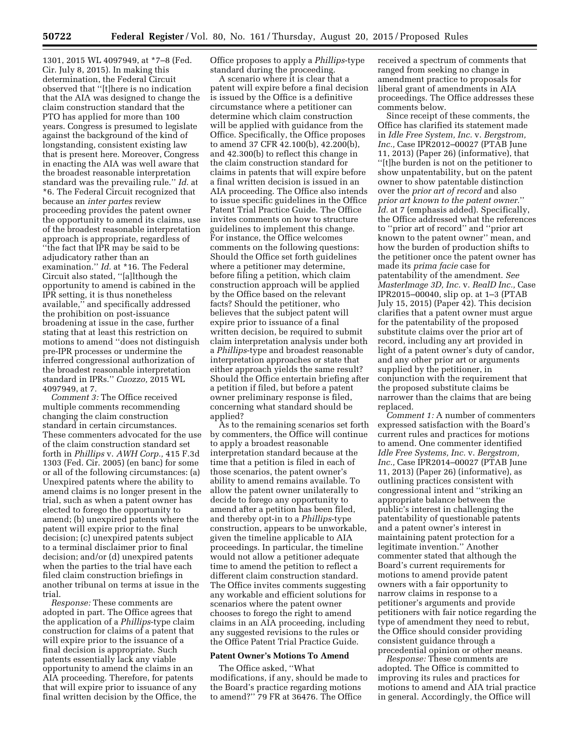1301, 2015 WL 4097949, at *7–8 (Fed. Cir. July 8, 2015). In making this determination, the Federal Circuit observed that ''[t]here is no indication that the AIA was designed to change the claim construction standard that the PTO has applied for more than 100 years. Congress is presumed to legislate against the background of the kind of longstanding, consistent existing law that is present here. Moreover, Congress in enacting the AIA was well aware that the broadest reasonable interpretation standard was the prevailing rule.'' *Id.* at *6. The Federal Circuit recognized that because an *inter partes* review proceeding provides the patent owner the opportunity to amend its claims, use of the broadest reasonable interpretation approach is appropriate, regardless of ''the fact that IPR may be said to be adjudicatory rather than an examination.'' *Id.* at *16. The Federal Circuit also stated, ''[a]lthough the opportunity to amend is cabined in the IPR setting, it is thus nonetheless available,'' and specifically addressed the prohibition on post-issuance broadening at issue in the case, further stating that at least this restriction on motions to amend ''does not distinguish pre-IPR processes or undermine the inferred congressional authorization of the broadest reasonable interpretation standard in IPRs.'' *Cuozzo,* 2015 WL 4097949, at 7.

*Comment 3:* The Office received multiple comments recommending changing the claim construction standard in certain circumstances. These commenters advocated for the use of the claim construction standard set forth in *Phillips* v. *AWH Corp.,* 415 F.3d 1303 (Fed. Cir. 2005) (en banc) for some or all of the following circumstances: (a) Unexpired patents where the ability to amend claims is no longer present in the trial, such as when a patent owner has elected to forego the opportunity to amend; (b) unexpired patents where the patent will expire prior to the final decision; (c) unexpired patents subject to a terminal disclaimer prior to final decision; and/or (d) unexpired patents when the parties to the trial have each filed claim construction briefings in another tribunal on terms at issue in the trial.

*Response:* These comments are adopted in part. The Office agrees that the application of a *Phillips*-type claim construction for claims of a patent that will expire prior to the issuance of a final decision is appropriate. Such patents essentially lack any viable opportunity to amend the claims in an AIA proceeding. Therefore, for patents that will expire prior to issuance of any final written decision by the Office, the Office proposes to apply a *Phillips*-type standard during the proceeding.

A scenario where it is clear that a patent will expire before a final decision is issued by the Office is a definitive circumstance where a petitioner can determine which claim construction will be applied with guidance from the Office. Specifically, the Office proposes to amend 37 CFR 42.100(b), 42.200(b), and 42.300(b) to reflect this change in the claim construction standard for claims in patents that will expire before a final written decision is issued in an AIA proceeding. The Office also intends to issue specific guidelines in the Office Patent Trial Practice Guide. The Office invites comments on how to structure guidelines to implement this change. For instance, the Office welcomes comments on the following questions: Should the Office set forth guidelines where a petitioner may determine, before filing a petition, which claim construction approach will be applied by the Office based on the relevant facts? Should the petitioner, who believes that the subject patent will expire prior to issuance of a final written decision, be required to submit claim interpretation analysis under both a *Phillips*-type and broadest reasonable interpretation approaches or state that either approach yields the same result? Should the Office entertain briefing after a petition if filed, but before a patent owner preliminary response is filed, concerning what standard should be applied?

As to the remaining scenarios set forth by commenters, the Office will continue to apply a broadest reasonable interpretation standard because at the time that a petition is filed in each of those scenarios, the patent owner's ability to amend remains available. To allow the patent owner unilaterally to decide to forego any opportunity to amend after a petition has been filed, and thereby opt-in to a *Phillips*-type construction, appears to be unworkable, given the timeline applicable to AIA proceedings. In particular, the timeline would not allow a petitioner adequate time to amend the petition to reflect a different claim construction standard. The Office invites comments suggesting any workable and efficient solutions for scenarios where the patent owner chooses to forego the right to amend claims in an AIA proceeding, including any suggested revisions to the rules or the Office Patent Trial Practice Guide.

**Patent Owner's Motions To Amend**

The Office asked, ''What modifications, if any, should be made to the Board's practice regarding motions to amend?'' 79 FR at 36476. The Office received a spectrum of comments that ranged from seeking no change in amendment practice to proposals for liberal grant of amendments in AIA proceedings. The Office addresses these comments below.

Since receipt of these comments, the Office has clarified its statement made in *Idle Free System, Inc.* v. *Bergstrom, Inc.,* Case IPR2012–00027 (PTAB June 11, 2013) (Paper 26) (informative), that ''[t]he burden is not on the petitioner to show unpatentability, but on the patent owner to show patentable distinction over the *prior art of record* and also *prior art known to the patent owner.*'' *Id.* at 7 (emphasis added). Specifically, the Office addressed what the references to ''prior art of record'' and ''prior art known to the patent owner'' mean, and how the burden of production shifts to the petitioner once the patent owner has made its *prima facie* case for patentability of the amendment. *See MasterImage 3D, Inc.* v. *RealD Inc.,* Case IPR2015–00040, slip op. at 1–3 (PTAB July 15, 2015) (Paper 42). This decision clarifies that a patent owner must argue for the patentability of the proposed substitute claims over the prior art of record, including any art provided in light of a patent owner's duty of candor, and any other prior art or arguments supplied by the petitioner, in conjunction with the requirement that the proposed substitute claims be narrower than the claims that are being replaced.

*Comment 1:* A number of commenters expressed satisfaction with the Board's current rules and practices for motions to amend. One commenter identified *Idle Free Systems, Inc.* v. *Bergstrom, Inc.,* Case IPR2014–00027 (PTAB June 11, 2013) (Paper 26) (informative), as outlining practices consistent with congressional intent and ''striking an appropriate balance between the public's interest in challenging the patentability of questionable patents and a patent owner's interest in maintaining patent protection for a legitimate invention.'' Another commenter stated that although the Board's current requirements for motions to amend provide patent owners with a fair opportunity to narrow claims in response to a petitioner's arguments and provide petitioners with fair notice regarding the type of amendment they need to rebut, the Office should consider providing consistent guidance through a precedential opinion or other means.

*Response:* These comments are adopted. The Office is committed to improving its rules and practices for motions to amend and AIA trial practice in general. Accordingly, the Office will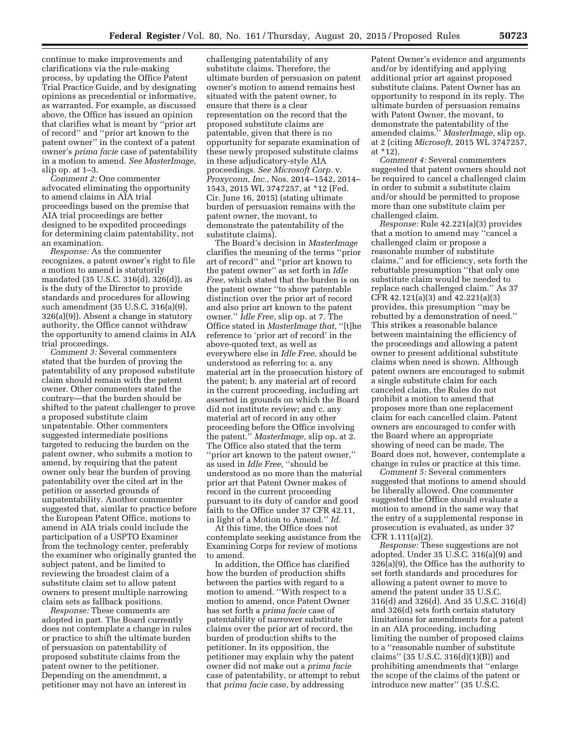continue to make improvements and clarifications via the rule-making process, by updating the Office Patent Trial Practice Guide, and by designating opinions as precedential or informative, as warranted. For example, as discussed above, the Office has issued an opinion that clarifies what is meant by ''prior art of record'' and ''prior art known to the patent owner'' in the context of a patent owner's *prima facie* case of patentability in a motion to amend. *See MasterImage,* slip op. at 1–3.

*Comment 2:* One commenter advocated eliminating the opportunity to amend claims in AIA trial proceedings based on the premise that AIA trial proceedings are better designed to be expedited proceedings for determining claim patentability, not an examination.

*Response:* As the commenter recognizes, a patent owner's right to file a motion to amend is statutorily mandated (35 U.S.C. 316(d), 326(d)), as is the duty of the Director to provide standards and procedures for allowing such amendment (35 U.S.C. 316(a)(9), 326(a)(9)). Absent a change in statutory authority, the Office cannot withdraw the opportunity to amend claims in AIA trial proceedings.

*Comment 3:* Several commenters stated that the burden of proving the patentability of any proposed substitute claim should remain with the patent owner. Other commenters stated the contrary—that the burden should be shifted to the patent challenger to prove a proposed substitute claim unpatentable. Other commenters suggested intermediate positions targeted to reducing the burden on the patent owner, who submits a motion to amend, by requiring that the patent owner only bear the burden of proving patentability over the cited art in the petition or asserted grounds of unpatentability. Another commenter suggested that, similar to practice before the European Patent Office, motions to amend in AIA trials could include the participation of a USPTO Examiner from the technology center, preferably the examiner who originally granted the subject patent, and be limited to reviewing the broadest claim of a substitute claim set to allow patent owners to present multiple narrowing claim sets as fallback positions.

*Response:* These comments are adopted in part. The Board currently does not contemplate a change in rules or practice to shift the ultimate burden of persuasion on patentability of proposed substitute claims from the patent owner to the petitioner. Depending on the amendment, a petitioner may not have an interest in challenging patentability of any substitute claims. Therefore, the ultimate burden of persuasion on patent owner's motion to amend remains best situated with the patent owner, to ensure that there is a clear representation on the record that the proposed substitute claims are patentable, given that there is no opportunity for separate examination of these newly proposed substitute claims in these adjudicatory-style AIA proceedings. *See Microsoft Corp.* v. *Proxyconn, Inc.,* Nos. 2014–1542, 2014–1543, 2015 WL 3747257, at *12 (Fed. Cir. June 16, 2015) (stating ultimate burden of persuasion remains with the patent owner, the movant, to demonstrate the patentability of the substitute claims).

The Board's decision in *MasterImage* clarifies the meaning of the terms ''prior art of record'' and ''prior art known to the patent owner'' as set forth in *Idle Free,* which stated that the burden is on the patent owner ''to show patentable distinction over the prior art of record and also prior art known to the patent owner.'' *Idle Free,* slip op. at 7. The Office stated in *MasterImage that,* ''[t]he reference to 'prior art of record' in the above-quoted text, as well as everywhere else in *Idle Free,* should be understood as referring to: a. any material art in the prosecution history of the patent; b. any material art of record in the current proceeding, including art asserted in grounds on which the Board did not institute review; and c. any material art of record in any other proceeding before the Office involving the patent.'' *MasterImage,* slip op. at 2. The Office also stated that the term ''prior art known to the patent owner,'' as used in *Idle Free,* ''should be understood as no more than the material prior art that Patent Owner makes of record in the current proceeding pursuant to its duty of candor and good faith to the Office under 37 CFR 42.11, in light of a Motion to Amend.'' *Id.*

At this time, the Office does not contemplate seeking assistance from the Examining Corps for review of motions to amend.

In addition, the Office has clarified how the burden of production shifts between the parties with regard to a motion to amend. ''With respect to a motion to amend, once Patent Owner has set forth a *prima facie* case of patentability of narrower substitute claims over the prior art of record, the burden of production shifts to the petitioner. In its opposition, the petitioner may explain why the patent owner did not make out a *prima facie* case of patentability, or attempt to rebut that *prima facie* case, by addressing Patent Owner's evidence and arguments and/or by identifying and applying additional prior art against proposed substitute claims. Patent Owner has an opportunity to respond in its reply. The ultimate burden of persuasion remains with Patent Owner, the movant, to demonstrate the patentability of the amended claims.'' *MasterImage,* slip op. at 2 (citing *Microsoft,* 2015 WL 3747257, at *12).

*Comment 4:* Several commenters suggested that patent owners should not be required to cancel a challenged claim in order to submit a substitute claim and/or should be permitted to propose more than one substitute claim per challenged claim.

*Response:* Rule 42.221(a)(3) provides that a motion to amend may ''cancel a challenged claim or propose a reasonable number of substitute claims,'' and for efficiency, sets forth the rebuttable presumption ''that only one substitute claim would be needed to replace each challenged claim.'' As 37 CFR 42.121(a)(3) and 42.221(a)(3) provides, this presumption ''may be rebutted by a demonstration of need.'' This strikes a reasonable balance between maintaining the efficiency of the proceedings and allowing a patent owner to present additional substitute claims when need is shown. Although patent owners are encouraged to submit a single substitute claim for each canceled claim, the Rules do not prohibit a motion to amend that proposes more than one replacement claim for each cancelled claim. Patent owners are encouraged to confer with the Board where an appropriate showing of need can be made. The Board does not, however, contemplate a change in rules or practice at this time.

*Comment 5:* Several commenters suggested that motions to amend should be liberally allowed. One commenter suggested the Office should evaluate a motion to amend in the same way that the entry of a supplemental response in prosecution is evaluated, as under 37 CFR 1.111(a)(2).

*Response:* These suggestions are not adopted. Under 35 U.S.C. 316(a)(9) and 326(a)(9), the Office has the authority to set forth standards and procedures for allowing a patent owner to move to amend the patent under 35 U.S.C. 316(d) and 326(d). And 35 U.S.C. 316(d) and 326(d) sets forth certain statutory limitations for amendments for a patent in an AIA proceeding, including limiting the number of proposed claims to a ''reasonable number of substitute claims'' (35 U.S.C. 316(d)(1)(B)) and prohibiting amendments that ''enlarge the scope of the claims of the patent or introduce new matter'' (35 U.S.C.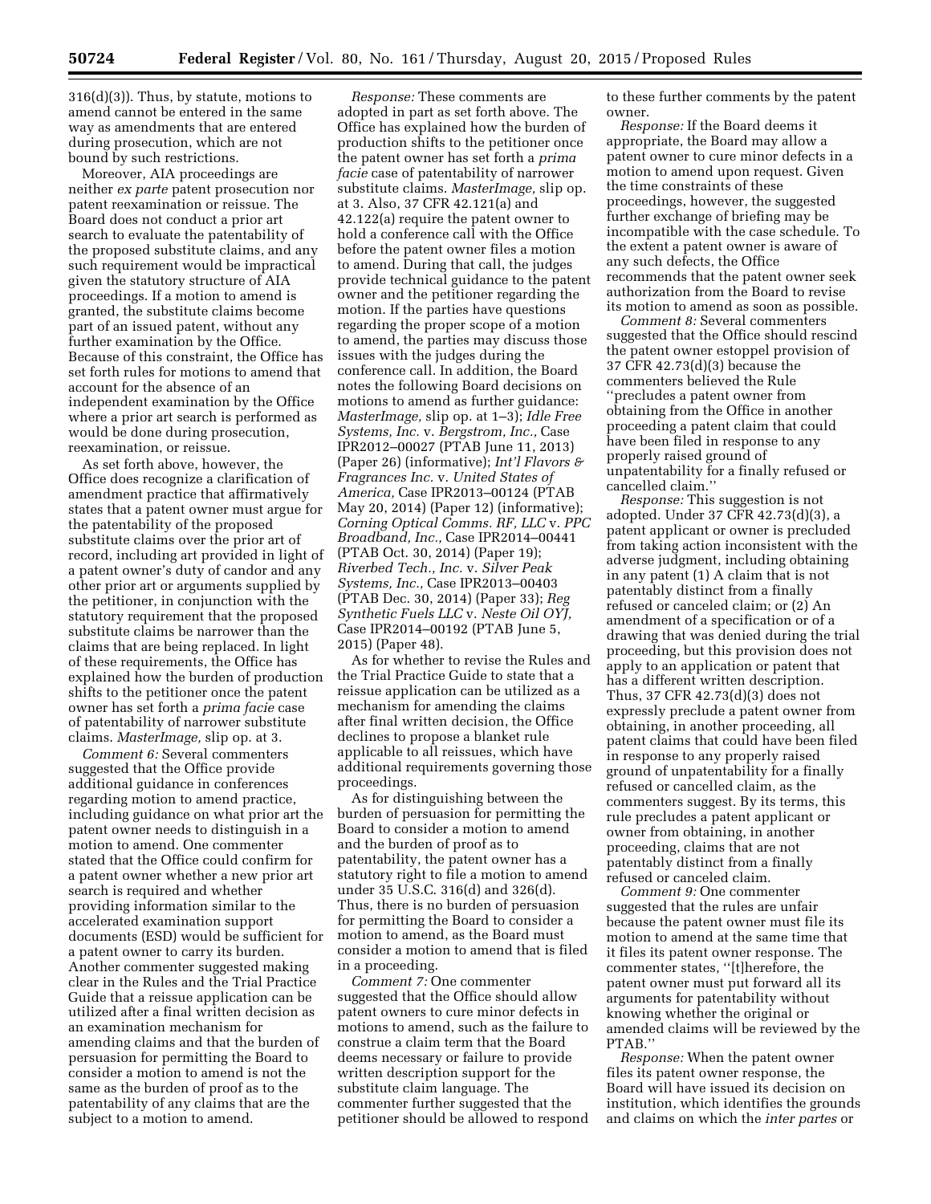316(d)(3)). Thus, by statute, motions to amend cannot be entered in the same way as amendments that are entered during prosecution, which are not bound by such restrictions.

Moreover, AIA proceedings are neither *ex parte* patent prosecution nor patent reexamination or reissue. The Board does not conduct a prior art search to evaluate the patentability of the proposed substitute claims, and any such requirement would be impractical given the statutory structure of AIA proceedings. If a motion to amend is granted, the substitute claims become part of an issued patent, without any further examination by the Office. Because of this constraint, the Office has set forth rules for motions to amend that account for the absence of an independent examination by the Office where a prior art search is performed as would be done during prosecution, reexamination, or reissue.

As set forth above, however, the Office does recognize a clarification of amendment practice that affirmatively states that a patent owner must argue for the patentability of the proposed substitute claims over the prior art of record, including art provided in light of a patent owner's duty of candor and any other prior art or arguments supplied by the petitioner, in conjunction with the statutory requirement that the proposed substitute claims be narrower than the claims that are being replaced. In light of these requirements, the Office has explained how the burden of production shifts to the petitioner once the patent owner has set forth a *prima facie* case of patentability of narrower substitute claims. *MasterImage,* slip op. at 3.

*Comment 6:* Several commenters suggested that the Office provide additional guidance in conferences regarding motion to amend practice, including guidance on what prior art the patent owner needs to distinguish in a motion to amend. One commenter stated that the Office could confirm for a patent owner whether a new prior art search is required and whether providing information similar to the accelerated examination support documents (ESD) would be sufficient for a patent owner to carry its burden. Another commenter suggested making clear in the Rules and the Trial Practice Guide that a reissue application can be utilized after a final written decision as an examination mechanism for amending claims and that the burden of persuasion for permitting the Board to consider a motion to amend is not the same as the burden of proof as to the patentability of any claims that are the subject to a motion to amend.

*Response:* These comments are adopted in part as set forth above. The Office has explained how the burden of production shifts to the petitioner once the patent owner has set forth a *prima facie* case of patentability of narrower substitute claims. *MasterImage,* slip op. at 3. Also, 37 CFR 42.121(a) and 42.122(a) require the patent owner to hold a conference call with the Office before the patent owner files a motion to amend. During that call, the judges provide technical guidance to the patent owner and the petitioner regarding the motion. If the parties have questions regarding the proper scope of a motion to amend, the parties may discuss those issues with the judges during the conference call. In addition, the Board notes the following Board decisions on motions to amend as further guidance: *MasterImage,* slip op. at 1–3); *Idle Free Systems, Inc.* v. *Bergstrom, Inc.,* Case IPR2012–00027 (PTAB June 11, 2013) (Paper 26) (informative); *Int'l Flavors & Fragrances Inc.* v. *United States of America,* Case IPR2013–00124 (PTAB May 20, 2014) (Paper 12) (informative); *Corning Optical Comms. RF, LLC* v. *PPC Broadband, Inc.,* Case IPR2014–00441 (PTAB Oct. 30, 2014) (Paper 19); *Riverbed Tech., Inc.* v. *Silver Peak Systems, Inc.,* Case IPR2013–00403 (PTAB Dec. 30, 2014) (Paper 33); *Reg Synthetic Fuels LLC* v. *Neste Oil OYJ,* Case IPR2014–00192 (PTAB June 5, 2015) (Paper 48).

As for whether to revise the Rules and the Trial Practice Guide to state that a reissue application can be utilized as a mechanism for amending the claims after final written decision, the Office declines to propose a blanket rule applicable to all reissues, which have additional requirements governing those proceedings.

As for distinguishing between the burden of persuasion for permitting the Board to consider a motion to amend and the burden of proof as to patentability, the patent owner has a statutory right to file a motion to amend under 35 U.S.C. 316(d) and 326(d). Thus, there is no burden of persuasion for permitting the Board to consider a motion to amend, as the Board must consider a motion to amend that is filed in a proceeding.

*Comment 7:* One commenter suggested that the Office should allow patent owners to cure minor defects in motions to amend, such as the failure to construe a claim term that the Board deems necessary or failure to provide written description support for the substitute claim language. The commenter further suggested that the petitioner should be allowed to respond to these further comments by the patent owner.

*Response:* If the Board deems it appropriate, the Board may allow a patent owner to cure minor defects in a motion to amend upon request. Given the time constraints of these proceedings, however, the suggested further exchange of briefing may be incompatible with the case schedule. To the extent a patent owner is aware of any such defects, the Office recommends that the patent owner seek authorization from the Board to revise its motion to amend as soon as possible.

*Comment 8:* Several commenters suggested that the Office should rescind the patent owner estoppel provision of 37 CFR 42.73(d)(3) because the commenters believed the Rule ''precludes a patent owner from obtaining from the Office in another proceeding a patent claim that could have been filed in response to any properly raised ground of unpatentability for a finally refused or cancelled claim.''

*Response:* This suggestion is not adopted. Under 37 CFR 42.73(d)(3), a patent applicant or owner is precluded from taking action inconsistent with the adverse judgment, including obtaining in any patent (1) A claim that is not patentably distinct from a finally refused or canceled claim; or (2) An amendment of a specification or of a drawing that was denied during the trial proceeding, but this provision does not apply to an application or patent that has a different written description. Thus, 37 CFR 42.73(d)(3) does not expressly preclude a patent owner from obtaining, in another proceeding, all patent claims that could have been filed in response to any properly raised ground of unpatentability for a finally refused or cancelled claim, as the commenters suggest. By its terms, this rule precludes a patent applicant or owner from obtaining, in another proceeding, claims that are not patentably distinct from a finally refused or canceled claim.

*Comment 9:* One commenter suggested that the rules are unfair because the patent owner must file its motion to amend at the same time that it files its patent owner response. The commenter states, ''[t]herefore, the patent owner must put forward all its arguments for patentability without knowing whether the original or amended claims will be reviewed by the PTAB.''

*Response:* When the patent owner files its patent owner response, the Board will have issued its decision on institution, which identifies the grounds and claims on which the *inter partes* or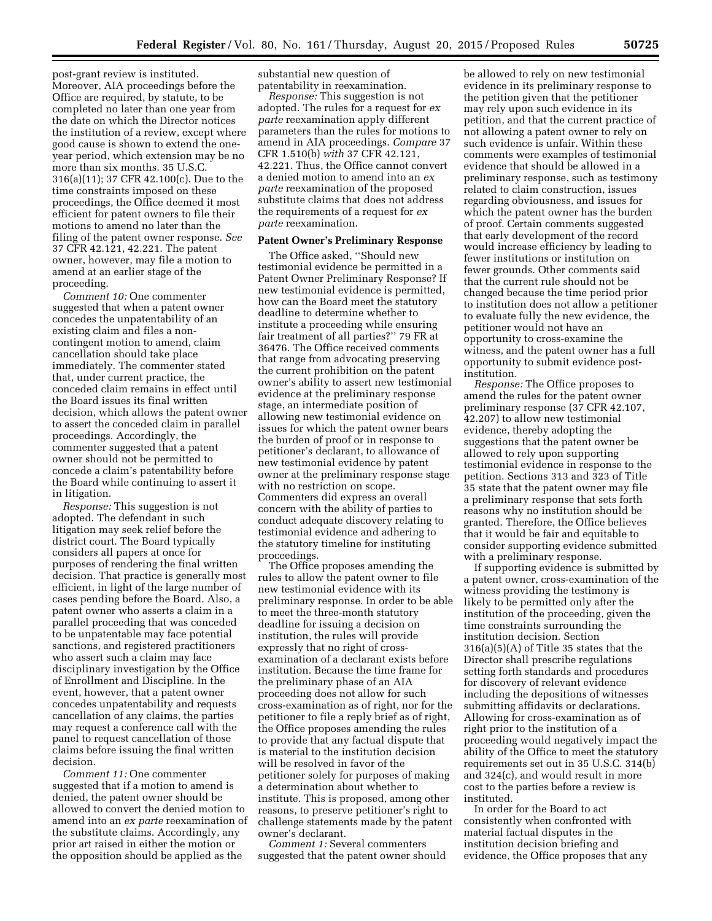post-grant review is instituted. Moreover, AIA proceedings before the Office are required, by statute, to be completed no later than one year from the date on which the Director notices the institution of a review, except where good cause is shown to extend the one-year period, which extension may be no more than six months. 35 U.S.C. 316(a)(11); 37 CFR 42.100(c). Due to the time constraints imposed on these proceedings, the Office deemed it most efficient for patent owners to file their motions to amend no later than the filing of the patent owner response. *See* 37 CFR 42.121, 42.221. The patent owner, however, may file a motion to amend at an earlier stage of the proceeding.

*Comment 10:* One commenter suggested that when a patent owner concedes the unpatentability of an existing claim and files a non-contingent motion to amend, claim cancellation should take place immediately. The commenter stated that, under current practice, the conceded claim remains in effect until the Board issues its final written decision, which allows the patent owner to assert the conceded claim in parallel proceedings. Accordingly, the commenter suggested that a patent owner should not be permitted to concede a claim's patentability before the Board while continuing to assert it in litigation.

*Response:* This suggestion is not adopted. The defendant in such litigation may seek relief before the district court. The Board typically considers all papers at once for purposes of rendering the final written decision. That practice is generally most efficient, in light of the large number of cases pending before the Board. Also, a patent owner who asserts a claim in a parallel proceeding that was conceded to be unpatentable may face potential sanctions, and registered practitioners who assert such a claim may face disciplinary investigation by the Office of Enrollment and Discipline. In the event, however, that a patent owner concedes unpatentability and requests cancellation of any claims, the parties may request a conference call with the panel to request cancellation of those claims before issuing the final written decision.

*Comment 11:* One commenter suggested that if a motion to amend is denied, the patent owner should be allowed to convert the denied motion to amend into an *ex parte* reexamination of the substitute claims. Accordingly, any prior art raised in either the motion or the opposition should be applied as the substantial new question of patentability in reexamination.

*Response:* This suggestion is not adopted. The rules for a request for *ex parte* reexamination apply different parameters than the rules for motions to amend in AIA proceedings. *Compare* 37 CFR 1.510(b) *with* 37 CFR 42.121, 42.221. Thus, the Office cannot convert a denied motion to amend into an *ex parte* reexamination of the proposed substitute claims that does not address the requirements of a request for *ex parte* reexamination.

**Patent Owner's Preliminary Response**

The Office asked, ''Should new testimonial evidence be permitted in a Patent Owner Preliminary Response? If new testimonial evidence is permitted, how can the Board meet the statutory deadline to determine whether to institute a proceeding while ensuring fair treatment of all parties?'' 79 FR at 36476. The Office received comments that range from advocating preserving the current prohibition on the patent owner's ability to assert new testimonial evidence at the preliminary response stage, an intermediate position of allowing new testimonial evidence on issues for which the patent owner bears the burden of proof or in response to petitioner's declarant, to allowance of new testimonial evidence by patent owner at the preliminary response stage with no restriction on scope. Commenters did express an overall concern with the ability of parties to conduct adequate discovery relating to testimonial evidence and adhering to the statutory timeline for instituting proceedings.

The Office proposes amending the rules to allow the patent owner to file new testimonial evidence with its preliminary response. In order to be able to meet the three-month statutory deadline for issuing a decision on institution, the rules will provide expressly that no right of cross-examination of a declarant exists before institution. Because the time frame for the preliminary phase of an AIA proceeding does not allow for such cross-examination as of right, nor for the petitioner to file a reply brief as of right, the Office proposes amending the rules to provide that any factual dispute that is material to the institution decision will be resolved in favor of the petitioner solely for purposes of making a determination about whether to institute. This is proposed, among other reasons, to preserve petitioner's right to challenge statements made by the patent owner's declarant.

*Comment 1:* Several commenters suggested that the patent owner should be allowed to rely on new testimonial evidence in its preliminary response to the petition given that the petitioner may rely upon such evidence in its petition, and that the current practice of not allowing a patent owner to rely on such evidence is unfair. Within these comments were examples of testimonial evidence that should be allowed in a preliminary response, such as testimony related to claim construction, issues regarding obviousness, and issues for which the patent owner has the burden of proof. Certain comments suggested that early development of the record would increase efficiency by leading to fewer institutions or institution on fewer grounds. Other comments said that the current rule should not be changed because the time period prior to institution does not allow a petitioner to evaluate fully the new evidence, the petitioner would not have an opportunity to cross-examine the witness, and the patent owner has a full opportunity to submit evidence post-institution.

*Response:* The Office proposes to amend the rules for the patent owner preliminary response (37 CFR 42.107, 42.207) to allow new testimonial evidence, thereby adopting the suggestions that the patent owner be allowed to rely upon supporting testimonial evidence in response to the petition. Sections 313 and 323 of Title 35 state that the patent owner may file a preliminary response that sets forth reasons why no institution should be granted. Therefore, the Office believes that it would be fair and equitable to consider supporting evidence submitted with a preliminary response.

If supporting evidence is submitted by a patent owner, cross-examination of the witness providing the testimony is likely to be permitted only after the institution of the proceeding, given the time constraints surrounding the institution decision. Section 316(a)(5)(A) of Title 35 states that the Director shall prescribe regulations setting forth standards and procedures for discovery of relevant evidence including the depositions of witnesses submitting affidavits or declarations. Allowing for cross-examination as of right prior to the institution of a proceeding would negatively impact the ability of the Office to meet the statutory requirements set out in 35 U.S.C. 314(b) and 324(c), and would result in more cost to the parties before a review is instituted.

In order for the Board to act consistently when confronted with material factual disputes in the institution decision briefing and evidence, the Office proposes that any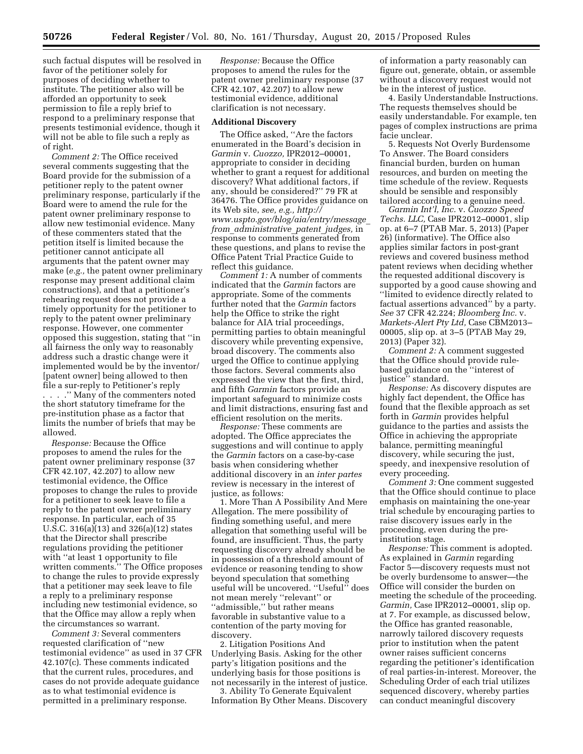such factual disputes will be resolved in favor of the petitioner solely for purposes of deciding whether to institute. The petitioner also will be afforded an opportunity to seek permission to file a reply brief to respond to a preliminary response that presents testimonial evidence, though it will not be able to file such a reply as of right.

*Comment 2:* The Office received several comments suggesting that the Board provide for the submission of a petitioner reply to the patent owner preliminary response, particularly if the Board were to amend the rule for the patent owner preliminary response to allow new testimonial evidence. Many of these commenters stated that the petition itself is limited because the petitioner cannot anticipate all arguments that the patent owner may make (*e.g.,* the patent owner preliminary response may present additional claim constructions), and that a petitioner's rehearing request does not provide a timely opportunity for the petitioner to reply to the patent owner preliminary response. However, one commenter opposed this suggestion, stating that ''in all fairness the only way to reasonably address such a drastic change were it implemented would be by the inventor/ [patent owner] being allowed to then file a sur-reply to Petitioner's reply . . . .'' Many of the commenters noted the short statutory timeframe for the pre-institution phase as a factor that limits the number of briefs that may be allowed.

*Response:* Because the Office proposes to amend the rules for the patent owner preliminary response (37 CFR 42.107, 42.207) to allow new testimonial evidence, the Office proposes to change the rules to provide for a petitioner to seek leave to file a reply to the patent owner preliminary response. In particular, each of 35 U.S.C. 316(a)(13) and 326(a)(12) states that the Director shall prescribe regulations providing the petitioner with ''at least 1 opportunity to file written comments.'' The Office proposes to change the rules to provide expressly that a petitioner may seek leave to file a reply to a preliminary response including new testimonial evidence, so that the Office may allow a reply when the circumstances so warrant.

*Comment 3:* Several commenters requested clarification of ''new testimonial evidence'' as used in 37 CFR 42.107(c). These comments indicated that the current rules, procedures, and cases do not provide adequate guidance as to what testimonial evidence is permitted in a preliminary response.

*Response:* Because the Office proposes to amend the rules for the patent owner preliminary response (37 CFR 42.107, 42.207) to allow new testimonial evidence, additional clarification is not necessary.

**Additional Discovery**

The Office asked, ''Are the factors enumerated in the Board's decision in *Garmin* v. *Cuozzo,* IPR2012–00001, appropriate to consider in deciding whether to grant a request for additional discovery? What additional factors, if any, should be considered?'' 79 FR at 36476. The Office provides guidance on its Web site, *see, e.g., http://www.uspto.gov/blog/aia/entry/message_from_administrative_patent_judges,* in response to comments generated from these questions, and plans to revise the Office Patent Trial Practice Guide to reflect this guidance.

*Comment 1:* A number of comments indicated that the *Garmin* factors are appropriate. Some of the comments further noted that the *Garmin* factors help the Office to strike the right balance for AIA trial proceedings, permitting parties to obtain meaningful discovery while preventing expensive, broad discovery. The comments also urged the Office to continue applying those factors. Several comments also expressed the view that the first, third, and fifth *Garmin* factors provide an important safeguard to minimize costs and limit distractions, ensuring fast and efficient resolution on the merits.

*Response:* These comments are adopted. The Office appreciates the suggestions and will continue to apply the *Garmin* factors on a case-by-case basis when considering whether additional discovery in an *inter partes* review is necessary in the interest of justice, as follows:

1. More Than A Possibility And Mere Allegation. The mere possibility of finding something useful, and mere allegation that something useful will be found, are insufficient. Thus, the party requesting discovery already should be in possession of a threshold amount of evidence or reasoning tending to show beyond speculation that something useful will be uncovered. ''Useful'' does not mean merely ''relevant'' or ''admissible,'' but rather means favorable in substantive value to a contention of the party moving for discovery.

2. Litigation Positions And Underlying Basis. Asking for the other party's litigation positions and the underlying basis for those positions is not necessarily in the interest of justice.

3. Ability To Generate Equivalent Information By Other Means. Discovery of information a party reasonably can figure out, generate, obtain, or assemble without a discovery request would not be in the interest of justice.

4. Easily Understandable Instructions. The requests themselves should be easily understandable. For example, ten pages of complex instructions are prima facie unclear.

5. Requests Not Overly Burdensome To Answer. The Board considers financial burden, burden on human resources, and burden on meeting the time schedule of the review. Requests should be sensible and responsibly tailored according to a genuine need.

*Garmin Int'l, Inc.* v. *Cuozzo Speed Techs. LLC,* Case IPR2012–00001, slip op. at 6–7 (PTAB Mar. 5, 2013) (Paper 26) (informative). The Office also applies similar factors in post-grant reviews and covered business method patent reviews when deciding whether the requested additional discovery is supported by a good cause showing and ''limited to evidence directly related to factual assertions advanced'' by a party. *See* 37 CFR 42.224; *Bloomberg Inc.* v. *Markets-Alert Pty Ltd,* Case CBM2013–00005, slip op. at 3–5 (PTAB May 29, 2013) (Paper 32).

*Comment 2:* A comment suggested that the Office should provide rule-based guidance on the ''interest of justice'' standard.

*Response:* As discovery disputes are highly fact dependent, the Office has found that the flexible approach as set forth in *Garmin* provides helpful guidance to the parties and assists the Office in achieving the appropriate balance, permitting meaningful discovery, while securing the just, speedy, and inexpensive resolution of every proceeding.

*Comment 3:* One comment suggested that the Office should continue to place emphasis on maintaining the one-year trial schedule by encouraging parties to raise discovery issues early in the proceeding, even during the pre-institution stage.

*Response:* This comment is adopted. As explained in *Garmin* regarding Factor 5—discovery requests must not be overly burdensome to answer—the Office will consider the burden on meeting the schedule of the proceeding. *Garmin,* Case IPR2012–00001, slip op. at 7. For example, as discussed below, the Office has granted reasonable, narrowly tailored discovery requests prior to institution when the patent owner raises sufficient concerns regarding the petitioner's identification of real parties-in-interest. Moreover, the Scheduling Order of each trial utilizes sequenced discovery, whereby parties can conduct meaningful discovery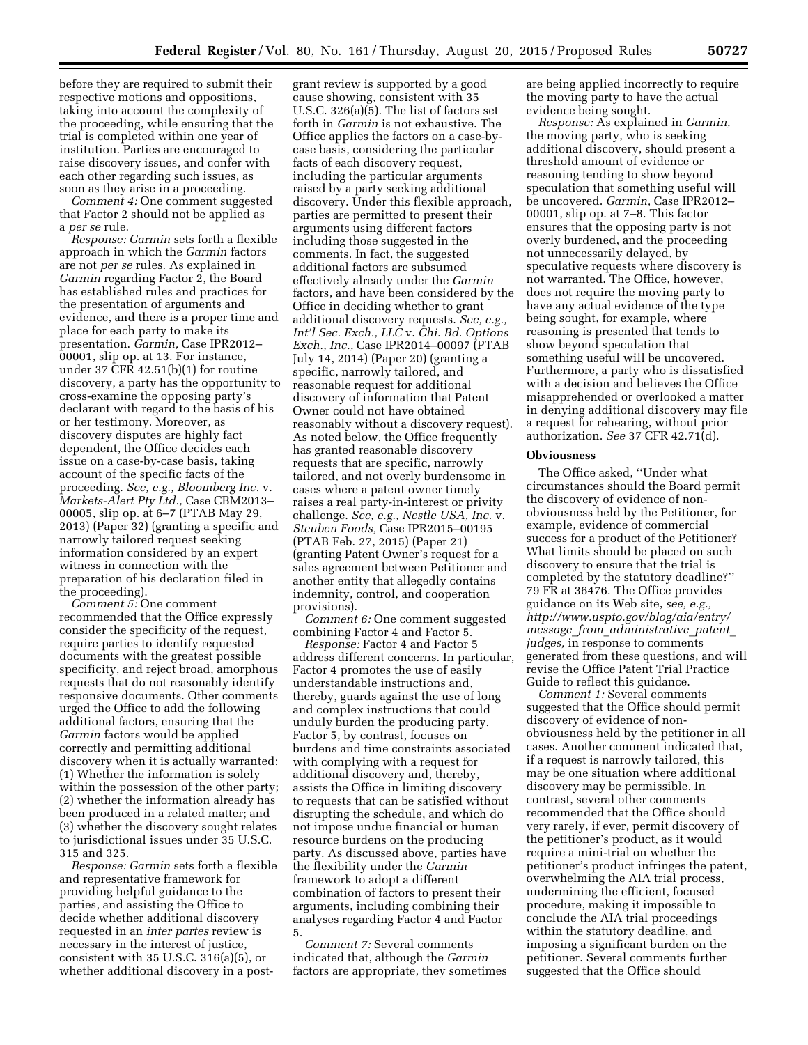before they are required to submit their respective motions and oppositions, taking into account the complexity of the proceeding, while ensuring that the trial is completed within one year of institution. Parties are encouraged to raise discovery issues, and confer with each other regarding such issues, as soon as they arise in a proceeding.

*Comment 4:* One comment suggested that Factor 2 should not be applied as a *per se* rule.

*Response: Garmin* sets forth a flexible approach in which the *Garmin* factors are not *per se* rules. As explained in *Garmin* regarding Factor 2, the Board has established rules and practices for the presentation of arguments and evidence, and there is a proper time and place for each party to make its presentation. *Garmin,* Case IPR2012–00001, slip op. at 13. For instance, under 37 CFR 42.51(b)(1) for routine discovery, a party has the opportunity to cross-examine the opposing party's declarant with regard to the basis of his or her testimony. Moreover, as discovery disputes are highly fact dependent, the Office decides each issue on a case-by-case basis, taking account of the specific facts of the proceeding. *See, e.g., Bloomberg Inc.* v. *Markets-Alert Pty Ltd.,* Case CBM2013–00005, slip op. at 6–7 (PTAB May 29, 2013) (Paper 32) (granting a specific and narrowly tailored request seeking information considered by an expert witness in connection with the preparation of his declaration filed in the proceeding).

*Comment 5:* One comment recommended that the Office expressly consider the specificity of the request, require parties to identify requested documents with the greatest possible specificity, and reject broad, amorphous requests that do not reasonably identify responsive documents. Other comments urged the Office to add the following additional factors, ensuring that the *Garmin* factors would be applied correctly and permitting additional discovery when it is actually warranted: (1) Whether the information is solely within the possession of the other party; (2) whether the information already has been produced in a related matter; and (3) whether the discovery sought relates to jurisdictional issues under 35 U.S.C. 315 and 325.

*Response: Garmin* sets forth a flexible and representative framework for providing helpful guidance to the parties, and assisting the Office to decide whether additional discovery requested in an *inter partes* review is necessary in the interest of justice, consistent with 35 U.S.C. 316(a)(5), or whether additional discovery in a post-grant review is supported by a good cause showing, consistent with 35 U.S.C. 326(a)(5). The list of factors set forth in *Garmin* is not exhaustive. The Office applies the factors on a case-by-case basis, considering the particular facts of each discovery request, including the particular arguments raised by a party seeking additional discovery. Under this flexible approach, parties are permitted to present their arguments using different factors including those suggested in the comments. In fact, the suggested additional factors are subsumed effectively already under the *Garmin* factors, and have been considered by the Office in deciding whether to grant additional discovery requests. *See, e.g., Int'l Sec. Exch., LLC* v. *Chi. Bd. Options Exch., Inc.,* Case IPR2014–00097 (PTAB July 14, 2014) (Paper 20) (granting a specific, narrowly tailored, and reasonable request for additional discovery of information that Patent Owner could not have obtained reasonably without a discovery request). As noted below, the Office frequently has granted reasonable discovery requests that are specific, narrowly tailored, and not overly burdensome in cases where a patent owner timely raises a real party-in-interest or privity challenge. *See, e.g., Nestle USA, Inc.* v. *Steuben Foods,* Case IPR2015–00195 (PTAB Feb. 27, 2015) (Paper 21) (granting Patent Owner's request for a sales agreement between Petitioner and another entity that allegedly contains indemnity, control, and cooperation provisions).

*Comment 6:* One comment suggested combining Factor 4 and Factor 5.

*Response:* Factor 4 and Factor 5 address different concerns. In particular, Factor 4 promotes the use of easily understandable instructions and, thereby, guards against the use of long and complex instructions that could unduly burden the producing party. Factor 5, by contrast, focuses on burdens and time constraints associated with complying with a request for additional discovery and, thereby, assists the Office in limiting discovery to requests that can be satisfied without disrupting the schedule, and which do not impose undue financial or human resource burdens on the producing party. As discussed above, parties have the flexibility under the *Garmin* framework to adopt a different combination of factors to present their arguments, including combining their analyses regarding Factor 4 and Factor 5.

*Comment 7:* Several comments indicated that, although the *Garmin* factors are appropriate, they sometimes are being applied incorrectly to require the moving party to have the actual evidence being sought.

*Response:* As explained in *Garmin,* the moving party, who is seeking additional discovery, should present a threshold amount of evidence or reasoning tending to show beyond speculation that something useful will be uncovered. *Garmin,* Case IPR2012–00001, slip op. at 7–8. This factor ensures that the opposing party is not overly burdened, and the proceeding not unnecessarily delayed, by speculative requests where discovery is not warranted. The Office, however, does not require the moving party to have any actual evidence of the type being sought, for example, where reasoning is presented that tends to show beyond speculation that something useful will be uncovered. Furthermore, a party who is dissatisfied with a decision and believes the Office misapprehended or overlooked a matter in denying additional discovery may file a request for rehearing, without prior authorization. *See* 37 CFR 42.71(d).

**Obviousness**

The Office asked, "Under what circumstances should the Board permit the discovery of evidence of non-obviousness held by the Petitioner, for example, evidence of commercial success for a product of the Petitioner? What limits should be placed on such discovery to ensure that the trial is completed by the statutory deadline?" 79 FR at 36476. The Office provides guidance on its Web site, *see, e.g., http://www.uspto.gov/blog/aia/entry/message_from_administrative_patent_judges,* in response to comments generated from these questions, and will revise the Office Patent Trial Practice Guide to reflect this guidance.

*Comment 1:* Several comments suggested that the Office should permit discovery of evidence of non-obviousness held by the petitioner in all cases. Another comment indicated that, if a request is narrowly tailored, this may be one situation where additional discovery may be permissible. In contrast, several other comments recommended that the Office should very rarely, if ever, permit discovery of the petitioner's product, as it would require a mini-trial on whether the petitioner's product infringes the patent, overwhelming the AIA trial process, undermining the efficient, focused procedure, making it impossible to conclude the AIA trial proceedings within the statutory deadline, and imposing a significant burden on the petitioner. Several comments further suggested that the Office should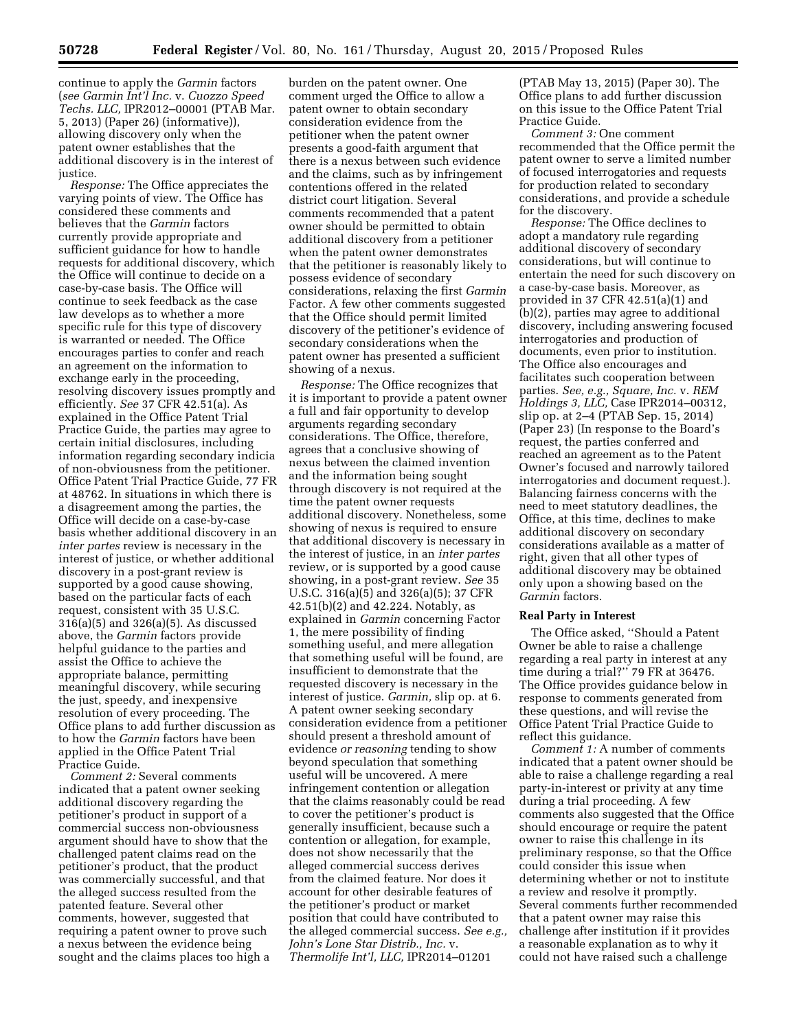continue to apply the *Garmin* factors (*see Garmin Int'l Inc.* v. *Cuozzo Speed Techs. LLC,* IPR2012–00001 (PTAB Mar. 5, 2013) (Paper 26) (informative)), allowing discovery only when the patent owner establishes that the additional discovery is in the interest of justice.

*Response:* The Office appreciates the varying points of view. The Office has considered these comments and believes that the *Garmin* factors currently provide appropriate and sufficient guidance for how to handle requests for additional discovery, which the Office will continue to decide on a case-by-case basis. The Office will continue to seek feedback as the case law develops as to whether a more specific rule for this type of discovery is warranted or needed. The Office encourages parties to confer and reach an agreement on the information to exchange early in the proceeding, resolving discovery issues promptly and efficiently. *See* 37 CFR 42.51(a). As explained in the Office Patent Trial Practice Guide, the parties may agree to certain initial disclosures, including information regarding secondary indicia of non-obviousness from the petitioner. Office Patent Trial Practice Guide, 77 FR at 48762. In situations in which there is a disagreement among the parties, the Office will decide on a case-by-case basis whether additional discovery in an *inter partes* review is necessary in the interest of justice, or whether additional discovery in a post-grant review is supported by a good cause showing, based on the particular facts of each request, consistent with 35 U.S.C. 316(a)(5) and 326(a)(5). As discussed above, the *Garmin* factors provide helpful guidance to the parties and assist the Office to achieve the appropriate balance, permitting meaningful discovery, while securing the just, speedy, and inexpensive resolution of every proceeding. The Office plans to add further discussion as to how the *Garmin* factors have been applied in the Office Patent Trial Practice Guide.

*Comment 2:* Several comments indicated that a patent owner seeking additional discovery regarding the petitioner's product in support of a commercial success non-obviousness argument should have to show that the challenged patent claims read on the petitioner's product, that the product was commercially successful, and that the alleged success resulted from the patented feature. Several other comments, however, suggested that requiring a patent owner to prove such a nexus between the evidence being sought and the claims places too high a burden on the patent owner. One comment urged the Office to allow a patent owner to obtain secondary consideration evidence from the petitioner when the patent owner presents a good-faith argument that there is a nexus between such evidence and the claims, such as by infringement contentions offered in the related district court litigation. Several comments recommended that a patent owner should be permitted to obtain additional discovery from a petitioner when the patent owner demonstrates that the petitioner is reasonably likely to possess evidence of secondary considerations, relaxing the first *Garmin* Factor. A few other comments suggested that the Office should permit limited discovery of the petitioner's evidence of secondary considerations when the patent owner has presented a sufficient showing of a nexus.

*Response:* The Office recognizes that it is important to provide a patent owner a full and fair opportunity to develop arguments regarding secondary considerations. The Office, therefore, agrees that a conclusive showing of nexus between the claimed invention and the information being sought through discovery is not required at the time the patent owner requests additional discovery. Nonetheless, some showing of nexus is required to ensure that additional discovery is necessary in the interest of justice, in an *inter partes* review, or is supported by a good cause showing, in a post-grant review. *See* 35 U.S.C. 316(a)(5) and 326(a)(5); 37 CFR 42.51(b)(2) and 42.224. Notably, as explained in *Garmin* concerning Factor 1, the mere possibility of finding something useful, and mere allegation that something useful will be found, are insufficient to demonstrate that the requested discovery is necessary in the interest of justice. *Garmin,* slip op. at 6. A patent owner seeking secondary consideration evidence from a petitioner should present a threshold amount of evidence *or reasoning* tending to show beyond speculation that something useful will be uncovered. A mere infringement contention or allegation that the claims reasonably could be read to cover the petitioner's product is generally insufficient, because such a contention or allegation, for example, does not show necessarily that the alleged commercial success derives from the claimed feature. Nor does it account for other desirable features of the petitioner's product or market position that could have contributed to the alleged commercial success. *See e.g., John's Lone Star Distrib., Inc.* v. *Thermolife Int'l, LLC,* IPR2014–01201 (PTAB May 13, 2015) (Paper 30). The Office plans to add further discussion on this issue to the Office Patent Trial Practice Guide.

*Comment 3:* One comment recommended that the Office permit the patent owner to serve a limited number of focused interrogatories and requests for production related to secondary considerations, and provide a schedule for the discovery.

*Response:* The Office declines to adopt a mandatory rule regarding additional discovery of secondary considerations, but will continue to entertain the need for such discovery on a case-by-case basis. Moreover, as provided in 37 CFR 42.51(a)(1) and (b)(2), parties may agree to additional discovery, including answering focused interrogatories and production of documents, even prior to institution. The Office also encourages and facilitates such cooperation between parties. *See, e.g., Square, Inc.* v. *REM Holdings 3, LLC,* Case IPR2014–00312, slip op. at 2–4 (PTAB Sep. 15, 2014) (Paper 23) (In response to the Board's request, the parties conferred and reached an agreement as to the Patent Owner's focused and narrowly tailored interrogatories and document request.). Balancing fairness concerns with the need to meet statutory deadlines, the Office, at this time, declines to make additional discovery on secondary considerations available as a matter of right, given that all other types of additional discovery may be obtained only upon a showing based on the *Garmin* factors.

### Real Party in Interest

The Office asked, ''Should a Patent Owner be able to raise a challenge regarding a real party in interest at any time during a trial?'' 79 FR at 36476. The Office provides guidance below in response to comments generated from these questions, and will revise the Office Patent Trial Practice Guide to reflect this guidance.

*Comment 1:* A number of comments indicated that a patent owner should be able to raise a challenge regarding a real party-in-interest or privity at any time during a trial proceeding. A few comments also suggested that the Office should encourage or require the patent owner to raise this challenge in its preliminary response, so that the Office could consider this issue when determining whether or not to institute a review and resolve it promptly. Several comments further recommended that a patent owner may raise this challenge after institution if it provides a reasonable explanation as to why it could not have raised such a challenge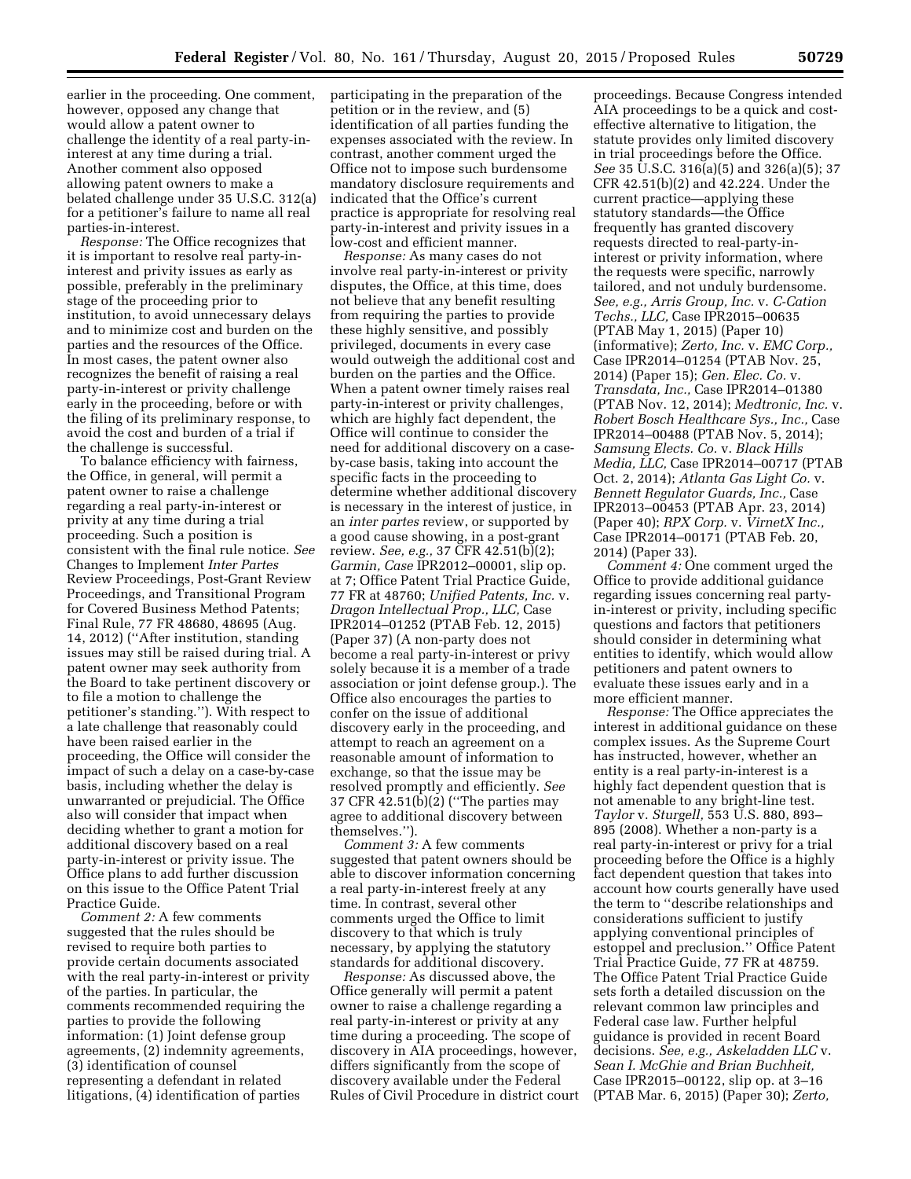earlier in the proceeding. One comment, however, opposed any change that would allow a patent owner to challenge the identity of a real party-in-interest at any time during a trial. Another comment also opposed allowing patent owners to make a belated challenge under 35 U.S.C. 312(a) for a petitioner's failure to name all real parties-in-interest.

*Response:* The Office recognizes that it is important to resolve real party-in-interest and privity issues as early as possible, preferably in the preliminary stage of the proceeding prior to institution, to avoid unnecessary delays and to minimize cost and burden on the parties and the resources of the Office. In most cases, the patent owner also recognizes the benefit of raising a real party-in-interest or privity challenge early in the proceeding, before or with the filing of its preliminary response, to avoid the cost and burden of a trial if the challenge is successful.

To balance efficiency with fairness, the Office, in general, will permit a patent owner to raise a challenge regarding a real party-in-interest or privity at any time during a trial proceeding. Such a position is consistent with the final rule notice. *See* Changes to Implement *Inter Partes* Review Proceedings, Post-Grant Review Proceedings, and Transitional Program for Covered Business Method Patents; Final Rule, 77 FR 48680, 48695 (Aug. 14, 2012) (''After institution, standing issues may still be raised during trial. A patent owner may seek authority from the Board to take pertinent discovery or to file a motion to challenge the petitioner's standing.''). With respect to a late challenge that reasonably could have been raised earlier in the proceeding, the Office will consider the impact of such a delay on a case-by-case basis, including whether the delay is unwarranted or prejudicial. The Office also will consider that impact when deciding whether to grant a motion for additional discovery based on a real party-in-interest or privity issue. The Office plans to add further discussion on this issue to the Office Patent Trial Practice Guide.

*Comment 2:* A few comments suggested that the rules should be revised to require both parties to provide certain documents associated with the real party-in-interest or privity of the parties. In particular, the comments recommended requiring the parties to provide the following information: (1) Joint defense group agreements, (2) indemnity agreements, (3) identification of counsel representing a defendant in related litigations, (4) identification of parties participating in the preparation of the petition or in the review, and (5) identification of all parties funding the expenses associated with the review. In contrast, another comment urged the Office not to impose such burdensome mandatory disclosure requirements and indicated that the Office's current practice is appropriate for resolving real party-in-interest and privity issues in a low-cost and efficient manner.

*Response:* As many cases do not involve real party-in-interest or privity disputes, the Office, at this time, does not believe that any benefit resulting from requiring the parties to provide these highly sensitive, and possibly privileged, documents in every case would outweigh the additional cost and burden on the parties and the Office. When a patent owner timely raises real party-in-interest or privity challenges, which are highly fact dependent, the Office will continue to consider the need for additional discovery on a case-by-case basis, taking into account the specific facts in the proceeding to determine whether additional discovery is necessary in the interest of justice, in an *inter partes* review, or supported by a good cause showing, in a post-grant review. *See, e.g.,* 37 CFR 42.51(b)(2); *Garmin, Case* IPR2012–00001, slip op. at 7; Office Patent Trial Practice Guide, 77 FR at 48760; *Unified Patents, Inc.* v. *Dragon Intellectual Prop., LLC,* Case IPR2014–01252 (PTAB Feb. 12, 2015) (Paper 37) (A non-party does not become a real party-in-interest or privy solely because it is a member of a trade association or joint defense group.). The Office also encourages the parties to confer on the issue of additional discovery early in the proceeding, and attempt to reach an agreement on a reasonable amount of information to exchange, so that the issue may be resolved promptly and efficiently. *See* 37 CFR 42.51(b)(2) (''The parties may agree to additional discovery between themselves.'').

*Comment 3:* A few comments suggested that patent owners should be able to discover information concerning a real party-in-interest freely at any time. In contrast, several other comments urged the Office to limit discovery to that which is truly necessary, by applying the statutory standards for additional discovery.

*Response:* As discussed above, the Office generally will permit a patent owner to raise a challenge regarding a real party-in-interest or privity at any time during a proceeding. The scope of discovery in AIA proceedings, however, differs significantly from the scope of discovery available under the Federal Rules of Civil Procedure in district court proceedings. Because Congress intended AIA proceedings to be a quick and cost-effective alternative to litigation, the statute provides only limited discovery in trial proceedings before the Office. *See* 35 U.S.C. 316(a)(5) and 326(a)(5); 37 CFR 42.51(b)(2) and 42.224. Under the current practice—applying these statutory standards—the Office frequently has granted discovery requests directed to real-party-in-interest or privity information, where the requests were specific, narrowly tailored, and not unduly burdensome. *See, e.g., Arris Group, Inc.* v. *C-Cation Techs., LLC,* Case IPR2015–00635 (PTAB May 1, 2015) (Paper 10) (informative); *Zerto, Inc.* v. *EMC Corp.,* Case IPR2014–01254 (PTAB Nov. 25, 2014) (Paper 15); *Gen. Elec. Co.* v. *Transdata, Inc.,* Case IPR2014–01380 (PTAB Nov. 12, 2014); *Medtronic, Inc.* v. *Robert Bosch Healthcare Sys., Inc.,* Case IPR2014–00488 (PTAB Nov. 5, 2014); *Samsung Elects. Co.* v. *Black Hills Media, LLC,* Case IPR2014–00717 (PTAB Oct. 2, 2014); *Atlanta Gas Light Co.* v. *Bennett Regulator Guards, Inc.,* Case IPR2013–00453 (PTAB Apr. 23, 2014) (Paper 40); *RPX Corp.* v. *VirnetX Inc.,* Case IPR2014–00171 (PTAB Feb. 20, 2014) (Paper 33).

*Comment 4:* One comment urged the Office to provide additional guidance regarding issues concerning real party-in-interest or privity, including specific questions and factors that petitioners should consider in determining what entities to identify, which would allow petitioners and patent owners to evaluate these issues early and in a more efficient manner.

*Response:* The Office appreciates the interest in additional guidance on these complex issues. As the Supreme Court has instructed, however, whether an entity is a real party-in-interest is a highly fact dependent question that is not amenable to any bright-line test. *Taylor* v. *Sturgell,* 553 U.S. 880, 893–895 (2008). Whether a non-party is a real party-in-interest or privy for a trial proceeding before the Office is a highly fact dependent question that takes into account how courts generally have used the term to ''describe relationships and considerations sufficient to justify applying conventional principles of estoppel and preclusion.'' Office Patent Trial Practice Guide, 77 FR at 48759. The Office Patent Trial Practice Guide sets forth a detailed discussion on the relevant common law principles and Federal case law. Further helpful guidance is provided in recent Board decisions. *See, e.g., Askeladden LLC* v. *Sean I. McGhie and Brian Buchheit,* Case IPR2015–00122, slip op. at 3–16 (PTAB Mar. 6, 2015) (Paper 30); *Zerto,*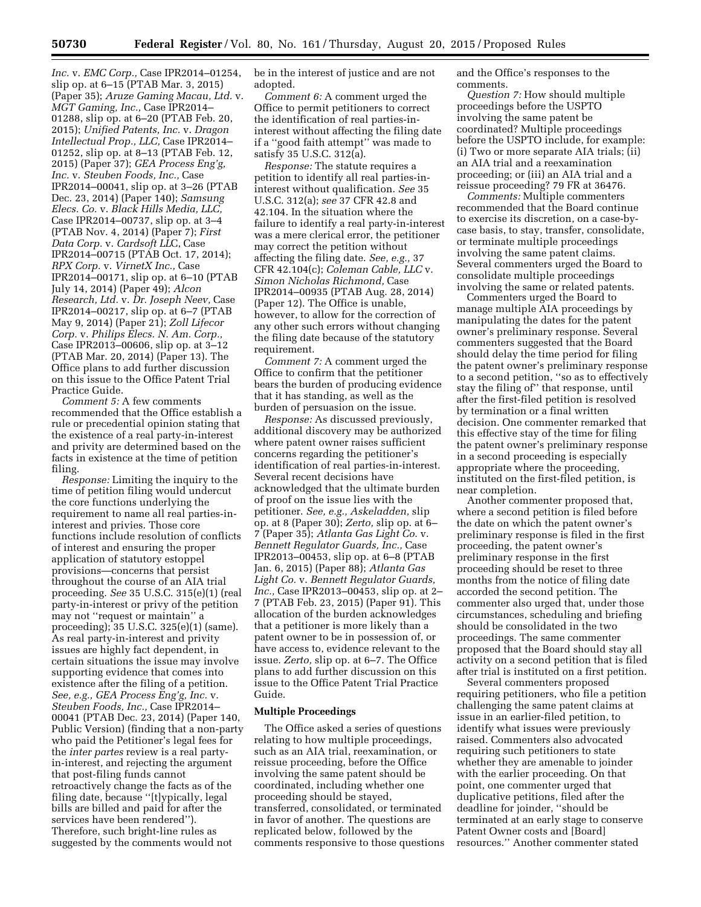*Inc.* v. *EMC Corp.,* Case IPR2014–01254, slip op. at 6–15 (PTAB Mar. 3, 2015) (Paper 35); *Aruze Gaming Macau, Ltd.* v. *MGT Gaming, Inc.,* Case IPR2014–01288, slip op. at 6–20 (PTAB Feb. 20, 2015); *Unified Patents, Inc.* v. *Dragon Intellectual Prop., LLC,* Case IPR2014–01252, slip op. at 8–13 (PTAB Feb. 12, 2015) (Paper 37); *GEA Process Eng'g, Inc.* v. *Steuben Foods, Inc.,* Case IPR2014–00041, slip op. at 3–26 (PTAB Dec. 23, 2014) (Paper 140); *Samsung Elecs. Co.* v. *Black Hills Media, LLC,* Case IPR2014–00737, slip op. at 3–4 (PTAB Nov. 4, 2014) (Paper 7); *First Data Corp.* v. *Cardsoft LLC,* Case IPR2014–00715 (PTAB Oct. 17, 2014); *RPX Corp.* v. *VirnetX Inc.,* Case IPR2014–00171, slip op. at 6–10 (PTAB July 14, 2014) (Paper 49); *Alcon Research, Ltd.* v. *Dr. Joseph Neev,* Case IPR2014–00217, slip op. at 6–7 (PTAB May 9, 2014) (Paper 21); *Zoll Lifecor Corp.* v. *Philips Elecs. N. Am. Corp.,* Case IPR2013–00606, slip op. at 3–12 (PTAB Mar. 20, 2014) (Paper 13). The Office plans to add further discussion on this issue to the Office Patent Trial Practice Guide.

*Comment 5:* A few comments recommended that the Office establish a rule or precedential opinion stating that the existence of a real party-in-interest and privity are determined based on the facts in existence at the time of petition filing.

*Response:* Limiting the inquiry to the time of petition filing would undercut the core functions underlying the requirement to name all real parties-in-interest and privies. Those core functions include resolution of conflicts of interest and ensuring the proper application of statutory estoppel provisions—concerns that persist throughout the course of an AIA trial proceeding. *See* 35 U.S.C. 315(e)(1) (real party-in-interest or privy of the petition may not ''request or maintain'' a proceeding); 35 U.S.C. 325(e)(1) (same). As real party-in-interest and privity issues are highly fact dependent, in certain situations the issue may involve supporting evidence that comes into existence after the filing of a petition. *See, e.g., GEA Process Eng'g, Inc.* v. *Steuben Foods, Inc.,* Case IPR2014–00041 (PTAB Dec. 23, 2014) (Paper 140, Public Version) (finding that a non-party who paid the Petitioner's legal fees for the *inter partes* review is a real party-in-interest, and rejecting the argument that post-filing funds cannot retroactively change the facts as of the filing date, because ''[t]ypically, legal bills are billed and paid for after the services have been rendered''). Therefore, such bright-line rules as suggested by the comments would not be in the interest of justice and are not adopted.

*Comment 6:* A comment urged the Office to permit petitioners to correct the identification of real parties-in-interest without affecting the filing date if a ''good faith attempt'' was made to satisfy 35 U.S.C. 312(a).

*Response:* The statute requires a petition to identify all real parties-in-interest without qualification. *See* 35 U.S.C. 312(a); *see* 37 CFR 42.8 and 42.104. In the situation where the failure to identify a real party-in-interest was a mere clerical error, the petitioner may correct the petition without affecting the filing date. *See, e.g.,* 37 CFR 42.104(c); *Coleman Cable, LLC* v. *Simon Nicholas Richmond,* Case IPR2014–00935 (PTAB Aug. 28, 2014) (Paper 12). The Office is unable, however, to allow for the correction of any other such errors without changing the filing date because of the statutory requirement.

*Comment 7:* A comment urged the Office to confirm that the petitioner bears the burden of producing evidence that it has standing, as well as the burden of persuasion on the issue.

*Response:* As discussed previously, additional discovery may be authorized where patent owner raises sufficient concerns regarding the petitioner's identification of real parties-in-interest. Several recent decisions have acknowledged that the ultimate burden of proof on the issue lies with the petitioner. *See, e.g., Askeladden,* slip op. at 8 (Paper 30); *Zerto,* slip op. at 6–7 (Paper 35); *Atlanta Gas Light Co.* v. *Bennett Regulator Guards, Inc.,* Case IPR2013–00453, slip op. at 6–8 (PTAB Jan. 6, 2015) (Paper 88); *Atlanta Gas Light Co.* v. *Bennett Regulator Guards, Inc.,* Case IPR2013–00453, slip op. at 2–7 (PTAB Feb. 23, 2015) (Paper 91). This allocation of the burden acknowledges that a petitioner is more likely than a patent owner to be in possession of, or have access to, evidence relevant to the issue. *Zerto,* slip op. at 6–7. The Office plans to add further discussion on this issue to the Office Patent Trial Practice Guide.

**Multiple Proceedings**

The Office asked a series of questions relating to how multiple proceedings, such as an AIA trial, reexamination, or reissue proceeding, before the Office involving the same patent should be coordinated, including whether one proceeding should be stayed, transferred, consolidated, or terminated in favor of another. The questions are replicated below, followed by the comments responsive to those questions and the Office's responses to the comments.

*Question 7:* How should multiple proceedings before the USPTO involving the same patent be coordinated? Multiple proceedings before the USPTO include, for example: (i) Two or more separate AIA trials; (ii) an AIA trial and a reexamination proceeding; or (iii) an AIA trial and a reissue proceeding? 79 FR at 36476.

*Comments:* Multiple commenters recommended that the Board continue to exercise its discretion, on a case-by-case basis, to stay, transfer, consolidate, or terminate multiple proceedings involving the same patent claims. Several commenters urged the Board to consolidate multiple proceedings involving the same or related patents.

Commenters urged the Board to manage multiple AIA proceedings by manipulating the dates for the patent owner's preliminary response. Several commenters suggested that the Board should delay the time period for filing the patent owner's preliminary response to a second petition, ''so as to effectively stay the filing of'' that response, until after the first-filed petition is resolved by termination or a final written decision. One commenter remarked that this effective stay of the time for filing the patent owner's preliminary response in a second proceeding is especially appropriate where the proceeding, instituted on the first-filed petition, is near completion.

Another commenter proposed that, where a second petition is filed before the date on which the patent owner's preliminary response is filed in the first proceeding, the patent owner's preliminary response in the first proceeding should be reset to three months from the notice of filing date accorded the second petition. The commenter also urged that, under those circumstances, scheduling and briefing should be consolidated in the two proceedings. The same commenter proposed that the Board should stay all activity on a second petition that is filed after trial is instituted on a first petition.

Several commenters proposed requiring petitioners, who file a petition challenging the same patent claims at issue in an earlier-filed petition, to identify what issues were previously raised. Commenters also advocated requiring such petitioners to state whether they are amenable to joinder with the earlier proceeding. On that point, one commenter urged that duplicative petitions, filed after the deadline for joinder, ''should be terminated at an early stage to conserve Patent Owner costs and [Board] resources.'' Another commenter stated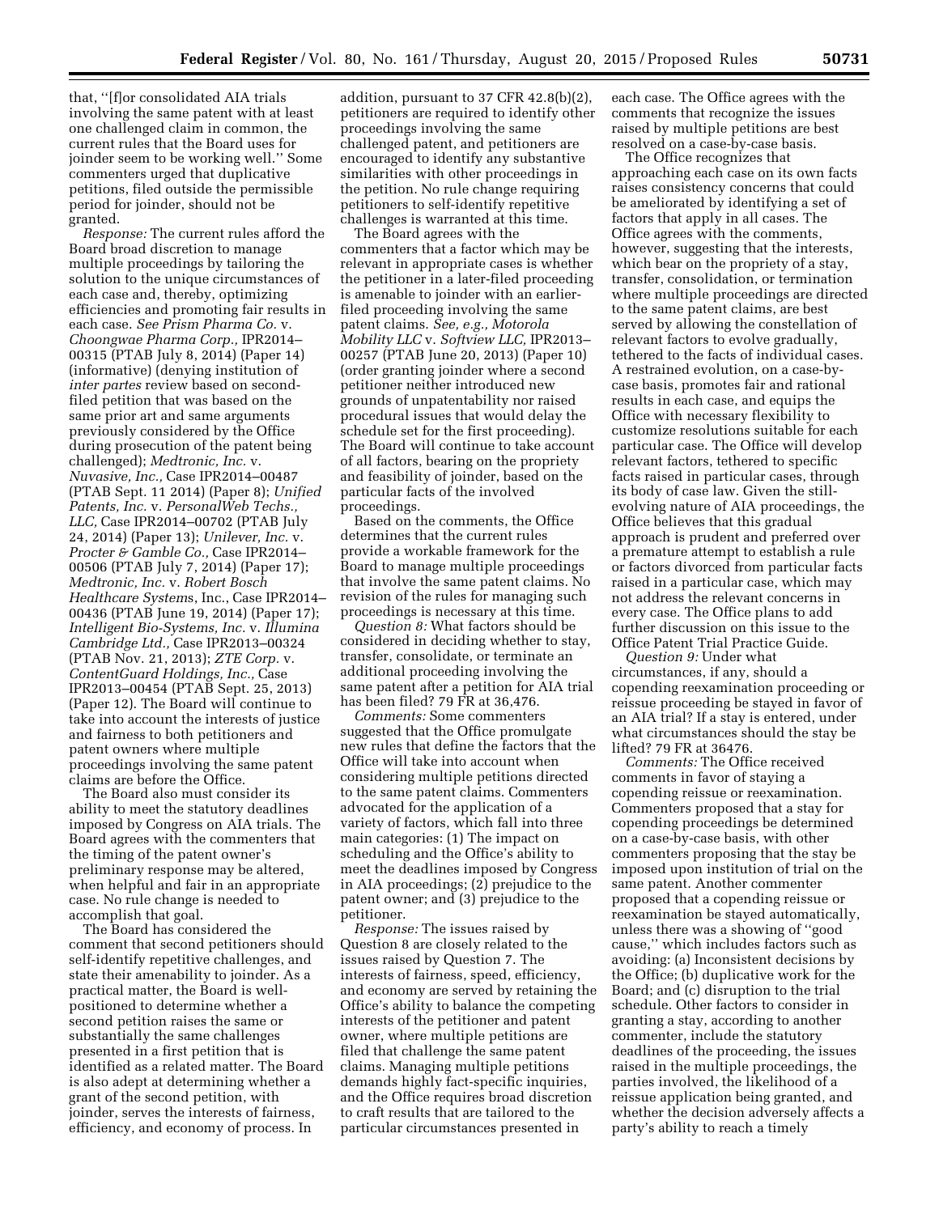that, "[f]or consolidated AIA trials involving the same patent with at least one challenged claim in common, the current rules that the Board uses for joinder seem to be working well." Some commenters urged that duplicative petitions, filed outside the permissible period for joinder, should not be granted.

*Response:* The current rules afford the Board broad discretion to manage multiple proceedings by tailoring the solution to the unique circumstances of each case and, thereby, optimizing efficiencies and promoting fair results in each case. *See Prism Pharma Co.* v. *Choongwae Pharma Corp.,* IPR2014–00315 (PTAB July 8, 2014) (Paper 14) (informative) (denying institution of *inter partes* review based on second-filed petition that was based on the same prior art and same arguments previously considered by the Office during prosecution of the patent being challenged); *Medtronic, Inc.* v. *Nuvasive, Inc.,* Case IPR2014–00487 (PTAB Sept. 11 2014) (Paper 8); *Unified Patents, Inc.* v. *PersonalWeb Techs., LLC,* Case IPR2014–00702 (PTAB July 24, 2014) (Paper 13); *Unilever, Inc.* v. *Procter & Gamble Co.,* Case IPR2014–00506 (PTAB July 7, 2014) (Paper 17); *Medtronic, Inc.* v. *Robert Bosch Healthcare Systems,* Inc., Case IPR2014–00436 (PTAB June 19, 2014) (Paper 17); *Intelligent Bio-Systems, Inc.* v. *Illumina Cambridge Ltd.,* Case IPR2013–00324 (PTAB Nov. 21, 2013); *ZTE Corp.* v. *ContentGuard Holdings, Inc.,* Case IPR2013–00454 (PTAB Sept. 25, 2013) (Paper 12). The Board will continue to take into account the interests of justice and fairness to both petitioners and patent owners where multiple proceedings involving the same patent claims are before the Office.

The Board also must consider its ability to meet the statutory deadlines imposed by Congress on AIA trials. The Board agrees with the commenters that the timing of the patent owner's preliminary response may be altered, when helpful and fair in an appropriate case. No rule change is needed to accomplish that goal.

The Board has considered the comment that second petitioners should self-identify repetitive challenges, and state their amenability to joinder. As a practical matter, the Board is well-positioned to determine whether a second petition raises the same or substantially the same challenges presented in a first petition that is identified as a related matter. The Board is also adept at determining whether a grant of the second petition, with joinder, serves the interests of fairness, efficiency, and economy of process. In addition, pursuant to 37 CFR 42.8(b)(2), petitioners are required to identify other proceedings involving the same challenged patent, and petitioners are encouraged to identify any substantive similarities with other proceedings in the petition. No rule change requiring petitioners to self-identify repetitive challenges is warranted at this time.

The Board agrees with the commenters that a factor which may be relevant in appropriate cases is whether the petitioner in a later-filed proceeding is amenable to joinder with an earlier-filed proceeding involving the same patent claims. *See, e.g., Motorola Mobility LLC* v. *Softview LLC,* IPR2013–00257 (PTAB June 20, 2013) (Paper 10) (order granting joinder where a second petitioner neither introduced new grounds of unpatentability nor raised procedural issues that would delay the schedule set for the first proceeding). The Board will continue to take account of all factors, bearing on the propriety and feasibility of joinder, based on the particular facts of the involved proceedings.

Based on the comments, the Office determines that the current rules provide a workable framework for the Board to manage multiple proceedings that involve the same patent claims. No revision of the rules for managing such proceedings is necessary at this time.

*Question 8:* What factors should be considered in deciding whether to stay, transfer, consolidate, or terminate an additional proceeding involving the same patent after a petition for AIA trial has been filed? 79 FR at 36,476.

*Comments:* Some commenters suggested that the Office promulgate new rules that define the factors that the Office will take into account when considering multiple petitions directed to the same patent claims. Commenters advocated for the application of a variety of factors, which fall into three main categories: (1) The impact on scheduling and the Office's ability to meet the deadlines imposed by Congress in AIA proceedings; (2) prejudice to the patent owner; and (3) prejudice to the petitioner.

*Response:* The issues raised by Question 8 are closely related to the issues raised by Question 7. The interests of fairness, speed, efficiency, and economy are served by retaining the Office's ability to balance the competing interests of the petitioner and patent owner, where multiple petitions are filed that challenge the same patent claims. Managing multiple petitions demands highly fact-specific inquiries, and the Office requires broad discretion to craft results that are tailored to the particular circumstances presented in each case. The Office agrees with the comments that recognize the issues raised by multiple petitions are best resolved on a case-by-case basis.

The Office recognizes that approaching each case on its own facts raises consistency concerns that could be ameliorated by identifying a set of factors that apply in all cases. The Office agrees with the comments, however, suggesting that the interests, which bear on the propriety of a stay, transfer, consolidation, or termination where multiple proceedings are directed to the same patent claims, are best served by allowing the constellation of relevant factors to evolve gradually, tethered to the facts of individual cases. A restrained evolution, on a case-by-case basis, promotes fair and rational results in each case, and equips the Office with necessary flexibility to customize resolutions suitable for each particular case. The Office will develop relevant factors, tethered to specific facts raised in particular cases, through its body of case law. Given the still-evolving nature of AIA proceedings, the Office believes that this gradual approach is prudent and preferred over a premature attempt to establish a rule or factors divorced from particular facts raised in a particular case, which may not address the relevant concerns in every case. The Office plans to add further discussion on this issue to the Office Patent Trial Practice Guide.

*Question 9:* Under what circumstances, if any, should a copending reexamination proceeding or reissue proceeding be stayed in favor of an AIA trial? If a stay is entered, under what circumstances should the stay be lifted? 79 FR at 36476.

*Comments:* The Office received comments in favor of staying a copending reissue or reexamination. Commenters proposed that a stay for copending proceedings be determined on a case-by-case basis, with other commenters proposing that the stay be imposed upon institution of trial on the same patent. Another commenter proposed that a copending reissue or reexamination be stayed automatically, unless there was a showing of "good cause," which includes factors such as avoiding: (a) Inconsistent decisions by the Office; (b) duplicative work for the Board; and (c) disruption to the trial schedule. Other factors to consider in granting a stay, according to another commenter, include the statutory deadlines of the proceeding, the issues raised in the multiple proceedings, the parties involved, the likelihood of a reissue application being granted, and whether the decision adversely affects a party's ability to reach a timely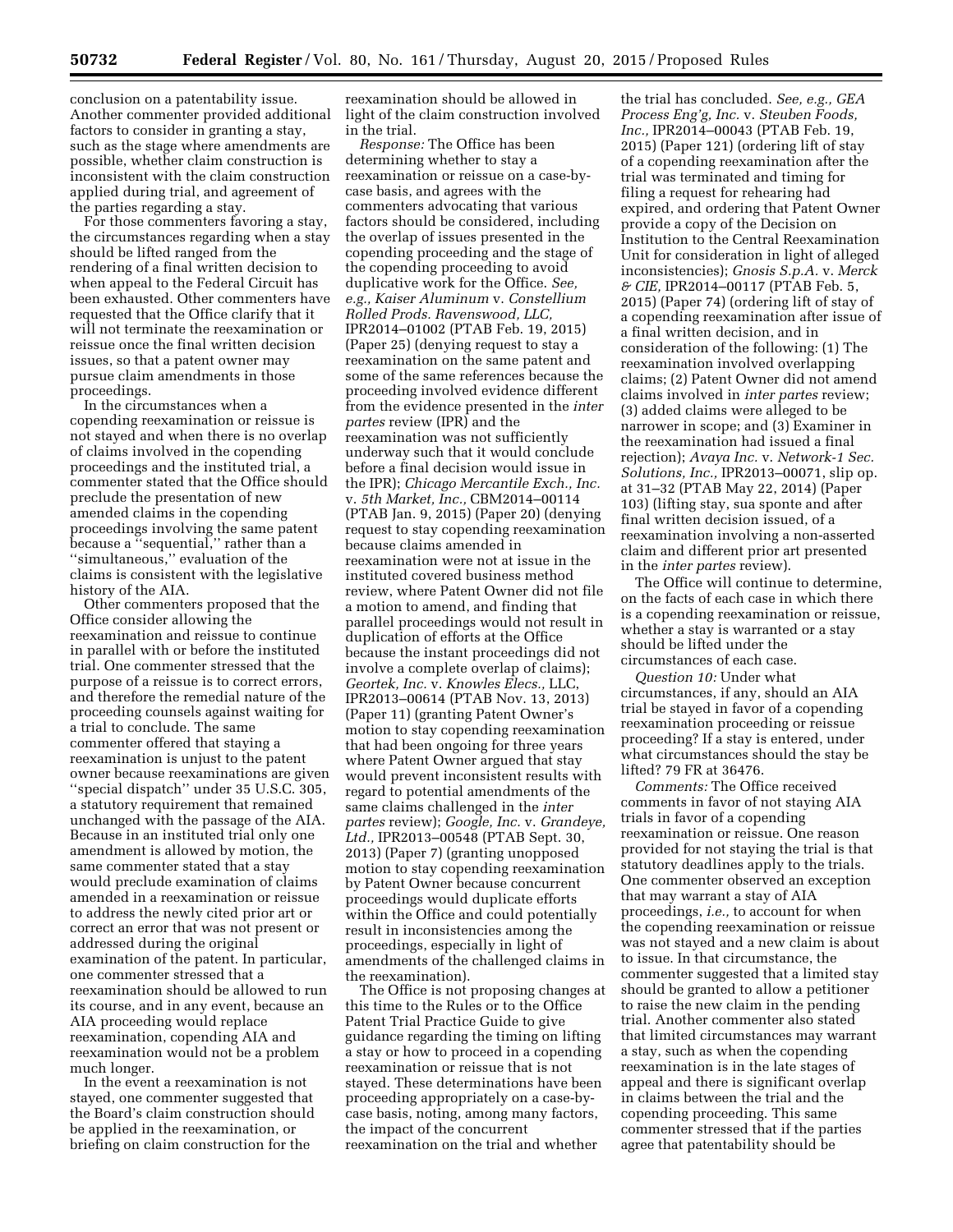conclusion on a patentability issue. Another commenter provided additional factors to consider in granting a stay, such as the stage where amendments are possible, whether claim construction is inconsistent with the claim construction applied during trial, and agreement of the parties regarding a stay.

For those commenters favoring a stay, the circumstances regarding when a stay should be lifted ranged from the rendering of a final written decision to when appeal to the Federal Circuit has been exhausted. Other commenters have requested that the Office clarify that it will not terminate the reexamination or reissue once the final written decision issues, so that a patent owner may pursue claim amendments in those proceedings.

In the circumstances when a copending reexamination or reissue is not stayed and when there is no overlap of claims involved in the copending proceedings and the instituted trial, a commenter stated that the Office should preclude the presentation of new amended claims in the copending proceedings involving the same patent because a "sequential," rather than a "simultaneous," evaluation of the claims is consistent with the legislative history of the AIA.

Other commenters proposed that the Office consider allowing the reexamination and reissue to continue in parallel with or before the instituted trial. One commenter stressed that the purpose of a reissue is to correct errors, and therefore the remedial nature of the proceeding counsels against waiting for a trial to conclude. The same commenter offered that staying a reexamination is unjust to the patent owner because reexaminations are given "special dispatch" under 35 U.S.C. 305, a statutory requirement that remained unchanged with the passage of the AIA. Because in an instituted trial only one amendment is allowed by motion, the same commenter stated that a stay would preclude examination of claims amended in a reexamination or reissue to address the newly cited prior art or correct an error that was not present or addressed during the original examination of the patent. In particular, one commenter stressed that a reexamination should be allowed to run its course, and in any event, because an AIA proceeding would replace reexamination, copending AIA and reexamination would not be a problem much longer.

In the event a reexamination is not stayed, one commenter suggested that the Board's claim construction should be applied in the reexamination, or briefing on claim construction for the reexamination should be allowed in light of the claim construction involved in the trial.

*Response:* The Office has been determining whether to stay a reexamination or reissue on a case-by-case basis, and agrees with the commenters advocating that various factors should be considered, including the overlap of issues presented in the copending proceeding and the stage of the copending proceeding to avoid duplicative work for the Office. *See, e.g., Kaiser Aluminum* v. *Constellium Rolled Prods. Ravenswood, LLC,* IPR2014–01002 (PTAB Feb. 19, 2015) (Paper 25) (denying request to stay a reexamination on the same patent and some of the same references because the proceeding involved evidence different from the evidence presented in the *inter partes* review (IPR) and the reexamination was not sufficiently underway such that it would conclude before a final decision would issue in the IPR); *Chicago Mercantile Exch., Inc.* v. *5th Market, Inc.,* CBM2014–00114 (PTAB Jan. 9, 2015) (Paper 20) (denying request to stay copending reexamination because claims amended in reexamination were not at issue in the instituted covered business method review, where Patent Owner did not file a motion to amend, and finding that parallel proceedings would not result in duplication of efforts at the Office because the instant proceedings did not involve a complete overlap of claims); *Geortek, Inc.* v. *Knowles Elecs.,* LLC, IPR2013–00614 (PTAB Nov. 13, 2013) (Paper 11) (granting Patent Owner's motion to stay copending reexamination that had been ongoing for three years where Patent Owner argued that stay would prevent inconsistent results with regard to potential amendments of the same claims challenged in the *inter partes* review); *Google, Inc.* v. *Grandeye, Ltd.,* IPR2013–00548 (PTAB Sept. 30, 2013) (Paper 7) (granting unopposed motion to stay copending reexamination by Patent Owner because concurrent proceedings would duplicate efforts within the Office and could potentially result in inconsistencies among the proceedings, especially in light of amendments of the challenged claims in the reexamination).

The Office is not proposing changes at this time to the Rules or to the Office Patent Trial Practice Guide to give guidance regarding the timing on lifting a stay or how to proceed in a copending reexamination or reissue that is not stayed. These determinations have been proceeding appropriately on a case-by-case basis, noting, among many factors, the impact of the concurrent reexamination on the trial and whether the trial has concluded. *See, e.g., GEA Process Eng'g, Inc.* v. *Steuben Foods, Inc.,* IPR2014–00043 (PTAB Feb. 19, 2015) (Paper 121) (ordering lift of stay of a copending reexamination after the trial was terminated and timing for filing a request for rehearing had expired, and ordering that Patent Owner provide a copy of the Decision on Institution to the Central Reexamination Unit for consideration in light of alleged inconsistencies); *Gnosis S.p.A.* v. *Merck & CIE,* IPR2014–00117 (PTAB Feb. 5, 2015) (Paper 74) (ordering lift of stay of a copending reexamination after issue of a final written decision, and in consideration of the following: (1) The reexamination involved overlapping claims; (2) Patent Owner did not amend claims involved in *inter partes* review; (3) added claims were alleged to be narrower in scope; and (3) Examiner in the reexamination had issued a final rejection); *Avaya Inc.* v. *Network-1 Sec. Solutions, Inc.,* IPR2013–00071, slip op. at 31–32 (PTAB May 22, 2014) (Paper 103) (lifting stay, sua sponte and after final written decision issued, of a reexamination involving a non-asserted claim and different prior art presented in the *inter partes* review).

The Office will continue to determine, on the facts of each case in which there is a copending reexamination or reissue, whether a stay is warranted or a stay should be lifted under the circumstances of each case.

*Question 10:* Under what circumstances, if any, should an AIA trial be stayed in favor of a copending reexamination proceeding or reissue proceeding? If a stay is entered, under what circumstances should the stay be lifted? 79 FR at 36476.

*Comments:* The Office received comments in favor of not staying AIA trials in favor of a copending reexamination or reissue. One reason provided for not staying the trial is that statutory deadlines apply to the trials. One commenter observed an exception that may warrant a stay of AIA proceedings, *i.e.,* to account for when the copending reexamination or reissue was not stayed and a new claim is about to issue. In that circumstance, the commenter suggested that a limited stay should be granted to allow a petitioner to raise the new claim in the pending trial. Another commenter also stated that limited circumstances may warrant a stay, such as when the copending reexamination is in the late stages of appeal and there is significant overlap in claims between the trial and the copending proceeding. This same commenter stressed that if the parties agree that patentability should be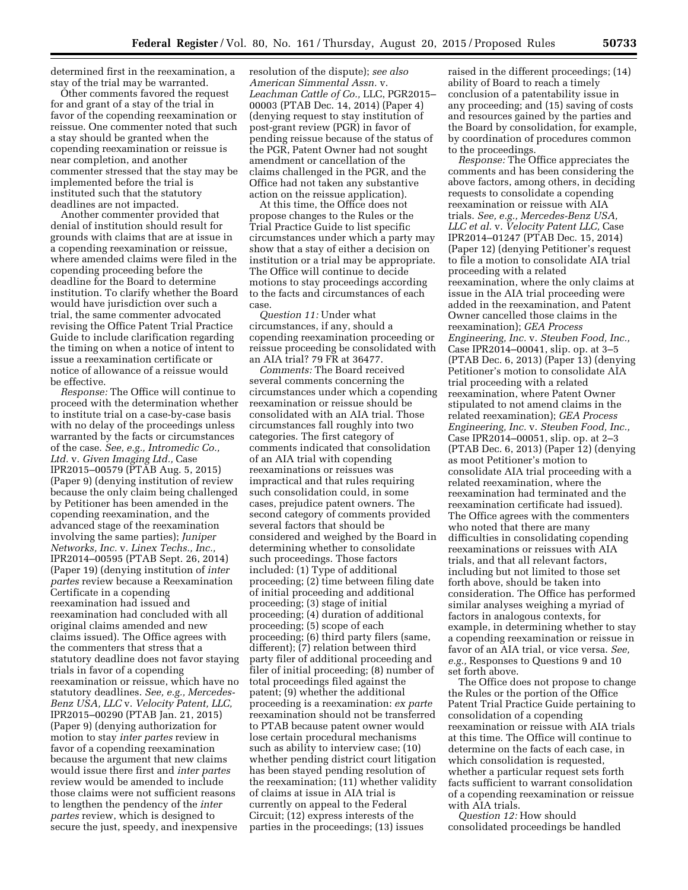determined first in the reexamination, a stay of the trial may be warranted.

Other comments favored the request for and grant of a stay of the trial in favor of the copending reexamination or reissue. One commenter noted that such a stay should be granted when the copending reexamination or reissue is near completion, and another commenter stressed that the stay may be implemented before the trial is instituted such that the statutory deadlines are not impacted.

Another commenter provided that denial of institution should result for grounds with claims that are at issue in a copending reexamination or reissue, where amended claims were filed in the copending proceeding before the deadline for the Board to determine institution. To clarify whether the Board would have jurisdiction over such a trial, the same commenter advocated revising the Office Patent Trial Practice Guide to include clarification regarding the timing on when a notice of intent to issue a reexamination certificate or notice of allowance of a reissue would be effective.

*Response:* The Office will continue to proceed with the determination whether to institute trial on a case-by-case basis with no delay of the proceedings unless warranted by the facts or circumstances of the case. *See, e.g., Intromedic Co., Ltd.* v. *Given Imaging Ltd.,* Case IPR2015–00579 (PTAB Aug. 5, 2015) (Paper 9) (denying institution of review because the only claim being challenged by Petitioner has been amended in the copending reexamination, and the advanced stage of the reexamination involving the same parties); *Juniper Networks, Inc.* v. *Linex Techs., Inc.,* IPR2014–00595 (PTAB Sept. 26, 2014) (Paper 19) (denying institution of *inter partes* review because a Reexamination Certificate in a copending reexamination had issued and reexamination had concluded with all original claims amended and new claims issued). The Office agrees with the commenters that stress that a statutory deadline does not favor staying trials in favor of a copending reexamination or reissue, which have no statutory deadlines. *See, e.g., Mercedes-Benz USA, LLC* v. *Velocity Patent, LLC,* IPR2015–00290 (PTAB Jan. 21, 2015) (Paper 9) (denying authorization for motion to stay *inter partes* review in favor of a copending reexamination because the argument that new claims would issue there first and *inter partes* review would be amended to include those claims were not sufficient reasons to lengthen the pendency of the *inter partes* review, which is designed to secure the just, speedy, and inexpensive resolution of the dispute); *see also American Simmental Assn.* v. *Leachman Cattle of Co.,* LLC, PGR2015–00003 (PTAB Dec. 14, 2014) (Paper 4) (denying request to stay institution of post-grant review (PGR) in favor of pending reissue because of the status of the PGR, Patent Owner had not sought amendment or cancellation of the claims challenged in the PGR, and the Office had not taken any substantive action on the reissue application).

At this time, the Office does not propose changes to the Rules or the Trial Practice Guide to list specific circumstances under which a party may show that a stay of either a decision on institution or a trial may be appropriate. The Office will continue to decide motions to stay proceedings according to the facts and circumstances of each case.

*Question 11:* Under what circumstances, if any, should a copending reexamination proceeding or reissue proceeding be consolidated with an AIA trial? 79 FR at 36477.

*Comments:* The Board received several comments concerning the circumstances under which a copending reexamination or reissue should be consolidated with an AIA trial. Those circumstances fall roughly into two categories. The first category of comments indicated that consolidation of an AIA trial with copending reexaminations or reissues was impractical and that rules requiring such consolidation could, in some cases, prejudice patent owners. The second category of comments provided several factors that should be considered and weighed by the Board in determining whether to consolidate such proceedings. Those factors included: (1) Type of additional proceeding; (2) time between filing date of initial proceeding and additional proceeding; (3) stage of initial proceeding; (4) duration of additional proceeding; (5) scope of each proceeding; (6) third party filers (same, different); (7) relation between third party filer of additional proceeding and filer of initial proceeding; (8) number of total proceedings filed against the patent; (9) whether the additional proceeding is a reexamination: *ex parte* reexamination should not be transferred to PTAB because patent owner would lose certain procedural mechanisms such as ability to interview case; (10) whether pending district court litigation has been stayed pending resolution of the reexamination; (11) whether validity of claims at issue in AIA trial is currently on appeal to the Federal Circuit; (12) express interests of the parties in the proceedings; (13) issues raised in the different proceedings; (14) ability of Board to reach a timely conclusion of a patentability issue in any proceeding; and (15) saving of costs and resources gained by the parties and the Board by consolidation, for example, by coordination of procedures common to the proceedings.

*Response:* The Office appreciates the comments and has been considering the above factors, among others, in deciding requests to consolidate a copending reexamination or reissue with AIA trials. *See, e.g., Mercedes-Benz USA, LLC et al.* v. *Velocity Patent LLC,* Case IPR2014–01247 (PTAB Dec. 15, 2014) (Paper 12) (denying Petitioner's request to file a motion to consolidate AIA trial proceeding with a related reexamination, where the only claims at issue in the AIA trial proceeding were added in the reexamination, and Patent Owner cancelled those claims in the reexamination); *GEA Process Engineering, Inc.* v. *Steuben Food, Inc.,* Case IPR2014–00041, slip. op. at 3–5 (PTAB Dec. 6, 2013) (Paper 13) (denying Petitioner's motion to consolidate AIA trial proceeding with a related reexamination, where Patent Owner stipulated to not amend claims in the related reexamination); *GEA Process Engineering, Inc.* v. *Steuben Food, Inc.,* Case IPR2014–00051, slip. op. at 2–3 (PTAB Dec. 6, 2013) (Paper 12) (denying as moot Petitioner's motion to consolidate AIA trial proceeding with a related reexamination, where the reexamination had terminated and the reexamination certificate had issued). The Office agrees with the commenters who noted that there are many difficulties in consolidating copending reexaminations or reissues with AIA trials, and that all relevant factors, including but not limited to those set forth above, should be taken into consideration. The Office has performed similar analyses weighing a myriad of factors in analogous contexts, for example, in determining whether to stay a copending reexamination or reissue in favor of an AIA trial, or vice versa. *See, e.g.,* Responses to Questions 9 and 10 set forth above.

The Office does not propose to change the Rules or the portion of the Office Patent Trial Practice Guide pertaining to consolidation of a copending reexamination or reissue with AIA trials at this time. The Office will continue to determine on the facts of each case, in which consolidation is requested, whether a particular request sets forth facts sufficient to warrant consolidation of a copending reexamination or reissue with AIA trials.

*Question 12:* How should consolidated proceedings be handled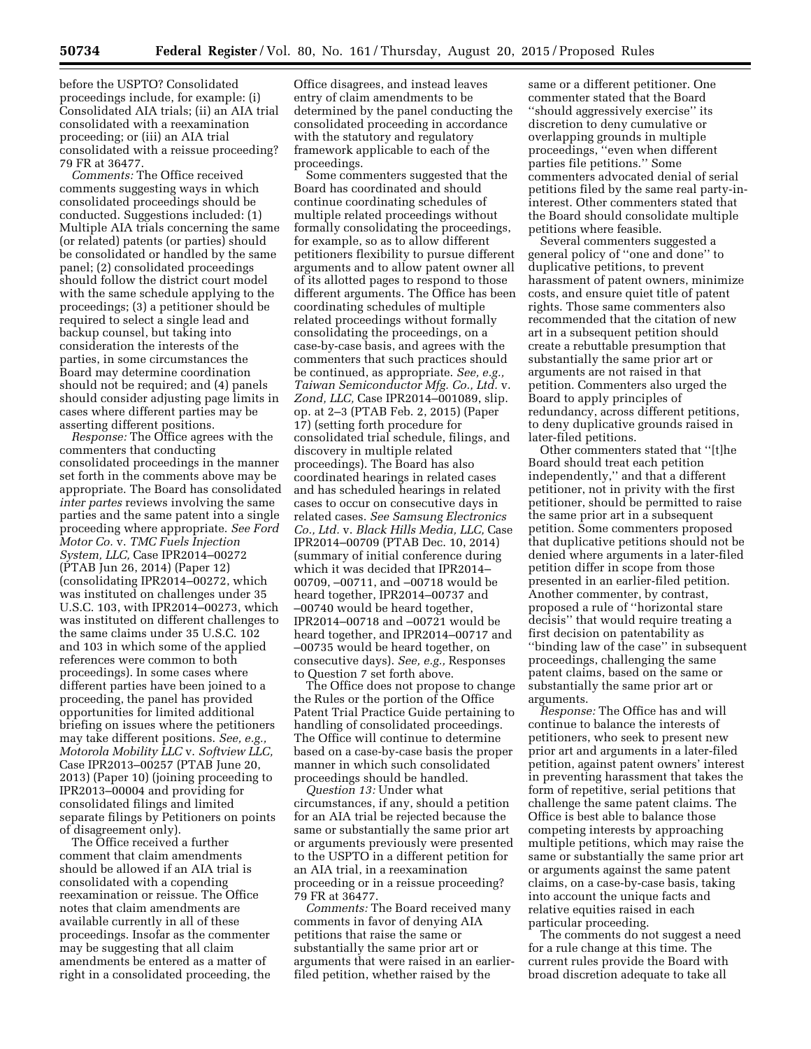before the USPTO? Consolidated proceedings include, for example: (i) Consolidated AIA trials; (ii) an AIA trial consolidated with a reexamination proceeding; or (iii) an AIA trial consolidated with a reissue proceeding? 79 FR at 36477.

*Comments:* The Office received comments suggesting ways in which consolidated proceedings should be conducted. Suggestions included: (1) Multiple AIA trials concerning the same (or related) patents (or parties) should be consolidated or handled by the same panel; (2) consolidated proceedings should follow the district court model with the same schedule applying to the proceedings; (3) a petitioner should be required to select a single lead and backup counsel, but taking into consideration the interests of the parties, in some circumstances the Board may determine coordination should not be required; and (4) panels should consider adjusting page limits in cases where different parties may be asserting different positions.

*Response:* The Office agrees with the commenters that conducting consolidated proceedings in the manner set forth in the comments above may be appropriate. The Board has consolidated *inter partes* reviews involving the same parties and the same patent into a single proceeding where appropriate. *See Ford Motor Co.* v. *TMC Fuels Injection System, LLC,* Case IPR2014–00272 (PTAB Jun 26, 2014) (Paper 12) (consolidating IPR2014–00272, which was instituted on challenges under 35 U.S.C. 103, with IPR2014–00273, which was instituted on different challenges to the same claims under 35 U.S.C. 102 and 103 in which some of the applied references were common to both proceedings). In some cases where different parties have been joined to a proceeding, the panel has provided opportunities for limited additional briefing on issues where the petitioners may take different positions. *See, e.g., Motorola Mobility LLC* v. *Softview LLC,* Case IPR2013–00257 (PTAB June 20, 2013) (Paper 10) (joining proceeding to IPR2013–00004 and providing for consolidated filings and limited separate filings by Petitioners on points of disagreement only).

The Office received a further comment that claim amendments should be allowed if an AIA trial is consolidated with a copending reexamination or reissue. The Office notes that claim amendments are available currently in all of these proceedings. Insofar as the commenter may be suggesting that all claim amendments be entered as a matter of right in a consolidated proceeding, the Office disagrees, and instead leaves entry of claim amendments to be determined by the panel conducting the consolidated proceeding in accordance with the statutory and regulatory framework applicable to each of the proceedings.

Some commenters suggested that the Board has coordinated and should continue coordinating schedules of multiple related proceedings without formally consolidating the proceedings, for example, so as to allow different petitioners flexibility to pursue different arguments and to allow patent owner all of its allotted pages to respond to those different arguments. The Office has been coordinating schedules of multiple related proceedings without formally consolidating the proceedings, on a case-by-case basis, and agrees with the commenters that such practices should be continued, as appropriate. *See, e.g., Taiwan Semiconductor Mfg. Co., Ltd.* v. *Zond, LLC,* Case IPR2014–001089, slip. op. at 2–3 (PTAB Feb. 2, 2015) (Paper 17) (setting forth procedure for consolidated trial schedule, filings, and discovery in multiple related proceedings). The Board has also coordinated hearings in related cases and has scheduled hearings in related cases to occur on consecutive days in related cases. *See Samsung Electronics Co., Ltd.* v. *Black Hills Media, LLC,* Case IPR2014–00709 (PTAB Dec. 10, 2014) (summary of initial conference during which it was decided that IPR2014–00709, –00711, and –00718 would be heard together, IPR2014–00737 and –00740 would be heard together, IPR2014–00718 and –00721 would be heard together, and IPR2014–00717 and –00735 would be heard together, on consecutive days). *See, e.g.,* Responses to Question 7 set forth above.

The Office does not propose to change the Rules or the portion of the Office Patent Trial Practice Guide pertaining to handling of consolidated proceedings. The Office will continue to determine based on a case-by-case basis the proper manner in which such consolidated proceedings should be handled.

*Question 13:* Under what circumstances, if any, should a petition for an AIA trial be rejected because the same or substantially the same prior art or arguments previously were presented to the USPTO in a different petition for an AIA trial, in a reexamination proceeding or in a reissue proceeding? 79 FR at 36477.

*Comments:* The Board received many comments in favor of denying AIA petitions that raise the same or substantially the same prior art or arguments that were raised in an earlier-filed petition, whether raised by the same or a different petitioner. One commenter stated that the Board ''should aggressively exercise'' its discretion to deny cumulative or overlapping grounds in multiple proceedings, ''even when different parties file petitions.'' Some commenters advocated denial of serial petitions filed by the same real party-in-interest. Other commenters stated that the Board should consolidate multiple petitions where feasible.

Several commenters suggested a general policy of ''one and done'' to duplicative petitions, to prevent harassment of patent owners, minimize costs, and ensure quiet title of patent rights. Those same commenters also recommended that the citation of new art in a subsequent petition should create a rebuttable presumption that substantially the same prior art or arguments are not raised in that petition. Commenters also urged the Board to apply principles of redundancy, across different petitions, to deny duplicative grounds raised in later-filed petitions.

Other commenters stated that ''[t]he Board should treat each petition independently,'' and that a different petitioner, not in privity with the first petitioner, should be permitted to raise the same prior art in a subsequent petition. Some commenters proposed that duplicative petitions should not be denied where arguments in a later-filed petition differ in scope from those presented in an earlier-filed petition. Another commenter, by contrast, proposed a rule of ''horizontal stare decisis'' that would require treating a first decision on patentability as ''binding law of the case'' in subsequent proceedings, challenging the same patent claims, based on the same or substantially the same prior art or arguments.

*Response:* The Office has and will continue to balance the interests of petitioners, who seek to present new prior art and arguments in a later-filed petition, against patent owners' interest in preventing harassment that takes the form of repetitive, serial petitions that challenge the same patent claims. The Office is best able to balance those competing interests by approaching multiple petitions, which may raise the same or substantially the same prior art or arguments against the same patent claims, on a case-by-case basis, taking into account the unique facts and relative equities raised in each particular proceeding.

The comments do not suggest a need for a rule change at this time. The current rules provide the Board with broad discretion adequate to take all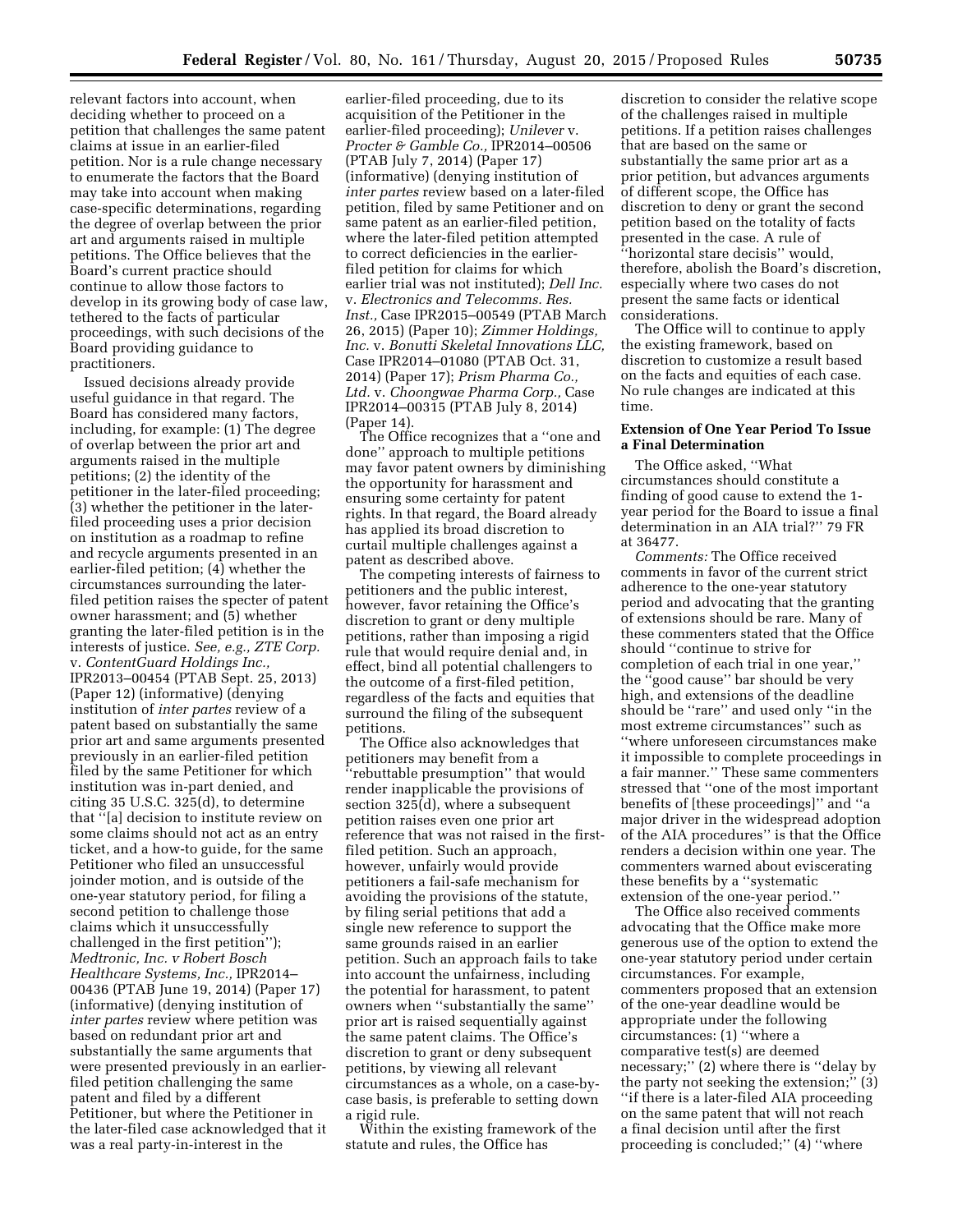relevant factors into account, when deciding whether to proceed on a petition that challenges the same patent claims at issue in an earlier-filed petition. Nor is a rule change necessary to enumerate the factors that the Board may take into account when making case-specific determinations, regarding the degree of overlap between the prior art and arguments raised in multiple petitions. The Office believes that the Board's current practice should continue to allow those factors to develop in its growing body of case law, tethered to the facts of particular proceedings, with such decisions of the Board providing guidance to practitioners.

Issued decisions already provide useful guidance in that regard. The Board has considered many factors, including, for example: (1) The degree of overlap between the prior art and arguments raised in the multiple petitions; (2) the identity of the petitioner in the later-filed proceeding; (3) whether the petitioner in the later-filed proceeding uses a prior decision on institution as a roadmap to refine and recycle arguments presented in an earlier-filed petition; (4) whether the circumstances surrounding the later-filed petition raises the specter of patent owner harassment; and (5) whether granting the later-filed petition is in the interests of justice. *See, e.g., ZTE Corp.* v. *ContentGuard Holdings Inc.,* IPR2013–00454 (PTAB Sept. 25, 2013) (Paper 12) (informative) (denying institution of *inter partes* review of a patent based on substantially the same prior art and same arguments presented previously in an earlier-filed petition filed by the same Petitioner for which institution was in-part denied, and citing 35 U.S.C. 325(d), to determine that ''[a] decision to institute review on some claims should not act as an entry ticket, and a how-to guide, for the same Petitioner who filed an unsuccessful joinder motion, and is outside of the one-year statutory period, for filing a second petition to challenge those claims which it unsuccessfully challenged in the first petition''); *Medtronic, Inc. v Robert Bosch Healthcare Systems, Inc.,* IPR2014–00436 (PTAB June 19, 2014) (Paper 17) (informative) (denying institution of *inter partes* review where petition was based on redundant prior art and substantially the same arguments that were presented previously in an earlier-filed petition challenging the same patent and filed by a different Petitioner, but where the Petitioner in the later-filed case acknowledged that it was a real party-in-interest in the earlier-filed proceeding, due to its acquisition of the Petitioner in the earlier-filed proceeding); *Unilever* v. *Procter & Gamble Co.,* IPR2014–00506 (PTAB July 7, 2014) (Paper 17) (informative) (denying institution of *inter partes* review based on a later-filed petition, filed by same Petitioner and on same patent as an earlier-filed petition, where the later-filed petition attempted to correct deficiencies in the earlier-filed petition for claims for which earlier trial was not instituted); *Dell Inc.* v. *Electronics and Telecomms. Res. Inst.,* Case IPR2015–00549 (PTAB March 26, 2015) (Paper 10); *Zimmer Holdings, Inc.* v. *Bonutti Skeletal Innovations LLC,* Case IPR2014–01080 (PTAB Oct. 31, 2014) (Paper 17); *Prism Pharma Co., Ltd.* v. *Choongwae Pharma Corp.,* Case IPR2014–00315 (PTAB July 8, 2014) (Paper 14).

The Office recognizes that a ''one and done'' approach to multiple petitions may favor patent owners by diminishing the opportunity for harassment and ensuring some certainty for patent rights. In that regard, the Board already has applied its broad discretion to curtail multiple challenges against a patent as described above.

The competing interests of fairness to petitioners and the public interest, however, favor retaining the Office's discretion to grant or deny multiple petitions, rather than imposing a rigid rule that would require denial and, in effect, bind all potential challengers to the outcome of a first-filed petition, regardless of the facts and equities that surround the filing of the subsequent petitions.

The Office also acknowledges that petitioners may benefit from a ''rebuttable presumption'' that would render inapplicable the provisions of section 325(d), where a subsequent petition raises even one prior art reference that was not raised in the first-filed petition. Such an approach, however, unfairly would provide petitioners a fail-safe mechanism for avoiding the provisions of the statute, by filing serial petitions that add a single new reference to support the same grounds raised in an earlier petition. Such an approach fails to take into account the unfairness, including the potential for harassment, to patent owners when ''substantially the same'' prior art is raised sequentially against the same patent claims. The Office's discretion to grant or deny subsequent petitions, by viewing all relevant circumstances as a whole, on a case-by-case basis, is preferable to setting down a rigid rule.

Within the existing framework of the statute and rules, the Office has discretion to consider the relative scope of the challenges raised in multiple petitions. If a petition raises challenges that are based on the same or substantially the same prior art as a prior petition, but advances arguments of different scope, the Office has discretion to deny or grant the second petition based on the totality of facts presented in the case. A rule of ''horizontal stare decisis'' would, therefore, abolish the Board's discretion, especially where two cases do not present the same facts or identical considerations.

The Office will to continue to apply the existing framework, based on discretion to customize a result based on the facts and equities of each case. No rule changes are indicated at this time.

**Extension of One Year Period To Issue a Final Determination**

The Office asked, ''What circumstances should constitute a finding of good cause to extend the 1-year period for the Board to issue a final determination in an AIA trial?'' 79 FR at 36477.

*Comments:* The Office received comments in favor of the current strict adherence to the one-year statutory period and advocating that the granting of extensions should be rare. Many of these commenters stated that the Office should ''continue to strive for completion of each trial in one year,'' the ''good cause'' bar should be very high, and extensions of the deadline should be ''rare'' and used only ''in the most extreme circumstances'' such as ''where unforeseen circumstances make it impossible to complete proceedings in a fair manner.'' These same commenters stressed that ''one of the most important benefits of [these proceedings]'' and ''a major driver in the widespread adoption of the AIA procedures'' is that the Office renders a decision within one year. The commenters warned about eviscerating these benefits by a ''systematic extension of the one-year period.''

The Office also received comments advocating that the Office make more generous use of the option to extend the one-year statutory period under certain circumstances. For example, commenters proposed that an extension of the one-year deadline would be appropriate under the following circumstances: (1) ''where a comparative test(s) are deemed necessary;'' (2) where there is ''delay by the party not seeking the extension;'' (3) ''if there is a later-filed AIA proceeding on the same patent that will not reach a final decision until after the first proceeding is concluded;'' (4) ''where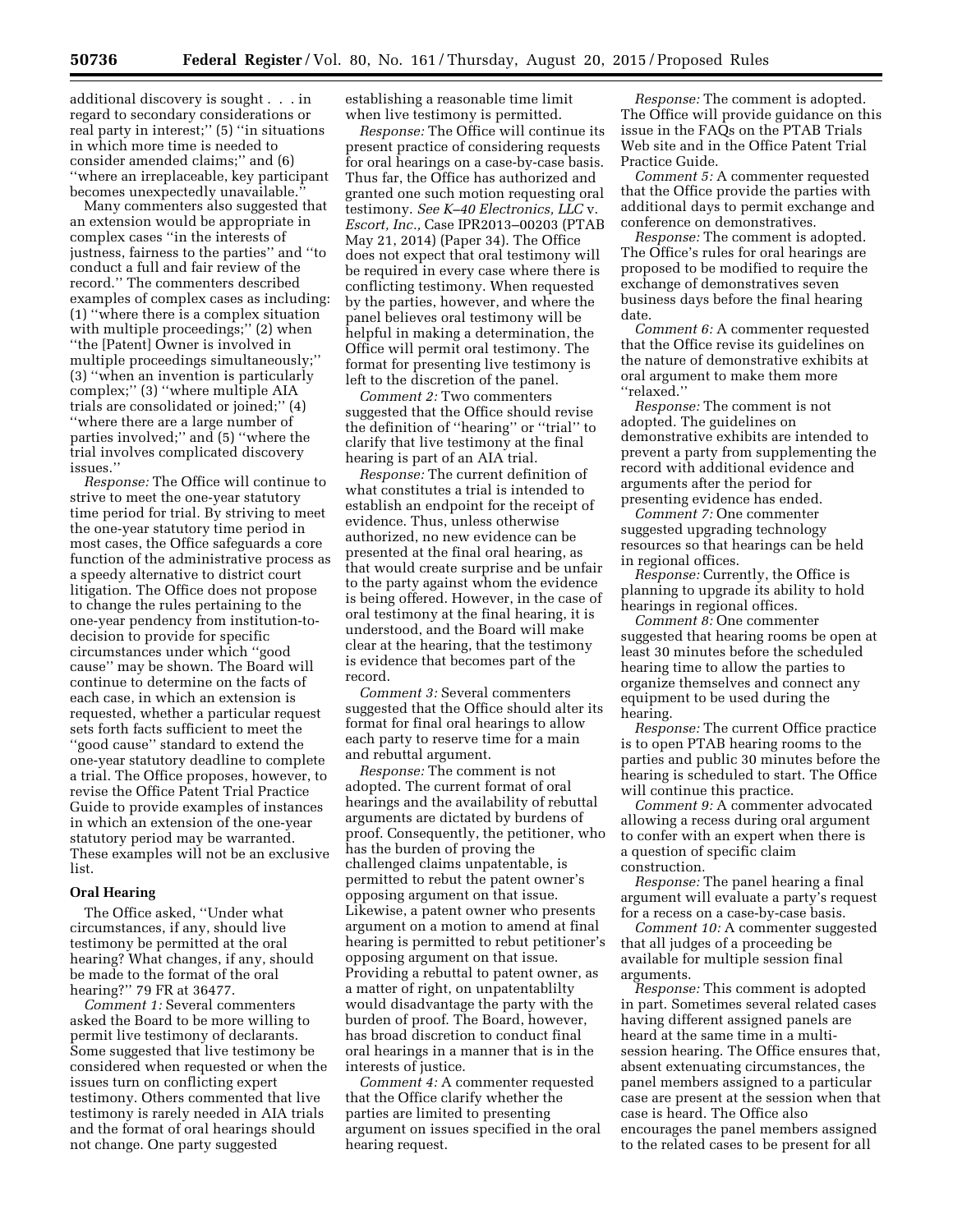additional discovery is sought . . . in regard to secondary considerations or real party in interest;'' (5) ''in situations in which more time is needed to consider amended claims;'' and (6) ''where an irreplaceable, key participant becomes unexpectedly unavailable.''

Many commenters also suggested that an extension would be appropriate in complex cases ''in the interests of justness, fairness to the parties'' and ''to conduct a full and fair review of the record.'' The commenters described examples of complex cases as including: (1) ''where there is a complex situation with multiple proceedings;'' (2) when ''the [Patent] Owner is involved in multiple proceedings simultaneously;'' (3) ''when an invention is particularly complex;'' (3) ''where multiple AIA trials are consolidated or joined;'' (4) ''where there are a large number of parties involved;'' and (5) ''where the trial involves complicated discovery issues.''

*Response:* The Office will continue to strive to meet the one-year statutory time period for trial. By striving to meet the one-year statutory time period in most cases, the Office safeguards a core function of the administrative process as a speedy alternative to district court litigation. The Office does not propose to change the rules pertaining to the one-year pendency from institution-to-decision to provide for specific circumstances under which ''good cause'' may be shown. The Board will continue to determine on the facts of each case, in which an extension is requested, whether a particular request sets forth facts sufficient to meet the ''good cause'' standard to extend the one-year statutory deadline to complete a trial. The Office proposes, however, to revise the Office Patent Trial Practice Guide to provide examples of instances in which an extension of the one-year statutory period may be warranted. These examples will not be an exclusive list.

**Oral Hearing**

The Office asked, ''Under what circumstances, if any, should live testimony be permitted at the oral hearing? What changes, if any, should be made to the format of the oral hearing?'' 79 FR at 36477.

*Comment 1:* Several commenters asked the Board to be more willing to permit live testimony of declarants. Some suggested that live testimony be considered when requested or when the issues turn on conflicting expert testimony. Others commented that live testimony is rarely needed in AIA trials and the format of oral hearings should not change. One party suggested establishing a reasonable time limit when live testimony is permitted.

*Response:* The Office will continue its present practice of considering requests for oral hearings on a case-by-case basis. Thus far, the Office has authorized and granted one such motion requesting oral testimony. *See K–40 Electronics, LLC* v. *Escort, Inc.,* Case IPR2013–00203 (PTAB May 21, 2014) (Paper 34). The Office does not expect that oral testimony will be required in every case where there is conflicting testimony. When requested by the parties, however, and where the panel believes oral testimony will be helpful in making a determination, the Office will permit oral testimony. The format for presenting live testimony is left to the discretion of the panel.

*Comment 2:* Two commenters suggested that the Office should revise the definition of ''hearing'' or ''trial'' to clarify that live testimony at the final hearing is part of an AIA trial.

*Response:* The current definition of what constitutes a trial is intended to establish an endpoint for the receipt of evidence. Thus, unless otherwise authorized, no new evidence can be presented at the final oral hearing, as that would create surprise and be unfair to the party against whom the evidence is being offered. However, in the case of oral testimony at the final hearing, it is understood, and the Board will make clear at the hearing, that the testimony is evidence that becomes part of the record.

*Comment 3:* Several commenters suggested that the Office should alter its format for final oral hearings to allow each party to reserve time for a main and rebuttal argument.

*Response:* The comment is not adopted. The current format of oral hearings and the availability of rebuttal arguments are dictated by burdens of proof. Consequently, the petitioner, who has the burden of proving the challenged claims unpatentable, is permitted to rebut the patent owner's opposing argument on that issue. Likewise, a patent owner who presents argument on a motion to amend at final hearing is permitted to rebut petitioner's opposing argument on that issue. Providing a rebuttal to patent owner, as a matter of right, on unpatentablilty would disadvantage the party with the burden of proof. The Board, however, has broad discretion to conduct final oral hearings in a manner that is in the interests of justice.

*Comment 4:* A commenter requested that the Office clarify whether the parties are limited to presenting argument on issues specified in the oral hearing request.

*Response:* The comment is adopted. The Office will provide guidance on this issue in the FAQs on the PTAB Trials Web site and in the Office Patent Trial Practice Guide.

*Comment 5:* A commenter requested that the Office provide the parties with additional days to permit exchange and conference on demonstratives.

*Response:* The comment is adopted. The Office's rules for oral hearings are proposed to be modified to require the exchange of demonstratives seven business days before the final hearing date.

*Comment 6:* A commenter requested that the Office revise its guidelines on the nature of demonstrative exhibits at oral argument to make them more ''relaxed.''

*Response:* The comment is not adopted. The guidelines on demonstrative exhibits are intended to prevent a party from supplementing the record with additional evidence and arguments after the period for presenting evidence has ended.

*Comment 7:* One commenter suggested upgrading technology resources so that hearings can be held in regional offices.

*Response:* Currently, the Office is planning to upgrade its ability to hold hearings in regional offices.

*Comment 8:* One commenter suggested that hearing rooms be open at least 30 minutes before the scheduled hearing time to allow the parties to organize themselves and connect any equipment to be used during the hearing.

*Response:* The current Office practice is to open PTAB hearing rooms to the parties and public 30 minutes before the hearing is scheduled to start. The Office will continue this practice.

*Comment 9:* A commenter advocated allowing a recess during oral argument to confer with an expert when there is a question of specific claim construction.

*Response:* The panel hearing a final argument will evaluate a party's request for a recess on a case-by-case basis.

*Comment 10:* A commenter suggested that all judges of a proceeding be available for multiple session final arguments.

*Response:* This comment is adopted in part. Sometimes several related cases having different assigned panels are heard at the same time in a multi-session hearing. The Office ensures that, absent extenuating circumstances, the panel members assigned to a particular case are present at the session when that case is heard. The Office also encourages the panel members assigned to the related cases to be present for all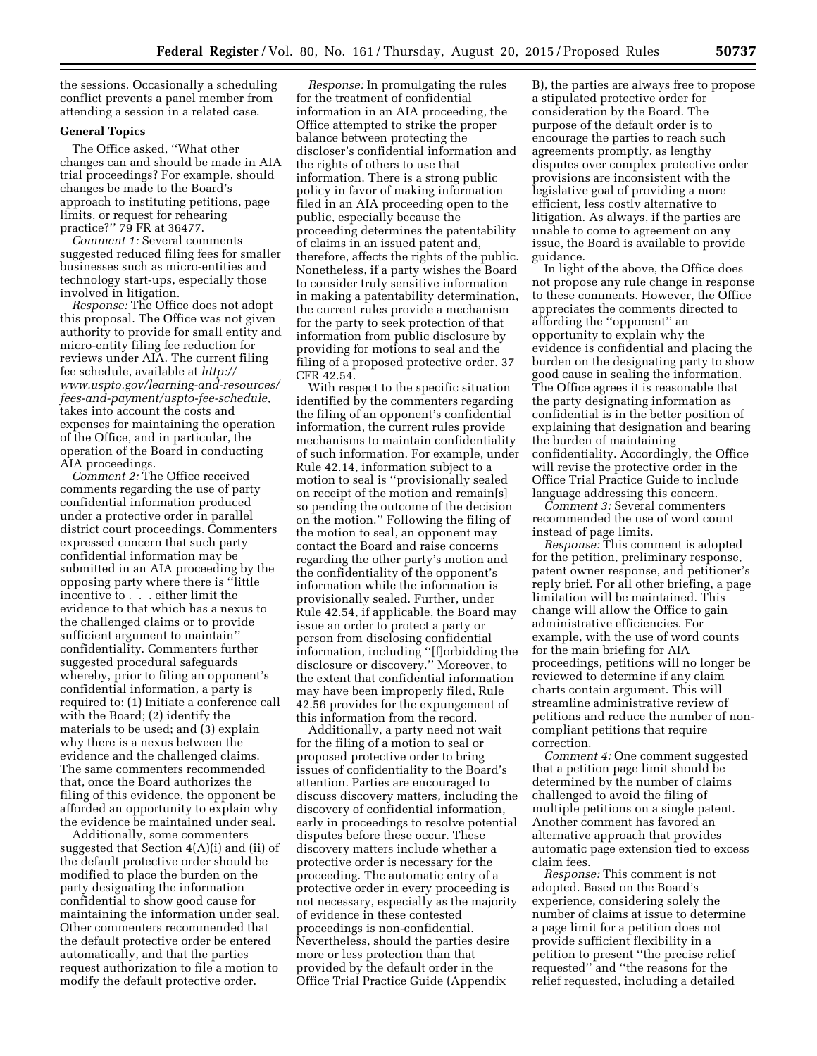the sessions. Occasionally a scheduling conflict prevents a panel member from attending a session in a related case.

**General Topics**

The Office asked, ''What other changes can and should be made in AIA trial proceedings? For example, should changes be made to the Board's approach to instituting petitions, page limits, or request for rehearing practice?'' 79 FR at 36477.

*Comment 1:* Several comments suggested reduced filing fees for smaller businesses such as micro-entities and technology start-ups, especially those involved in litigation.

*Response:* The Office does not adopt this proposal. The Office was not given authority to provide for small entity and micro-entity filing fee reduction for reviews under AIA. The current filing fee schedule, available at *http://www.uspto.gov/learning-and-resources/fees-and-payment/uspto-fee-schedule,* takes into account the costs and expenses for maintaining the operation of the Office, and in particular, the operation of the Board in conducting AIA proceedings.

*Comment 2:* The Office received comments regarding the use of party confidential information produced under a protective order in parallel district court proceedings. Commenters expressed concern that such party confidential information may be submitted in an AIA proceeding by the opposing party where there is ''little incentive to . . . either limit the evidence to that which has a nexus to the challenged claims or to provide sufficient argument to maintain'' confidentiality. Commenters further suggested procedural safeguards whereby, prior to filing an opponent's confidential information, a party is required to: (1) Initiate a conference call with the Board; (2) identify the materials to be used; and (3) explain why there is a nexus between the evidence and the challenged claims. The same commenters recommended that, once the Board authorizes the filing of this evidence, the opponent be afforded an opportunity to explain why the evidence be maintained under seal.

Additionally, some commenters suggested that Section 4(A)(i) and (ii) of the default protective order should be modified to place the burden on the party designating the information confidential to show good cause for maintaining the information under seal. Other commenters recommended that the default protective order be entered automatically, and that the parties request authorization to file a motion to modify the default protective order.

*Response:* In promulgating the rules for the treatment of confidential information in an AIA proceeding, the Office attempted to strike the proper balance between protecting the discloser's confidential information and the rights of others to use that information. There is a strong public policy in favor of making information filed in an AIA proceeding open to the public, especially because the proceeding determines the patentability of claims in an issued patent and, therefore, affects the rights of the public. Nonetheless, if a party wishes the Board to consider truly sensitive information in making a patentability determination, the current rules provide a mechanism for the party to seek protection of that information from public disclosure by providing for motions to seal and the filing of a proposed protective order. 37 CFR 42.54.

With respect to the specific situation identified by the commenters regarding the filing of an opponent's confidential information, the current rules provide mechanisms to maintain confidentiality of such information. For example, under Rule 42.14, information subject to a motion to seal is ''provisionally sealed on receipt of the motion and remain[s] so pending the outcome of the decision on the motion.'' Following the filing of the motion to seal, an opponent may contact the Board and raise concerns regarding the other party's motion and the confidentiality of the opponent's information while the information is provisionally sealed. Further, under Rule 42.54, if applicable, the Board may issue an order to protect a party or person from disclosing confidential information, including ''[f]orbidding the disclosure or discovery.'' Moreover, to the extent that confidential information may have been improperly filed, Rule 42.56 provides for the expungement of this information from the record.

Additionally, a party need not wait for the filing of a motion to seal or proposed protective order to bring issues of confidentiality to the Board's attention. Parties are encouraged to discuss discovery matters, including the discovery of confidential information, early in proceedings to resolve potential disputes before these occur. These discovery matters include whether a protective order is necessary for the proceeding. The automatic entry of a protective order in every proceeding is not necessary, especially as the majority of evidence in these contested proceedings is non-confidential. Nevertheless, should the parties desire more or less protection than that provided by the default order in the Office Trial Practice Guide (Appendix B), the parties are always free to propose a stipulated protective order for consideration by the Board. The purpose of the default order is to encourage the parties to reach such agreements promptly, as lengthy disputes over complex protective order provisions are inconsistent with the legislative goal of providing a more efficient, less costly alternative to litigation. As always, if the parties are unable to come to agreement on any issue, the Board is available to provide guidance.

In light of the above, the Office does not propose any rule change in response to these comments. However, the Office appreciates the comments directed to affording the ''opponent'' an opportunity to explain why the evidence is confidential and placing the burden on the designating party to show good cause in sealing the information. The Office agrees it is reasonable that the party designating information as confidential is in the better position of explaining that designation and bearing the burden of maintaining confidentiality. Accordingly, the Office will revise the protective order in the Office Trial Practice Guide to include language addressing this concern.

*Comment 3:* Several commenters recommended the use of word count instead of page limits.

*Response:* This comment is adopted for the petition, preliminary response, patent owner response, and petitioner's reply brief. For all other briefing, a page limitation will be maintained. This change will allow the Office to gain administrative efficiencies. For example, with the use of word counts for the main briefing for AIA proceedings, petitions will no longer be reviewed to determine if any claim charts contain argument. This will streamline administrative review of petitions and reduce the number of non-compliant petitions that require correction.

*Comment 4:* One comment suggested that a petition page limit should be determined by the number of claims challenged to avoid the filing of multiple petitions on a single patent. Another comment has favored an alternative approach that provides automatic page extension tied to excess claim fees.

*Response:* This comment is not adopted. Based on the Board's experience, considering solely the number of claims at issue to determine a page limit for a petition does not provide sufficient flexibility in a petition to present ''the precise relief requested'' and ''the reasons for the relief requested, including a detailed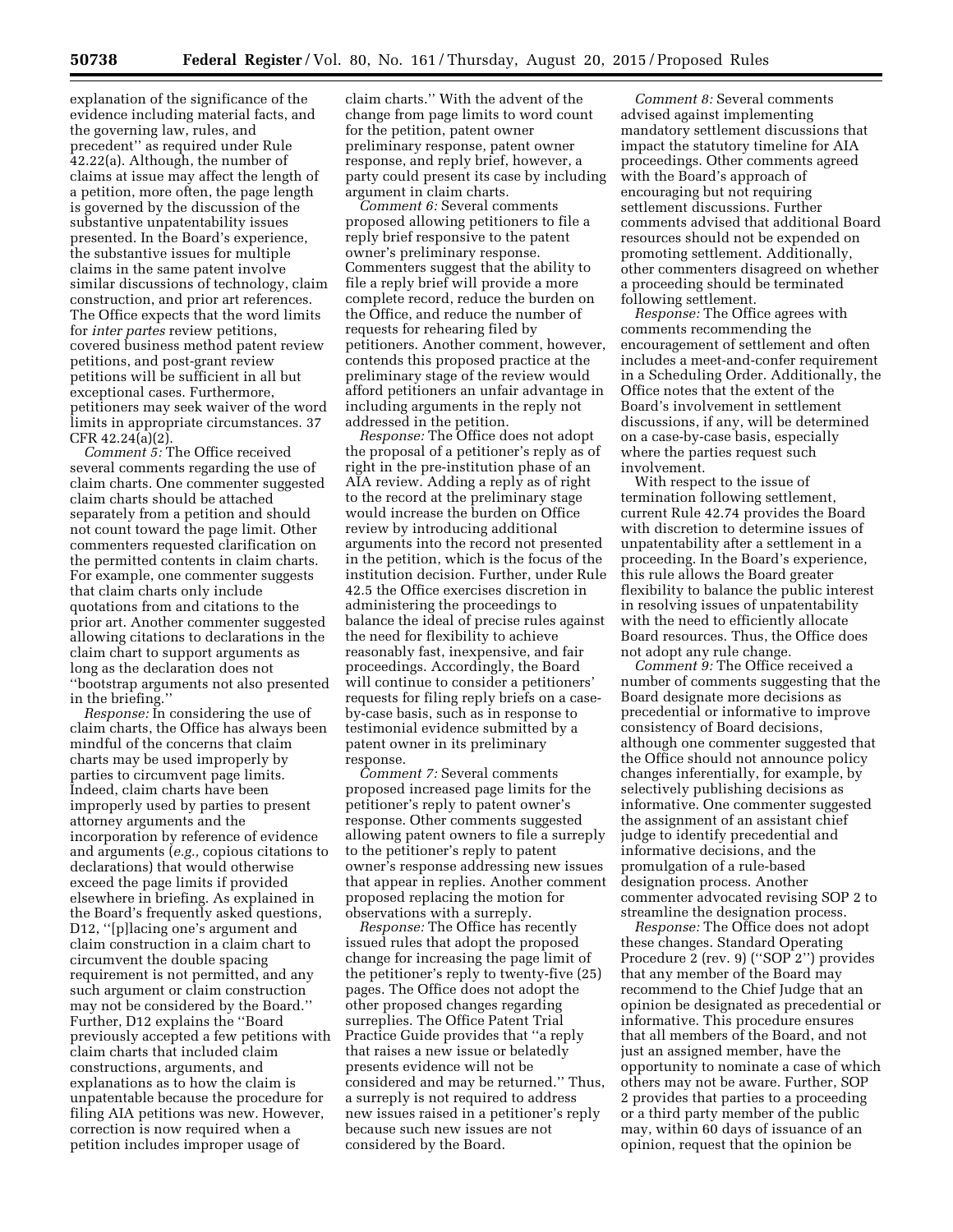explanation of the significance of the evidence including material facts, and the governing law, rules, and precedent'' as required under Rule 42.22(a). Although, the number of claims at issue may affect the length of a petition, more often, the page length is governed by the discussion of the substantive unpatentability issues presented. In the Board's experience, the substantive issues for multiple claims in the same patent involve similar discussions of technology, claim construction, and prior art references. The Office expects that the word limits for *inter partes* review petitions, covered business method patent review petitions, and post-grant review petitions will be sufficient in all but exceptional cases. Furthermore, petitioners may seek waiver of the word limits in appropriate circumstances. 37 CFR 42.24(a)(2).

*Comment 5:* The Office received several comments regarding the use of claim charts. One commenter suggested claim charts should be attached separately from a petition and should not count toward the page limit. Other commenters requested clarification on the permitted contents in claim charts. For example, one commenter suggests that claim charts only include quotations from and citations to the prior art. Another commenter suggested allowing citations to declarations in the claim chart to support arguments as long as the declaration does not ''bootstrap arguments not also presented in the briefing.''

*Response:* In considering the use of claim charts, the Office has always been mindful of the concerns that claim charts may be used improperly by parties to circumvent page limits. Indeed, claim charts have been improperly used by parties to present attorney arguments and the incorporation by reference of evidence and arguments (*e.g.,* copious citations to declarations) that would otherwise exceed the page limits if provided elsewhere in briefing. As explained in the Board's frequently asked questions, D12, ''[p]lacing one's argument and claim construction in a claim chart to circumvent the double spacing requirement is not permitted, and any such argument or claim construction may not be considered by the Board.'' Further, D12 explains the ''Board previously accepted a few petitions with claim charts that included claim constructions, arguments, and explanations as to how the claim is unpatentable because the procedure for filing AIA petitions was new. However, correction is now required when a petition includes improper usage of claim charts.'' With the advent of the change from page limits to word count for the petition, patent owner preliminary response, patent owner response, and reply brief, however, a party could present its case by including argument in claim charts.

*Comment 6:* Several comments proposed allowing petitioners to file a reply brief responsive to the patent owner's preliminary response. Commenters suggest that the ability to file a reply brief will provide a more complete record, reduce the burden on the Office, and reduce the number of requests for rehearing filed by petitioners. Another comment, however, contends this proposed practice at the preliminary stage of the review would afford petitioners an unfair advantage in including arguments in the reply not addressed in the petition.

*Response:* The Office does not adopt the proposal of a petitioner's reply as of right in the pre-institution phase of an AIA review. Adding a reply as of right to the record at the preliminary stage would increase the burden on Office review by introducing additional arguments into the record not presented in the petition, which is the focus of the institution decision. Further, under Rule 42.5 the Office exercises discretion in administering the proceedings to balance the ideal of precise rules against the need for flexibility to achieve reasonably fast, inexpensive, and fair proceedings. Accordingly, the Board will continue to consider a petitioners' requests for filing reply briefs on a case-by-case basis, such as in response to testimonial evidence submitted by a patent owner in its preliminary response.

*Comment 7:* Several comments proposed increased page limits for the petitioner's reply to patent owner's response. Other comments suggested allowing patent owners to file a surreply to the petitioner's reply to patent owner's response addressing new issues that appear in replies. Another comment proposed replacing the motion for observations with a surreply.

*Response:* The Office has recently issued rules that adopt the proposed change for increasing the page limit of the petitioner's reply to twenty-five (25) pages. The Office does not adopt the other proposed changes regarding surreplies. The Office Patent Trial Practice Guide provides that ''a reply that raises a new issue or belatedly presents evidence will not be considered and may be returned.'' Thus, a surreply is not required to address new issues raised in a petitioner's reply because such new issues are not considered by the Board.

*Comment 8:* Several comments advised against implementing mandatory settlement discussions that impact the statutory timeline for AIA proceedings. Other comments agreed with the Board's approach of encouraging but not requiring settlement discussions. Further comments advised that additional Board resources should not be expended on promoting settlement. Additionally, other commenters disagreed on whether a proceeding should be terminated following settlement.

*Response:* The Office agrees with comments recommending the encouragement of settlement and often includes a meet-and-confer requirement in a Scheduling Order. Additionally, the Office notes that the extent of the Board's involvement in settlement discussions, if any, will be determined on a case-by-case basis, especially where the parties request such involvement.

With respect to the issue of termination following settlement, current Rule 42.74 provides the Board with discretion to determine issues of unpatentability after a settlement in a proceeding. In the Board's experience, this rule allows the Board greater flexibility to balance the public interest in resolving issues of unpatentability with the need to efficiently allocate Board resources. Thus, the Office does not adopt any rule change.

*Comment 9:* The Office received a number of comments suggesting that the Board designate more decisions as precedential or informative to improve consistency of Board decisions, although one commenter suggested that the Office should not announce policy changes inferentially, for example, by selectively publishing decisions as informative. One commenter suggested the assignment of an assistant chief judge to identify precedential and informative decisions, and the promulgation of a rule-based designation process. Another commenter advocated revising SOP 2 to streamline the designation process.

*Response:* The Office does not adopt these changes. Standard Operating Procedure 2 (rev. 9) (''SOP 2'') provides that any member of the Board may recommend to the Chief Judge that an opinion be designated as precedential or informative. This procedure ensures that all members of the Board, and not just an assigned member, have the opportunity to nominate a case of which others may not be aware. Further, SOP 2 provides that parties to a proceeding or a third party member of the public may, within 60 days of issuance of an opinion, request that the opinion be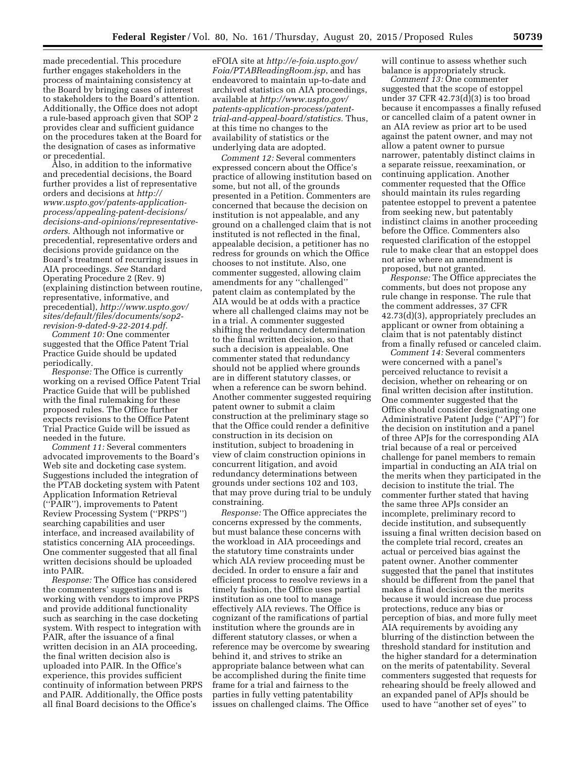made precedential. This procedure further engages stakeholders in the process of maintaining consistency at the Board by bringing cases of interest to stakeholders to the Board's attention. Additionally, the Office does not adopt a rule-based approach given that SOP 2 provides clear and sufficient guidance on the procedures taken at the Board for the designation of cases as informative or precedential.

Also, in addition to the informative and precedential decisions, the Board further provides a list of representative orders and decisions at *http://www.uspto.gov/patents-application-process/appealing-patent-decisions/decisions-and-opinions/representative-orders.* Although not informative or precedential, representative orders and decisions provide guidance on the Board's treatment of recurring issues in AIA proceedings. *See* Standard Operating Procedure 2 (Rev. 9) (explaining distinction between routine, representative, informative, and precedential), *http://www.uspto.gov/sites/default/files/documents/sop2-revision-9-dated-9-22-2014.pdf.*

*Comment 10:* One commenter suggested that the Office Patent Trial Practice Guide should be updated periodically.

*Response:* The Office is currently working on a revised Office Patent Trial Practice Guide that will be published with the final rulemaking for these proposed rules. The Office further expects revisions to the Office Patent Trial Practice Guide will be issued as needed in the future.

*Comment 11:* Several commenters advocated improvements to the Board's Web site and docketing case system. Suggestions included the integration of the PTAB docketing system with Patent Application Information Retrieval (''PAIR''), improvements to Patent Review Processing System (''PRPS'') searching capabilities and user interface, and increased availability of statistics concerning AIA proceedings. One commenter suggested that all final written decisions should be uploaded into PAIR.

*Response:* The Office has considered the commenters' suggestions and is working with vendors to improve PRPS and provide additional functionality such as searching in the case docketing system. With respect to integration with PAIR, after the issuance of a final written decision in an AIA proceeding, the final written decision also is uploaded into PAIR. In the Office's experience, this provides sufficient continuity of information between PRPS and PAIR. Additionally, the Office posts all final Board decisions to the Office's eFOIA site at *http://e-foia.uspto.gov/Foia/PTABReadingRoom.jsp*, and has endeavored to maintain up-to-date and archived statistics on AIA proceedings, available at *http://www.uspto.gov/patents-application-process/patent-trial-and-appeal-board/statistics.* Thus, at this time no changes to the availability of statistics or the underlying data are adopted.

*Comment 12:* Several commenters expressed concern about the Office's practice of allowing institution based on some, but not all, of the grounds presented in a Petition. Commenters are concerned that because the decision on institution is not appealable, and any ground on a challenged claim that is not instituted is not reflected in the final, appealable decision, a petitioner has no redress for grounds on which the Office chooses to not institute. Also, one commenter suggested, allowing claim amendments for any ''challenged'' patent claim as contemplated by the AIA would be at odds with a practice where all challenged claims may not be in a trial. A commenter suggested shifting the redundancy determination to the final written decision, so that such a decision is appealable. One commenter stated that redundancy should not be applied where grounds are in different statutory classes, or when a reference can be sworn behind. Another commenter suggested requiring patent owner to submit a claim construction at the preliminary stage so that the Office could render a definitive construction in its decision on institution, subject to broadening in view of claim construction opinions in concurrent litigation, and avoid redundancy determinations between grounds under sections 102 and 103, that may prove during trial to be unduly constraining.

*Response:* The Office appreciates the concerns expressed by the comments, but must balance these concerns with the workload in AIA proceedings and the statutory time constraints under which AIA review proceeding must be decided. In order to ensure a fair and efficient process to resolve reviews in a timely fashion, the Office uses partial institution as one tool to manage effectively AIA reviews. The Office is cognizant of the ramifications of partial institution where the grounds are in different statutory classes, or when a reference may be overcome by swearing behind it, and strives to strike an appropriate balance between what can be accomplished during the finite time frame for a trial and fairness to the parties in fully vetting patentability issues on challenged claims. The Office will continue to assess whether such balance is appropriately struck.

*Comment 13:* One commenter suggested that the scope of estoppel under 37 CFR 42.73(d)(3) is too broad because it encompasses a finally refused or cancelled claim of a patent owner in an AIA review as prior art to be used against the patent owner, and may not allow a patent owner to pursue narrower, patentably distinct claims in a separate reissue, reexamination, or continuing application. Another commenter requested that the Office should maintain its rules regarding patentee estoppel to prevent a patentee from seeking new, but patentably indistinct claims in another proceeding before the Office. Commenters also requested clarification of the estoppel rule to make clear that an estoppel does not arise where an amendment is proposed, but not granted.

*Response:* The Office appreciates the comments, but does not propose any rule change in response. The rule that the comment addresses, 37 CFR 42.73(d)(3), appropriately precludes an applicant or owner from obtaining a claim that is not patentably distinct from a finally refused or canceled claim.

*Comment 14:* Several commenters were concerned with a panel's perceived reluctance to revisit a decision, whether on rehearing or on final written decision after institution. One commenter suggested that the Office should consider designating one Administrative Patent Judge (''APJ'') for the decision on institution and a panel of three APJs for the corresponding AIA trial because of a real or perceived challenge for panel members to remain impartial in conducting an AIA trial on the merits when they participated in the decision to institute the trial. The commenter further stated that having the same three APJs consider an incomplete, preliminary record to decide institution, and subsequently issuing a final written decision based on the complete trial record, creates an actual or perceived bias against the patent owner. Another commenter suggested that the panel that institutes should be different from the panel that makes a final decision on the merits because it would increase due process protections, reduce any bias or perception of bias, and more fully meet AIA requirements by avoiding any blurring of the distinction between the threshold standard for institution and the higher standard for a determination on the merits of patentability. Several commenters suggested that requests for rehearing should be freely allowed and an expanded panel of APJs should be used to have ''another set of eyes'' to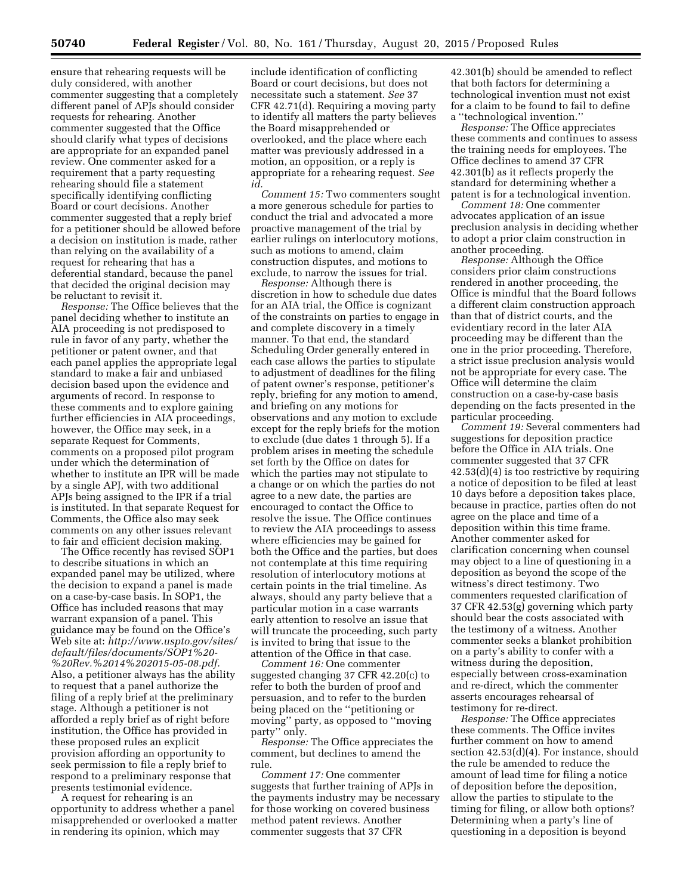ensure that rehearing requests will be duly considered, with another commenter suggesting that a completely different panel of APJs should consider requests for rehearing. Another commenter suggested that the Office should clarify what types of decisions are appropriate for an expanded panel review. One commenter asked for a requirement that a party requesting rehearing should file a statement specifically identifying conflicting Board or court decisions. Another commenter suggested that a reply brief for a petitioner should be allowed before a decision on institution is made, rather than relying on the availability of a request for rehearing that has a deferential standard, because the panel that decided the original decision may be reluctant to revisit it.

*Response:* The Office believes that the panel deciding whether to institute an AIA proceeding is not predisposed to rule in favor of any party, whether the petitioner or patent owner, and that each panel applies the appropriate legal standard to make a fair and unbiased decision based upon the evidence and arguments of record. In response to these comments and to explore gaining further efficiencies in AIA proceedings, however, the Office may seek, in a separate Request for Comments, comments on a proposed pilot program under which the determination of whether to institute an IPR will be made by a single APJ, with two additional APJs being assigned to the IPR if a trial is instituted. In that separate Request for Comments, the Office also may seek comments on any other issues relevant to fair and efficient decision making.

The Office recently has revised SOP1 to describe situations in which an expanded panel may be utilized, where the decision to expand a panel is made on a case-by-case basis. In SOP1, the Office has included reasons that may warrant expansion of a panel. This guidance may be found on the Office's Web site at: *http://www.uspto.gov/sites/default/files/documents/SOP1%20-%20Rev.%2014%202015-05-08.pdf.* Also, a petitioner always has the ability to request that a panel authorize the filing of a reply brief at the preliminary stage. Although a petitioner is not afforded a reply brief as of right before institution, the Office has provided in these proposed rules an explicit provision affording an opportunity to seek permission to file a reply brief to respond to a preliminary response that presents testimonial evidence.

A request for rehearing is an opportunity to address whether a panel misapprehended or overlooked a matter in rendering its opinion, which may include identification of conflicting Board or court decisions, but does not necessitate such a statement. *See* 37 CFR 42.71(d). Requiring a moving party to identify all matters the party believes the Board misapprehended or overlooked, and the place where each matter was previously addressed in a motion, an opposition, or a reply is appropriate for a rehearing request. *See id.*

*Comment 15:* Two commenters sought a more generous schedule for parties to conduct the trial and advocated a more proactive management of the trial by earlier rulings on interlocutory motions, such as motions to amend, claim construction disputes, and motions to exclude, to narrow the issues for trial.

*Response:* Although there is discretion in how to schedule due dates for an AIA trial, the Office is cognizant of the constraints on parties to engage in and complete discovery in a timely manner. To that end, the standard Scheduling Order generally entered in each case allows the parties to stipulate to adjustment of deadlines for the filing of patent owner's response, petitioner's reply, briefing for any motion to amend, and briefing on any motions for observations and any motion to exclude except for the reply briefs for the motion to exclude (due dates 1 through 5). If a problem arises in meeting the schedule set forth by the Office on dates for which the parties may not stipulate to a change or on which the parties do not agree to a new date, the parties are encouraged to contact the Office to resolve the issue. The Office continues to review the AIA proceedings to assess where efficiencies may be gained for both the Office and the parties, but does not contemplate at this time requiring resolution of interlocutory motions at certain points in the trial timeline. As always, should any party believe that a particular motion in a case warrants early attention to resolve an issue that will truncate the proceeding, such party is invited to bring that issue to the attention of the Office in that case.

*Comment 16:* One commenter suggested changing 37 CFR 42.20(c) to refer to both the burden of proof and persuasion, and to refer to the burden being placed on the ''petitioning or moving'' party, as opposed to ''moving party'' only.

*Response:* The Office appreciates the comment, but declines to amend the rule.

*Comment 17:* One commenter suggests that further training of APJs in the payments industry may be necessary for those working on covered business method patent reviews. Another commenter suggests that 37 CFR 42.301(b) should be amended to reflect that both factors for determining a technological invention must not exist for a claim to be found to fail to define a ''technological invention.''

*Response:* The Office appreciates these comments and continues to assess the training needs for employees. The Office declines to amend 37 CFR 42.301(b) as it reflects properly the standard for determining whether a patent is for a technological invention.

*Comment 18:* One commenter advocates application of an issue preclusion analysis in deciding whether to adopt a prior claim construction in another proceeding.

*Response:* Although the Office considers prior claim constructions rendered in another proceeding, the Office is mindful that the Board follows a different claim construction approach than that of district courts, and the evidentiary record in the later AIA proceeding may be different than the one in the prior proceeding. Therefore, a strict issue preclusion analysis would not be appropriate for every case. The Office will determine the claim construction on a case-by-case basis depending on the facts presented in the particular proceeding.

*Comment 19:* Several commenters had suggestions for deposition practice before the Office in AIA trials. One commenter suggested that 37 CFR 42.53(d)(4) is too restrictive by requiring a notice of deposition to be filed at least 10 days before a deposition takes place, because in practice, parties often do not agree on the place and time of a deposition within this time frame. Another commenter asked for clarification concerning when counsel may object to a line of questioning in a deposition as beyond the scope of the witness's direct testimony. Two commenters requested clarification of 37 CFR 42.53(g) governing which party should bear the costs associated with the testimony of a witness. Another commenter seeks a blanket prohibition on a party's ability to confer with a witness during the deposition, especially between cross-examination and re-direct, which the commenter asserts encourages rehearsal of testimony for re-direct.

*Response:* The Office appreciates these comments. The Office invites further comment on how to amend section 42.53(d)(4). For instance, should the rule be amended to reduce the amount of lead time for filing a notice of deposition before the deposition, allow the parties to stipulate to the timing for filing, or allow both options? Determining when a party's line of questioning in a deposition is beyond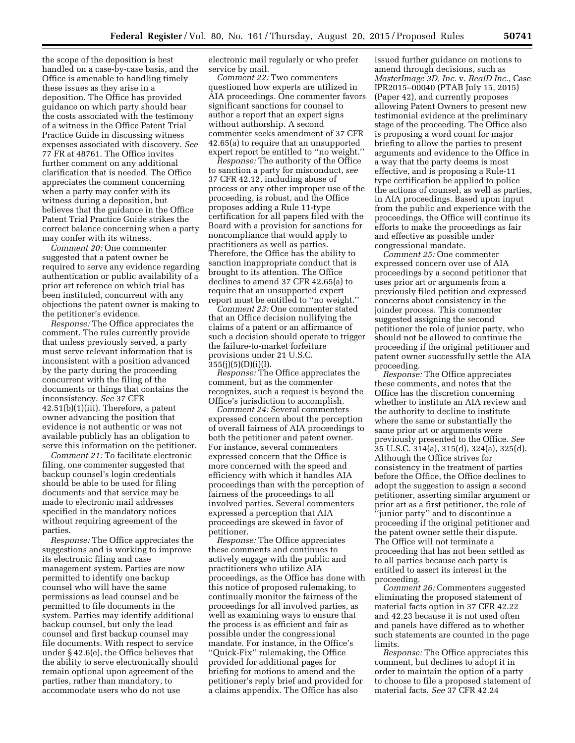the scope of the deposition is best handled on a case-by-case basis, and the Office is amenable to handling timely these issues as they arise in a deposition. The Office has provided guidance on which party should bear the costs associated with the testimony of a witness in the Office Patent Trial Practice Guide in discussing witness expenses associated with discovery. *See* 77 FR at 48761. The Office invites further comment on any additional clarification that is needed. The Office appreciates the comment concerning when a party may confer with its witness during a deposition, but believes that the guidance in the Office Patent Trial Practice Guide strikes the correct balance concerning when a party may confer with its witness.

*Comment 20:* One commenter suggested that a patent owner be required to serve any evidence regarding authentication or public availability of a prior art reference on which trial has been instituted, concurrent with any objections the patent owner is making to the petitioner's evidence.

*Response:* The Office appreciates the comment. The rules currently provide that unless previously served, a party must serve relevant information that is inconsistent with a position advanced by the party during the proceeding concurrent with the filing of the documents or things that contains the inconsistency. *See* 37 CFR 42.51(b)(1)(iii). Therefore, a patent owner advancing the position that evidence is not authentic or was not available publicly has an obligation to serve this information on the petitioner.

*Comment 21:* To facilitate electronic filing, one commenter suggested that backup counsel's login credentials should be able to be used for filing documents and that service may be made to electronic mail addresses specified in the mandatory notices without requiring agreement of the parties.

*Response:* The Office appreciates the suggestions and is working to improve its electronic filing and case management system. Parties are now permitted to identify one backup counsel who will have the same permissions as lead counsel and be permitted to file documents in the system. Parties may identify additional backup counsel, but only the lead counsel and first backup counsel may file documents. With respect to service under § 42.6(e), the Office believes that the ability to serve electronically should remain optional upon agreement of the parties, rather than mandatory, to accommodate users who do not use electronic mail regularly or who prefer service by mail.

*Comment 22:* Two commenters questioned how experts are utilized in AIA proceedings. One commenter favors significant sanctions for counsel to author a report that an expert signs without authorship. A second commenter seeks amendment of 37 CFR 42.65(a) to require that an unsupported expert report be entitled to "no weight."

*Response:* The authority of the Office to sanction a party for misconduct, *see* 37 CFR 42.12, including abuse of process or any other improper use of the proceeding, is robust, and the Office proposes adding a Rule 11-type certification for all papers filed with the Board with a provision for sanctions for noncompliance that would apply to practitioners as well as parties. Therefore, the Office has the ability to sanction inappropriate conduct that is brought to its attention. The Office declines to amend 37 CFR 42.65(a) to require that an unsupported expert report must be entitled to "no weight."

*Comment 23:* One commenter stated that an Office decision nullifying the claims of a patent or an affirmance of such a decision should operate to trigger the failure-to-market forfeiture provisions under 21 U.S.C. 355(j)(5)(D)(i)(I).

*Response:* The Office appreciates the comment, but as the commenter recognizes, such a request is beyond the Office's jurisdiction to accomplish.

*Comment 24:* Several commenters expressed concern about the perception of overall fairness of AIA proceedings to both the petitioner and patent owner. For instance, several commenters expressed concern that the Office is more concerned with the speed and efficiency with which it handles AIA proceedings than with the perception of fairness of the proceedings to all involved parties. Several commenters expressed a perception that AIA proceedings are skewed in favor of petitioner.

*Response:* The Office appreciates these comments and continues to actively engage with the public and practitioners who utilize AIA proceedings, as the Office has done with this notice of proposed rulemaking, to continually monitor the fairness of the proceedings for all involved parties, as well as examining ways to ensure that the process is as efficient and fair as possible under the congressional mandate. For instance, in the Office's "Quick-Fix" rulemaking, the Office provided for additional pages for briefing for motions to amend and the petitioner's reply brief and provided for a claims appendix. The Office has also issued further guidance on motions to amend through decisions, such as *MasterImage 3D, Inc.* v. *RealD Inc.*, Case IPR2015–00040 (PTAB July 15, 2015) (Paper 42), and currently proposes allowing Patent Owners to present new testimonial evidence at the preliminary stage of the proceeding. The Office also is proposing a word count for major briefing to allow the parties to present arguments and evidence to the Office in a way that the party deems is most effective, and is proposing a Rule-11 type certification be applied to police the actions of counsel, as well as parties, in AIA proceedings. Based upon input from the public and experience with the proceedings, the Office will continue its efforts to make the proceedings as fair and effective as possible under congressional mandate.

*Comment 25:* One commenter expressed concern over use of AIA proceedings by a second petitioner that uses prior art or arguments from a previously filed petition and expressed concerns about consistency in the joinder process. This commenter suggested assigning the second petitioner the role of junior party, who should not be allowed to continue the proceeding if the original petitioner and patent owner successfully settle the AIA proceeding.

*Response:* The Office appreciates these comments, and notes that the Office has the discretion concerning whether to institute an AIA review and the authority to decline to institute where the same or substantially the same prior art or arguments were previously presented to the Office. *See* 35 U.S.C. 314(a), 315(d), 324(a), 325(d). Although the Office strives for consistency in the treatment of parties before the Office, the Office declines to adopt the suggestion to assign a second petitioner, asserting similar argument or prior art as a first petitioner, the role of "junior party" and to discontinue a proceeding if the original petitioner and the patent owner settle their dispute. The Office will not terminate a proceeding that has not been settled as to all parties because each party is entitled to assert its interest in the proceeding.

*Comment 26:* Commenters suggested eliminating the proposed statement of material facts option in 37 CFR 42.22 and 42.23 because it is not used often and panels have differed as to whether such statements are counted in the page limits.

*Response:* The Office appreciates this comment, but declines to adopt it in order to maintain the option of a party to choose to file a proposed statement of material facts. *See* 37 CFR 42.24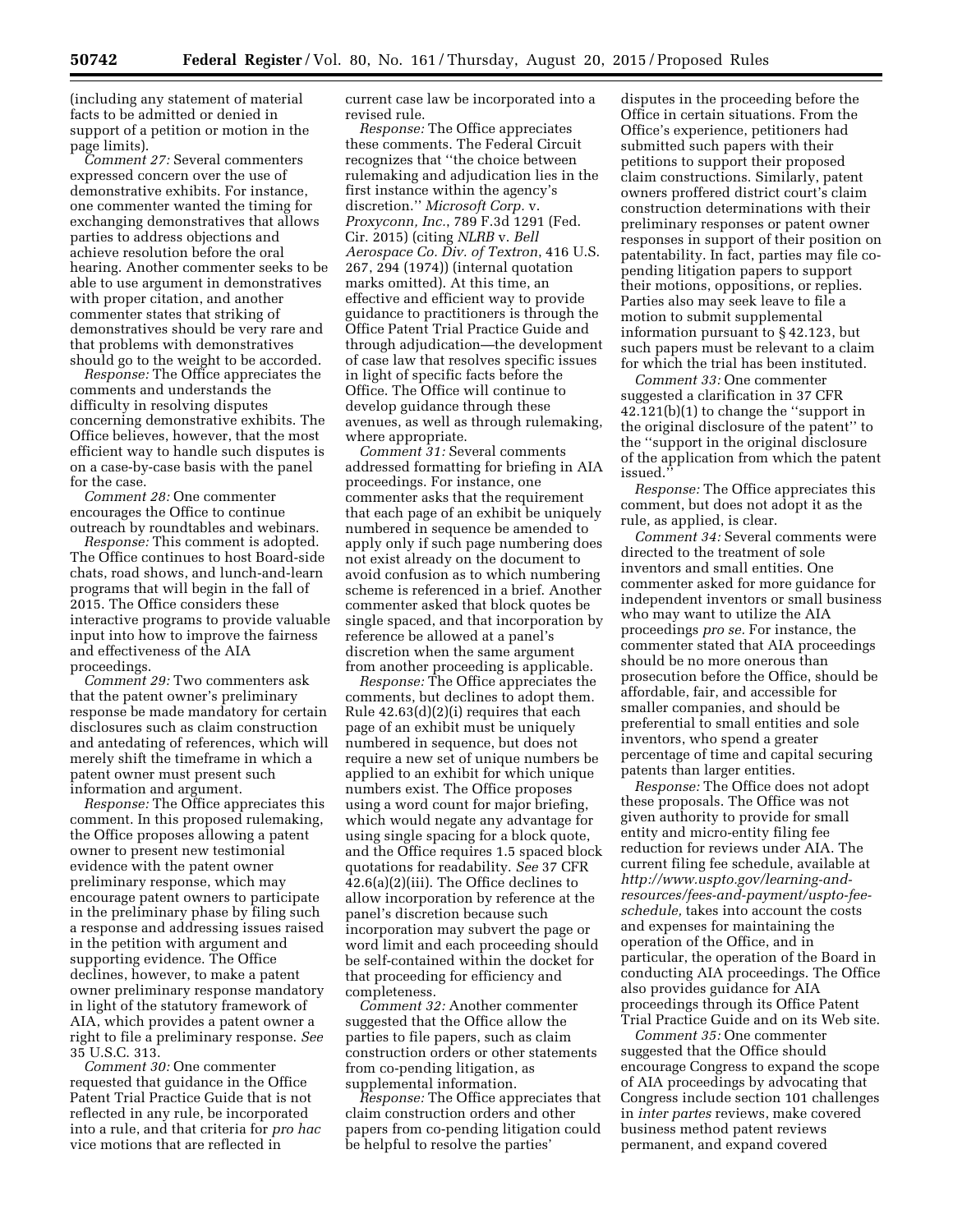(including any statement of material facts to be admitted or denied in support of a petition or motion in the page limits).

*Comment 27:* Several commenters expressed concern over the use of demonstrative exhibits. For instance, one commenter wanted the timing for exchanging demonstratives that allows parties to address objections and achieve resolution before the oral hearing. Another commenter seeks to be able to use argument in demonstratives with proper citation, and another commenter states that striking of demonstratives should be very rare and that problems with demonstratives should go to the weight to be accorded.

*Response:* The Office appreciates the comments and understands the difficulty in resolving disputes concerning demonstrative exhibits. The Office believes, however, that the most efficient way to handle such disputes is on a case-by-case basis with the panel for the case.

*Comment 28:* One commenter encourages the Office to continue outreach by roundtables and webinars.

*Response:* This comment is adopted. The Office continues to host Board-side chats, road shows, and lunch-and-learn programs that will begin in the fall of 2015. The Office considers these interactive programs to provide valuable input into how to improve the fairness and effectiveness of the AIA proceedings.

*Comment 29:* Two commenters ask that the patent owner's preliminary response be made mandatory for certain disclosures such as claim construction and antedating of references, which will merely shift the timeframe in which a patent owner must present such information and argument.

*Response:* The Office appreciates this comment. In this proposed rulemaking, the Office proposes allowing a patent owner to present new testimonial evidence with the patent owner preliminary response, which may encourage patent owners to participate in the preliminary phase by filing such a response and addressing issues raised in the petition with argument and supporting evidence. The Office declines, however, to make a patent owner preliminary response mandatory in light of the statutory framework of AIA, which provides a patent owner a right to file a preliminary response. *See* 35 U.S.C. 313.

*Comment 30:* One commenter requested that guidance in the Office Patent Trial Practice Guide that is not reflected in any rule, be incorporated into a rule, and that criteria for *pro hac* vice motions that are reflected in current case law be incorporated into a revised rule.

*Response:* The Office appreciates these comments. The Federal Circuit recognizes that "the choice between rulemaking and adjudication lies in the first instance within the agency's discretion." *Microsoft Corp.* v. *Proxyconn, Inc.*, 789 F.3d 1291 (Fed. Cir. 2015) (citing *NLRB* v. *Bell Aerospace Co. Div. of Textron*, 416 U.S. 267, 294 (1974)) (internal quotation marks omitted). At this time, an effective and efficient way to provide guidance to practitioners is through the Office Patent Trial Practice Guide and through adjudication—the development of case law that resolves specific issues in light of specific facts before the Office. The Office will continue to develop guidance through these avenues, as well as through rulemaking, where appropriate.

*Comment 31:* Several comments addressed formatting for briefing in AIA proceedings. For instance, one commenter asks that the requirement that each page of an exhibit be uniquely numbered in sequence be amended to apply only if such page numbering does not exist already on the document to avoid confusion as to which numbering scheme is referenced in a brief. Another commenter asked that block quotes be single spaced, and that incorporation by reference be allowed at a panel's discretion when the same argument from another proceeding is applicable.

*Response:* The Office appreciates the comments, but declines to adopt them. Rule 42.63(d)(2)(i) requires that each page of an exhibit must be uniquely numbered in sequence, but does not require a new set of unique numbers be applied to an exhibit for which unique numbers exist. The Office proposes using a word count for major briefing, which would negate any advantage for using single spacing for a block quote, and the Office requires 1.5 spaced block quotations for readability. *See* 37 CFR 42.6(a)(2)(iii). The Office declines to allow incorporation by reference at the panel's discretion because such incorporation may subvert the page or word limit and each proceeding should be self-contained within the docket for that proceeding for efficiency and completeness.

*Comment 32:* Another commenter suggested that the Office allow the parties to file papers, such as claim construction orders or other statements from co-pending litigation, as supplemental information.

*Response:* The Office appreciates that claim construction orders and other papers from co-pending litigation could be helpful to resolve the parties' disputes in the proceeding before the Office in certain situations. From the Office's experience, petitioners had submitted such papers with their petitions to support their proposed claim constructions. Similarly, patent owners proffered district court's claim construction determinations with their preliminary responses or patent owner responses in support of their position on patentability. In fact, parties may file co-pending litigation papers to support their motions, oppositions, or replies. Parties also may seek leave to file a motion to submit supplemental information pursuant to § 42.123, but such papers must be relevant to a claim for which the trial has been instituted.

*Comment 33:* One commenter suggested a clarification in 37 CFR 42.121(b)(1) to change the "support in the original disclosure of the patent" to the "support in the original disclosure of the application from which the patent issued."

*Response:* The Office appreciates this comment, but does not adopt it as the rule, as applied, is clear.

*Comment 34:* Several comments were directed to the treatment of sole inventors and small entities. One commenter asked for more guidance for independent inventors or small business who may want to utilize the AIA proceedings *pro se*. For instance, the commenter stated that AIA proceedings should be no more onerous than prosecution before the Office, should be affordable, fair, and accessible for smaller companies, and should be preferential to small entities and sole inventors, who spend a greater percentage of time and capital securing patents than larger entities.

*Response:* The Office does not adopt these proposals. The Office was not given authority to provide for small entity and micro-entity filing fee reduction for reviews under AIA. The current filing fee schedule, available at *http://www.uspto.gov/learning-and-resources/fees-and-payment/uspto-fee-schedule,* takes into account the costs and expenses for maintaining the operation of the Office, and in particular, the operation of the Board in conducting AIA proceedings. The Office also provides guidance for AIA proceedings through its Office Patent Trial Practice Guide and on its Web site.

*Comment 35:* One commenter suggested that the Office should encourage Congress to expand the scope of AIA proceedings by advocating that Congress include section 101 challenges in *inter partes* reviews, make covered business method patent reviews permanent, and expand covered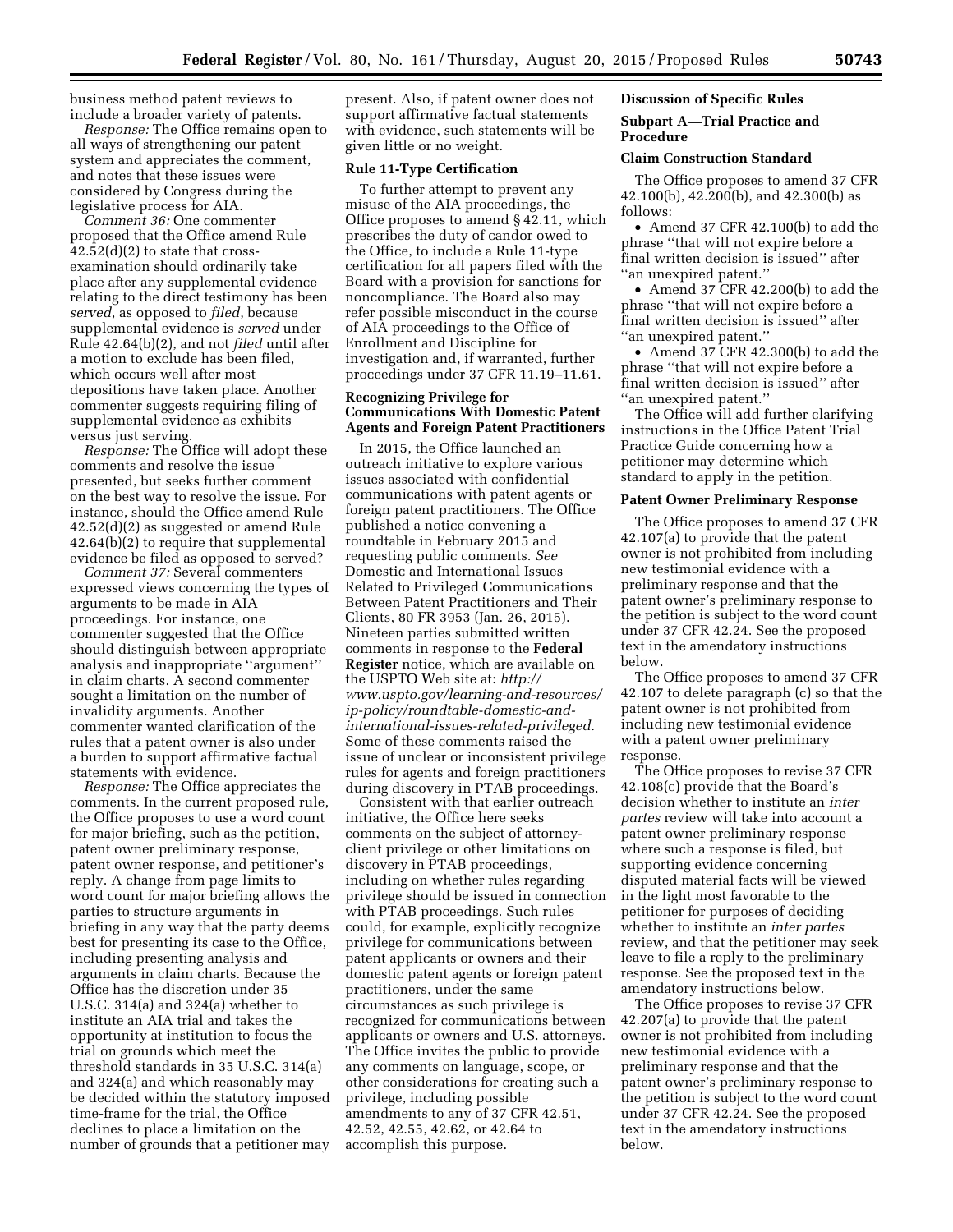business method patent reviews to include a broader variety of patents.

*Response:* The Office remains open to all ways of strengthening our patent system and appreciates the comment, and notes that these issues were considered by Congress during the legislative process for AIA.

*Comment 36:* One commenter proposed that the Office amend Rule 42.52(d)(2) to state that cross-examination should ordinarily take place after any supplemental evidence relating to the direct testimony has been *served*, as opposed to *filed*, because supplemental evidence is *served* under Rule 42.64(b)(2), and not *filed* until after a motion to exclude has been filed, which occurs well after most depositions have taken place. Another commenter suggests requiring filing of supplemental evidence as exhibits versus just serving.

*Response:* The Office will adopt these comments and resolve the issue presented, but seeks further comment on the best way to resolve the issue. For instance, should the Office amend Rule 42.52(d)(2) as suggested or amend Rule 42.64(b)(2) to require that supplemental evidence be filed as opposed to served?

*Comment 37:* Several commenters expressed views concerning the types of arguments to be made in AIA proceedings. For instance, one commenter suggested that the Office should distinguish between appropriate analysis and inappropriate ''argument'' in claim charts. A second commenter sought a limitation on the number of invalidity arguments. Another commenter wanted clarification of the rules that a patent owner is also under a burden to support affirmative factual statements with evidence.

*Response:* The Office appreciates the comments. In the current proposed rule, the Office proposes to use a word count for major briefing, such as the petition, patent owner preliminary response, patent owner response, and petitioner's reply. A change from page limits to word count for major briefing allows the parties to structure arguments in briefing in any way that the party deems best for presenting its case to the Office, including presenting analysis and arguments in claim charts. Because the Office has the discretion under 35 U.S.C. 314(a) and 324(a) whether to institute an AIA trial and takes the opportunity at institution to focus the trial on grounds which meet the threshold standards in 35 U.S.C. 314(a) and 324(a) and which reasonably may be decided within the statutory imposed time-frame for the trial, the Office declines to place a limitation on the number of grounds that a petitioner may present. Also, if patent owner does not support affirmative factual statements with evidence, such statements will be given little or no weight.

### Rule 11-Type Certification

To further attempt to prevent any misuse of the AIA proceedings, the Office proposes to amend § 42.11, which prescribes the duty of candor owed to the Office, to include a Rule 11-type certification for all papers filed with the Board with a provision for sanctions for noncompliance. The Board also may refer possible misconduct in the course of AIA proceedings to the Office of Enrollment and Discipline for investigation and, if warranted, further proceedings under 37 CFR 11.19–11.61.

### Recognizing Privilege for Communications With Domestic Patent Agents and Foreign Patent Practitioners

In 2015, the Office launched an outreach initiative to explore various issues associated with confidential communications with patent agents or foreign patent practitioners. The Office published a notice convening a roundtable in February 2015 and requesting public comments. *See* Domestic and International Issues Related to Privileged Communications Between Patent Practitioners and Their Clients, 80 FR 3953 (Jan. 26, 2015). Nineteen parties submitted written comments in response to the **Federal Register** notice, which are available on the USPTO Web site at: *http://www.uspto.gov/learning-and-resources/ip-policy/roundtable-domestic-and-international-issues-related-privileged.* Some of these comments raised the issue of unclear or inconsistent privilege rules for agents and foreign practitioners during discovery in PTAB proceedings.

Consistent with that earlier outreach initiative, the Office here seeks comments on the subject of attorney-client privilege or other limitations on discovery in PTAB proceedings, including on whether rules regarding privilege should be issued in connection with PTAB proceedings. Such rules could, for example, explicitly recognize privilege for communications between patent applicants or owners and their domestic patent agents or foreign patent practitioners, under the same circumstances as such privilege is recognized for communications between applicants or owners and U.S. attorneys. The Office invites the public to provide any comments on language, scope, or other considerations for creating such a privilege, including possible amendments to any of 37 CFR 42.51, 42.52, 42.55, 42.62, or 42.64 to accomplish this purpose.

## Discussion of Specific Rules

### Subpart A—Trial Practice and Procedure

### Claim Construction Standard

The Office proposes to amend 37 CFR 42.100(b), 42.200(b), and 42.300(b) as follows:

- Amend 37 CFR 42.100(b) to add the phrase ''that will not expire before a final written decision is issued'' after ''an unexpired patent.''
- Amend 37 CFR 42.200(b) to add the phrase ''that will not expire before a final written decision is issued'' after ''an unexpired patent.''
- Amend 37 CFR 42.300(b) to add the phrase ''that will not expire before a final written decision is issued'' after ''an unexpired patent.''

The Office will add further clarifying instructions in the Office Patent Trial Practice Guide concerning how a petitioner may determine which standard to apply in the petition.

### Patent Owner Preliminary Response

The Office proposes to amend 37 CFR 42.107(a) to provide that the patent owner is not prohibited from including new testimonial evidence with a preliminary response and that the patent owner's preliminary response to the petition is subject to the word count under 37 CFR 42.24. See the proposed text in the amendatory instructions below.

The Office proposes to amend 37 CFR 42.107 to delete paragraph (c) so that the patent owner is not prohibited from including new testimonial evidence with a patent owner preliminary response.

The Office proposes to revise 37 CFR 42.108(c) provide that the Board's decision whether to institute an *inter partes* review will take into account a patent owner preliminary response where such a response is filed, but supporting evidence concerning disputed material facts will be viewed in the light most favorable to the petitioner for purposes of deciding whether to institute an *inter partes* review, and that the petitioner may seek leave to file a reply to the preliminary response. See the proposed text in the amendatory instructions below.

The Office proposes to revise 37 CFR 42.207(a) to provide that the patent owner is not prohibited from including new testimonial evidence with a preliminary response and that the patent owner's preliminary response to the petition is subject to the word count under 37 CFR 42.24. See the proposed text in the amendatory instructions below.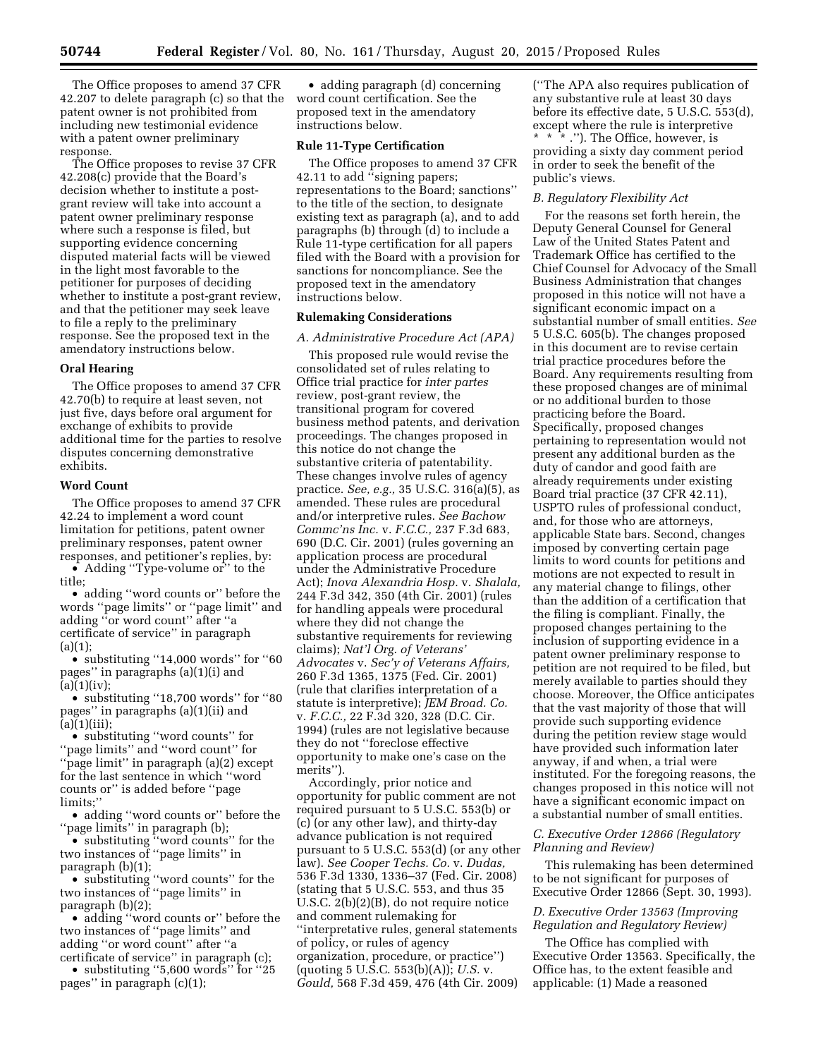The Office proposes to amend 37 CFR 42.207 to delete paragraph (c) so that the patent owner is not prohibited from including new testimonial evidence with a patent owner preliminary response.

The Office proposes to revise 37 CFR 42.208(c) provide that the Board's decision whether to institute a post-grant review will take into account a patent owner preliminary response where such a response is filed, but supporting evidence concerning disputed material facts will be viewed in the light most favorable to the petitioner for purposes of deciding whether to institute a post-grant review, and that the petitioner may seek leave to file a reply to the preliminary response. See the proposed text in the amendatory instructions below.

**Oral Hearing**

The Office proposes to amend 37 CFR 42.70(b) to require at least seven, not just five, days before oral argument for exchange of exhibits to provide additional time for the parties to resolve disputes concerning demonstrative exhibits.

**Word Count**

The Office proposes to amend 37 CFR 42.24 to implement a word count limitation for petitions, patent owner preliminary responses, patent owner responses, and petitioner's replies, by:

- Adding ''Type-volume or'' to the title;
- adding ''word counts or'' before the words ''page limits'' or ''page limit'' and adding ''or word count'' after ''a certificate of service'' in paragraph (a)(1);
- substituting ''14,000 words'' for ''60 pages'' in paragraphs (a)(1)(i) and (a)(1)(iv);
- substituting ''18,700 words'' for ''80 pages'' in paragraphs (a)(1)(ii) and (a)(1)(iii);
- substituting ''word counts'' for ''page limits'' and ''word count'' for ''page limit'' in paragraph (a)(2) except for the last sentence in which ''word counts or'' is added before ''page limits;''
- adding ''word counts or'' before the ''page limits'' in paragraph (b);
- substituting ''word counts'' for the two instances of ''page limits'' in paragraph (b)(1);
- substituting ''word counts'' for the two instances of ''page limits'' in paragraph (b)(2);
- adding ''word counts or'' before the two instances of ''page limits'' and adding ''or word count'' after ''a certificate of service'' in paragraph (c);
- substituting ''5,600 words'' for ''25 pages'' in paragraph (c)(1);
- adding paragraph (d) concerning word count certification. See the proposed text in the amendatory instructions below.

**Rule 11-Type Certification**

The Office proposes to amend 37 CFR 42.11 to add ''signing papers; representations to the Board; sanctions'' to the title of the section, to designate existing text as paragraph (a), and to add paragraphs (b) through (d) to include a Rule 11-type certification for all papers filed with the Board with a provision for sanctions for noncompliance. See the proposed text in the amendatory instructions below.

**Rulemaking Considerations**

*A. Administrative Procedure Act (APA)*

This proposed rule would revise the consolidated set of rules relating to Office trial practice for *inter partes* review, post-grant review, the transitional program for covered business method patents, and derivation proceedings. The changes proposed in this notice do not change the substantive criteria of patentability. These changes involve rules of agency practice. *See, e.g.,* 35 U.S.C. 316(a)(5), as amended. These rules are procedural and/or interpretive rules. *See Bachow Commc'ns Inc.* v. *F.C.C.,* 237 F.3d 683, 690 (D.C. Cir. 2001) (rules governing an application process are procedural under the Administrative Procedure Act); *Inova Alexandria Hosp.* v. *Shalala,* 244 F.3d 342, 350 (4th Cir. 2001) (rules for handling appeals were procedural where they did not change the substantive requirements for reviewing claims); *Nat'l Org. of Veterans' Advocates* v. *Sec'y of Veterans Affairs,* 260 F.3d 1365, 1375 (Fed. Cir. 2001) (rule that clarifies interpretation of a statute is interpretive); *JEM Broad. Co.* v. *F.C.C.,* 22 F.3d 320, 328 (D.C. Cir. 1994) (rules are not legislative because they do not ''foreclose effective opportunity to make one's case on the merits'').

Accordingly, prior notice and opportunity for public comment are not required pursuant to 5 U.S.C. 553(b) or (c) (or any other law), and thirty-day advance publication is not required pursuant to 5 U.S.C. 553(d) (or any other law). *See Cooper Techs. Co.* v. *Dudas,* 536 F.3d 1330, 1336–37 (Fed. Cir. 2008) (stating that 5 U.S.C. 553, and thus 35 U.S.C. 2(b)(2)(B), do not require notice and comment rulemaking for ''interpretative rules, general statements of policy, or rules of agency organization, procedure, or practice'') (quoting 5 U.S.C. 553(b)(A)); *U.S.* v. *Gould,* 568 F.3d 459, 476 (4th Cir. 2009) (''The APA also requires publication of any substantive rule at least 30 days before its effective date, 5 U.S.C. 553(d), except where the rule is interpretive * * * .''). The Office, however, is providing a sixty day comment period in order to seek the benefit of the public's views.

*B. Regulatory Flexibility Act*

For the reasons set forth herein, the Deputy General Counsel for General Law of the United States Patent and Trademark Office has certified to the Chief Counsel for Advocacy of the Small Business Administration that changes proposed in this notice will not have a significant economic impact on a substantial number of small entities. *See* 5 U.S.C. 605(b). The changes proposed in this document are to revise certain trial practice procedures before the Board. Any requirements resulting from these proposed changes are of minimal or no additional burden to those practicing before the Board. Specifically, proposed changes pertaining to representation would not present any additional burden as the duty of candor and good faith are already requirements under existing Board trial practice (37 CFR 42.11), USPTO rules of professional conduct, and, for those who are attorneys, applicable State bars. Second, changes imposed by converting certain page limits to word counts for petitions and motions are not expected to result in any material change to filings, other than the addition of a certification that the filing is compliant. Finally, the proposed changes pertaining to the inclusion of supporting evidence in a patent owner preliminary response to petition are not required to be filed, but merely available to parties should they choose. Moreover, the Office anticipates that the vast majority of those that will provide such supporting evidence during the petition review stage would have provided such information later anyway, if and when, a trial were instituted. For the foregoing reasons, the changes proposed in this notice will not have a significant economic impact on a substantial number of small entities.

*C. Executive Order 12866 (Regulatory Planning and Review)*

This rulemaking has been determined to be not significant for purposes of Executive Order 12866 (Sept. 30, 1993).

*D. Executive Order 13563 (Improving Regulation and Regulatory Review)*

The Office has complied with Executive Order 13563. Specifically, the Office has, to the extent feasible and applicable: (1) Made a reasoned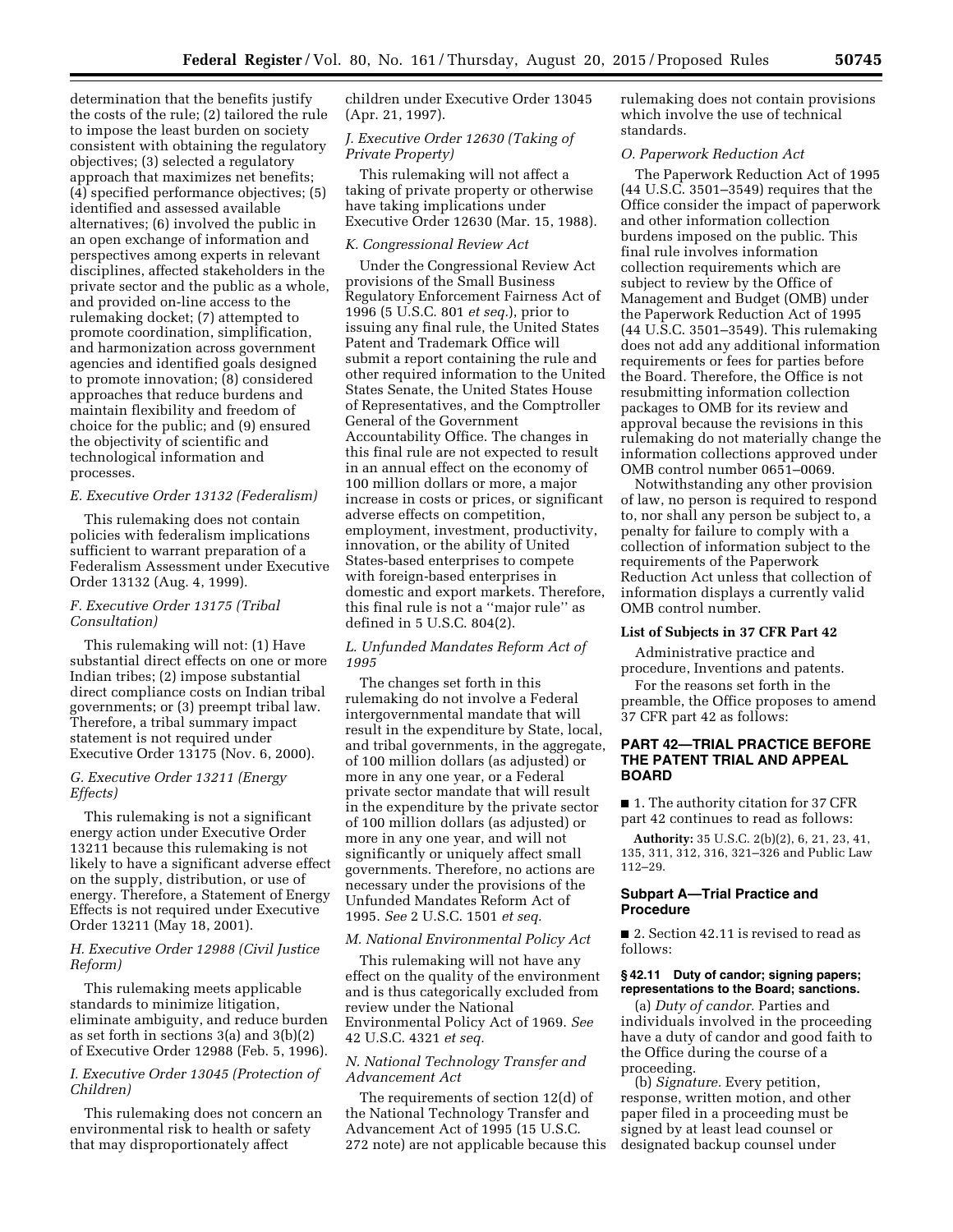determination that the benefits justify the costs of the rule; (2) tailored the rule to impose the least burden on society consistent with obtaining the regulatory objectives; (3) selected a regulatory approach that maximizes net benefits; (4) specified performance objectives; (5) identified and assessed available alternatives; (6) involved the public in an open exchange of information and perspectives among experts in relevant disciplines, affected stakeholders in the private sector and the public as a whole, and provided on-line access to the rulemaking docket; (7) attempted to promote coordination, simplification, and harmonization across government agencies and identified goals designed to promote innovation; (8) considered approaches that reduce burdens and maintain flexibility and freedom of choice for the public; and (9) ensured the objectivity of scientific and technological information and processes.

*E. Executive Order 13132 (Federalism)*

This rulemaking does not contain policies with federalism implications sufficient to warrant preparation of a Federalism Assessment under Executive Order 13132 (Aug. 4, 1999).

*F. Executive Order 13175 (Tribal Consultation)*

This rulemaking will not: (1) Have substantial direct effects on one or more Indian tribes; (2) impose substantial direct compliance costs on Indian tribal governments; or (3) preempt tribal law. Therefore, a tribal summary impact statement is not required under Executive Order 13175 (Nov. 6, 2000).

*G. Executive Order 13211 (Energy Effects)*

This rulemaking is not a significant energy action under Executive Order 13211 because this rulemaking is not likely to have a significant adverse effect on the supply, distribution, or use of energy. Therefore, a Statement of Energy Effects is not required under Executive Order 13211 (May 18, 2001).

*H. Executive Order 12988 (Civil Justice Reform)*

This rulemaking meets applicable standards to minimize litigation, eliminate ambiguity, and reduce burden as set forth in sections 3(a) and 3(b)(2) of Executive Order 12988 (Feb. 5, 1996).

*I. Executive Order 13045 (Protection of Children)*

This rulemaking does not concern an environmental risk to health or safety that may disproportionately affect children under Executive Order 13045 (Apr. 21, 1997).

*J. Executive Order 12630 (Taking of Private Property)*

This rulemaking will not affect a taking of private property or otherwise have taking implications under Executive Order 12630 (Mar. 15, 1988).

*K. Congressional Review Act*

Under the Congressional Review Act provisions of the Small Business Regulatory Enforcement Fairness Act of 1996 (5 U.S.C. 801 *et seq.*), prior to issuing any final rule, the United States Patent and Trademark Office will submit a report containing the rule and other required information to the United States Senate, the United States House of Representatives, and the Comptroller General of the Government Accountability Office. The changes in this final rule are not expected to result in an annual effect on the economy of 100 million dollars or more, a major increase in costs or prices, or significant adverse effects on competition, employment, investment, productivity, innovation, or the ability of United States-based enterprises to compete with foreign-based enterprises in domestic and export markets. Therefore, this final rule is not a ''major rule'' as defined in 5 U.S.C. 804(2).

*L. Unfunded Mandates Reform Act of 1995*

The changes set forth in this rulemaking do not involve a Federal intergovernmental mandate that will result in the expenditure by State, local, and tribal governments, in the aggregate, of 100 million dollars (as adjusted) or more in any one year, or a Federal private sector mandate that will result in the expenditure by the private sector of 100 million dollars (as adjusted) or more in any one year, and will not significantly or uniquely affect small governments. Therefore, no actions are necessary under the provisions of the Unfunded Mandates Reform Act of 1995. *See* 2 U.S.C. 1501 *et seq.*

*M. National Environmental Policy Act*

This rulemaking will not have any effect on the quality of the environment and is thus categorically excluded from review under the National Environmental Policy Act of 1969. *See* 42 U.S.C. 4321 *et seq.*

*N. National Technology Transfer and Advancement Act*

The requirements of section 12(d) of the National Technology Transfer and Advancement Act of 1995 (15 U.S.C. 272 note) are not applicable because this rulemaking does not contain provisions which involve the use of technical standards.

*O. Paperwork Reduction Act*

The Paperwork Reduction Act of 1995 (44 U.S.C. 3501–3549) requires that the Office consider the impact of paperwork and other information collection burdens imposed on the public. This final rule involves information collection requirements which are subject to review by the Office of Management and Budget (OMB) under the Paperwork Reduction Act of 1995 (44 U.S.C. 3501–3549). This rulemaking does not add any additional information requirements or fees for parties before the Board. Therefore, the Office is not resubmitting information collection packages to OMB for its review and approval because the revisions in this rulemaking do not materially change the information collections approved under OMB control number 0651–0069.

Notwithstanding any other provision of law, no person is required to respond to, nor shall any person be subject to, a penalty for failure to comply with a collection of information subject to the requirements of the Paperwork Reduction Act unless that collection of information displays a currently valid OMB control number.

**List of Subjects in 37 CFR Part 42**

Administrative practice and procedure, Inventions and patents.

For the reasons set forth in the preamble, the Office proposes to amend 37 CFR part 42 as follows:

## PART 42—TRIAL PRACTICE BEFORE THE PATENT TRIAL AND APPEAL BOARD

■ 1. The authority citation for 37 CFR part 42 continues to read as follows:

**Authority:** 35 U.S.C. 2(b)(2), 6, 21, 23, 41, 135, 311, 312, 316, 321–326 and Public Law 112–29.

### Subpart A—Trial Practice and Procedure

■ 2. Section 42.11 is revised to read as follows:

**§ 42.11 Duty of candor; signing papers; representations to the Board; sanctions.**

(a) *Duty of candor.* Parties and individuals involved in the proceeding have a duty of candor and good faith to the Office during the course of a proceeding.

(b) *Signature.* Every petition, response, written motion, and other paper filed in a proceeding must be signed by at least lead counsel or designated backup counsel under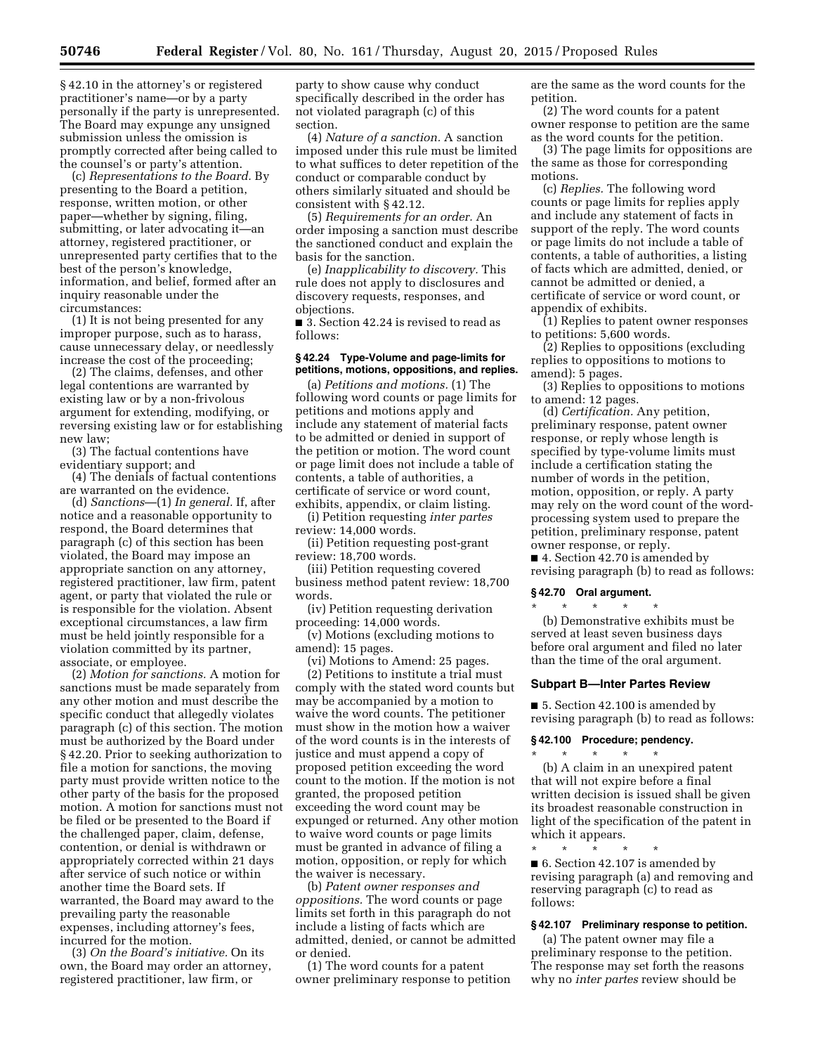§ 42.10 in the attorney's or registered practitioner's name—or by a party personally if the party is unrepresented. The Board may expunge any unsigned submission unless the omission is promptly corrected after being called to the counsel's or party's attention.

(c) *Representations to the Board.* By presenting to the Board a petition, response, written motion, or other paper—whether by signing, filing, submitting, or later advocating it—an attorney, registered practitioner, or unrepresented party certifies that to the best of the person's knowledge, information, and belief, formed after an inquiry reasonable under the circumstances:

(1) It is not being presented for any improper purpose, such as to harass, cause unnecessary delay, or needlessly increase the cost of the proceeding;

(2) The claims, defenses, and other legal contentions are warranted by existing law or by a non-frivolous argument for extending, modifying, or reversing existing law or for establishing new law;

(3) The factual contentions have evidentiary support; and

(4) The denials of factual contentions are warranted on the evidence.

(d) *Sanctions*—(1) *In general.* If, after notice and a reasonable opportunity to respond, the Board determines that paragraph (c) of this section has been violated, the Board may impose an appropriate sanction on any attorney, registered practitioner, law firm, patent agent, or party that violated the rule or is responsible for the violation. Absent exceptional circumstances, a law firm must be held jointly responsible for a violation committed by its partner, associate, or employee.

(2) *Motion for sanctions.* A motion for sanctions must be made separately from any other motion and must describe the specific conduct that allegedly violates paragraph (c) of this section. The motion must be authorized by the Board under § 42.20. Prior to seeking authorization to file a motion for sanctions, the moving party must provide written notice to the other party of the basis for the proposed motion. A motion for sanctions must not be filed or be presented to the Board if the challenged paper, claim, defense, contention, or denial is withdrawn or appropriately corrected within 21 days after service of such notice or within another time the Board sets. If warranted, the Board may award to the prevailing party the reasonable expenses, including attorney's fees, incurred for the motion.

(3) *On the Board's initiative.* On its own, the Board may order an attorney, registered practitioner, law firm, or party to show cause why conduct specifically described in the order has not violated paragraph (c) of this section.

(4) *Nature of a sanction.* A sanction imposed under this rule must be limited to what suffices to deter repetition of the conduct or comparable conduct by others similarly situated and should be consistent with § 42.12.

(5) *Requirements for an order.* An order imposing a sanction must describe the sanctioned conduct and explain the basis for the sanction.

(e) *Inapplicability to discovery.* This rule does not apply to disclosures and discovery requests, responses, and objections.

■ 3. Section 42.24 is revised to read as follows:

#### § 42.24 Type-Volume and page-limits for petitions, motions, oppositions, and replies.

(a) *Petitions and motions.* (1) The following word counts or page limits for petitions and motions apply and include any statement of material facts to be admitted or denied in support of the petition or motion. The word count or page limit does not include a table of contents, a table of authorities, a certificate of service or word count, exhibits, appendix, or claim listing.

(i) Petition requesting *inter partes* review: 14,000 words.

(ii) Petition requesting post-grant review: 18,700 words.

(iii) Petition requesting covered business method patent review: 18,700 words.

(iv) Petition requesting derivation proceeding: 14,000 words.

(v) Motions (excluding motions to amend): 15 pages.

(vi) Motions to Amend: 25 pages.

(2) Petitions to institute a trial must comply with the stated word counts but may be accompanied by a motion to waive the word counts. The petitioner must show in the motion how a waiver of the word counts is in the interests of justice and must append a copy of proposed petition exceeding the word count to the motion. If the motion is not granted, the proposed petition exceeding the word count may be expunged or returned. Any other motion to waive word counts or page limits must be granted in advance of filing a motion, opposition, or reply for which the waiver is necessary.

(b) *Patent owner responses and oppositions.* The word counts or page limits set forth in this paragraph do not include a listing of facts which are admitted, denied, or cannot be admitted or denied.

(1) The word counts for a patent owner preliminary response to petition are the same as the word counts for the petition.

(2) The word counts for a patent owner response to petition are the same as the word counts for the petition.

(3) The page limits for oppositions are the same as those for corresponding motions.

(c) *Replies.* The following word counts or page limits for replies apply and include any statement of facts in support of the reply. The word counts or page limits do not include a table of contents, a table of authorities, a listing of facts which are admitted, denied, or cannot be admitted or denied, a certificate of service or word count, or appendix of exhibits.

(1) Replies to patent owner responses to petitions: 5,600 words.

(2) Replies to oppositions (excluding replies to oppositions to motions to amend): 5 pages.

(3) Replies to oppositions to motions to amend: 12 pages.

(d) *Certification.* Any petition, preliminary response, patent owner response, or reply whose length is specified by type-volume limits must include a certification stating the number of words in the petition, motion, opposition, or reply. A party may rely on the word count of the word-processing system used to prepare the petition, preliminary response, patent owner response, or reply.

■ 4. Section 42.70 is amended by revising paragraph (b) to read as follows:

#### § 42.70 Oral argument.

\* \* \* \* \*

(b) Demonstrative exhibits must be served at least seven business days before oral argument and filed no later than the time of the oral argument.

### Subpart B—Inter Partes Review

■ 5. Section 42.100 is amended by revising paragraph (b) to read as follows:

#### § 42.100 Procedure; pendency.

\* \* \* \* \*

(b) A claim in an unexpired patent that will not expire before a final written decision is issued shall be given its broadest reasonable construction in light of the specification of the patent in which it appears.

\* \* \* \* \*

■ 6. Section 42.107 is amended by revising paragraph (a) and removing and reserving paragraph (c) to read as follows:

#### § 42.107 Preliminary response to petition.

(a) The patent owner may file a preliminary response to the petition. The response may set forth the reasons why no *inter partes* review should be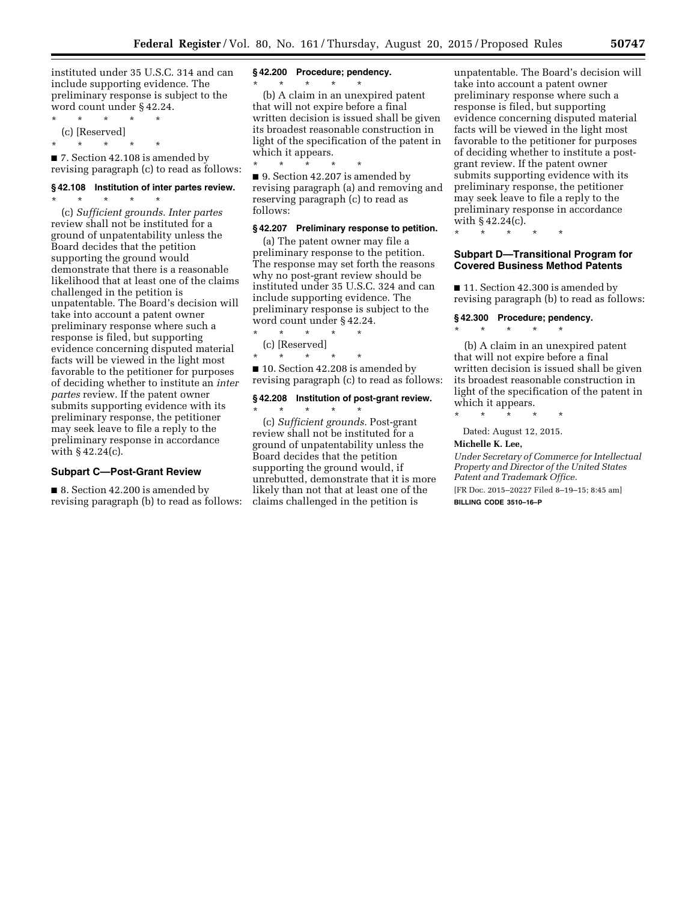instituted under 35 U.S.C. 314 and can include supporting evidence. The preliminary response is subject to the word count under § 42.24.

\* \* \* \* \*

(c) [Reserved]

\* \* \* \* \*

■ 7. Section 42.108 is amended by revising paragraph (c) to read as follows:

### § 42.108 Institution of inter partes review.

\* \* \* \* \*

(c) *Sufficient grounds. Inter partes* review shall not be instituted for a ground of unpatentability unless the Board decides that the petition supporting the ground would demonstrate that there is a reasonable likelihood that at least one of the claims challenged in the petition is unpatentable. The Board's decision will take into account a patent owner preliminary response where such a response is filed, but supporting evidence concerning disputed material facts will be viewed in the light most favorable to the petitioner for purposes of deciding whether to institute an *inter partes* review. If the patent owner submits supporting evidence with its preliminary response, the petitioner may seek leave to file a reply to the preliminary response in accordance with § 42.24(c).

## Subpart C—Post-Grant Review

■ 8. Section 42.200 is amended by revising paragraph (b) to read as follows:

### § 42.200 Procedure; pendency.

\* \* \* \* \*

(b) A claim in an unexpired patent that will not expire before a final written decision is issued shall be given its broadest reasonable construction in light of the specification of the patent in which it appears.

\* \* \* \* \*

■ 9. Section 42.207 is amended by revising paragraph (a) and removing and reserving paragraph (c) to read as follows:

### § 42.207 Preliminary response to petition.

(a) The patent owner may file a preliminary response to the petition. The response may set forth the reasons why no post-grant review should be instituted under 35 U.S.C. 324 and can include supporting evidence. The preliminary response is subject to the word count under § 42.24.

\* \* \* \* \*

(c) [Reserved]

\* \* \* \* \*

■ 10. Section 42.208 is amended by revising paragraph (c) to read as follows:

### § 42.208 Institution of post-grant review.

\* \* \* \* \*

(c) *Sufficient grounds.* Post-grant review shall not be instituted for a ground of unpatentability unless the Board decides that the petition supporting the ground would, if unrebutted, demonstrate that it is more likely than not that at least one of the claims challenged in the petition is unpatentable. The Board's decision will take into account a patent owner preliminary response where such a response is filed, but supporting evidence concerning disputed material facts will be viewed in the light most favorable to the petitioner for purposes of deciding whether to institute a post-grant review. If the patent owner submits supporting evidence with its preliminary response, the petitioner may seek leave to file a reply to the preliminary response in accordance with § 42.24(c).

\* \* \* \* \*

## Subpart D—Transitional Program for Covered Business Method Patents

■ 11. Section 42.300 is amended by revising paragraph (b) to read as follows:

### § 42.300 Procedure; pendency.

\* \* \* \* \*

(b) A claim in an unexpired patent that will not expire before a final written decision is issued shall be given its broadest reasonable construction in light of the specification of the patent in which it appears.

\* \* \* \* \*

Dated: August 12, 2015.

**Michelle K. Lee,**

*Under Secretary of Commerce for Intellectual Property and Director of the United States Patent and Trademark Office.*

[FR Doc. 2015–20227 Filed 8–19–15; 8:45 am]

**BILLING CODE 3510–16–P**